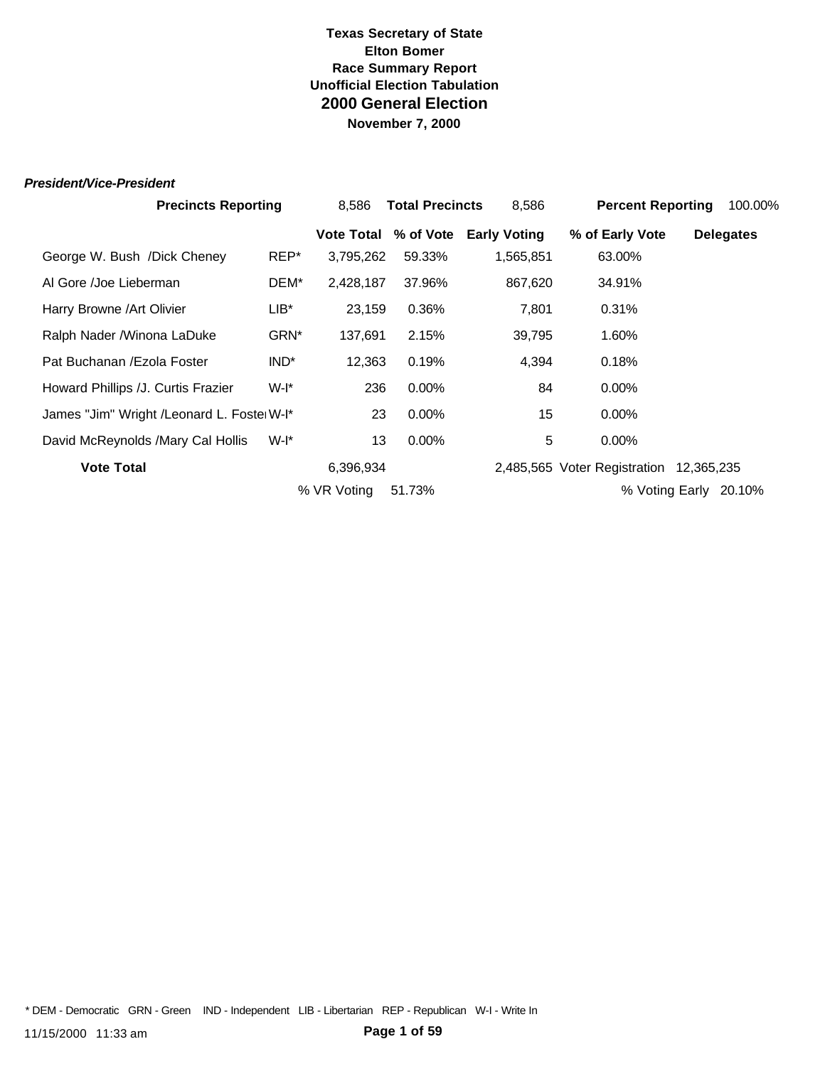**Texas Secretary of State**
**Elton Bomer**
**Race Summary Report**
**Unofficial Election Tabulation**

# 2000 General Election

**November 7, 2000**

***President/Vice-President***

| **Precincts Reporting** | 8,586 | **Total Precincts** | 8,586 | **Percent Reporting** | 100.00% |
|---|---|---|---|---|---|

| | | **Vote Total** | **% of Vote** | **Early Voting** | **% of Early Vote** | **Delegates** |
|---|---|---|---|---|---|---|
| George W. Bush /Dick Cheney | REP* | 3,795,262 | 59.33% | 1,565,851 | 63.00% | |
| Al Gore /Joe Lieberman | DEM* | 2,428,187 | 37.96% | 867,620 | 34.91% | |
| Harry Browne /Art Olivier | LIB* | 23,159 | 0.36% | 7,801 | 0.31% | |
| Ralph Nader /Winona LaDuke | GRN* | 137,691 | 2.15% | 39,795 | 1.60% | |
| Pat Buchanan /Ezola Foster | IND* | 12,363 | 0.19% | 4,394 | 0.18% | |
| Howard Phillips /J. Curtis Frazier | W-I* | 236 | 0.00% | 84 | 0.00% | |
| James "Jim" Wright /Leonard L. Foster | W-I* | 23 | 0.00% | 15 | 0.00% | |
| David McReynolds /Mary Cal Hollis | W-I* | 13 | 0.00% | 5 | 0.00% | |
| **Vote Total** | | 6,396,934 | | 2,485,565 | Voter Registration | 12,365,235 |
| | | % VR Voting | 51.73% | | % Voting Early | 20.10% |

* DEM - Democratic GRN - Green IND - Independent LIB - Libertarian REP - Republican W-I - Write In

11/15/2000 11:33 am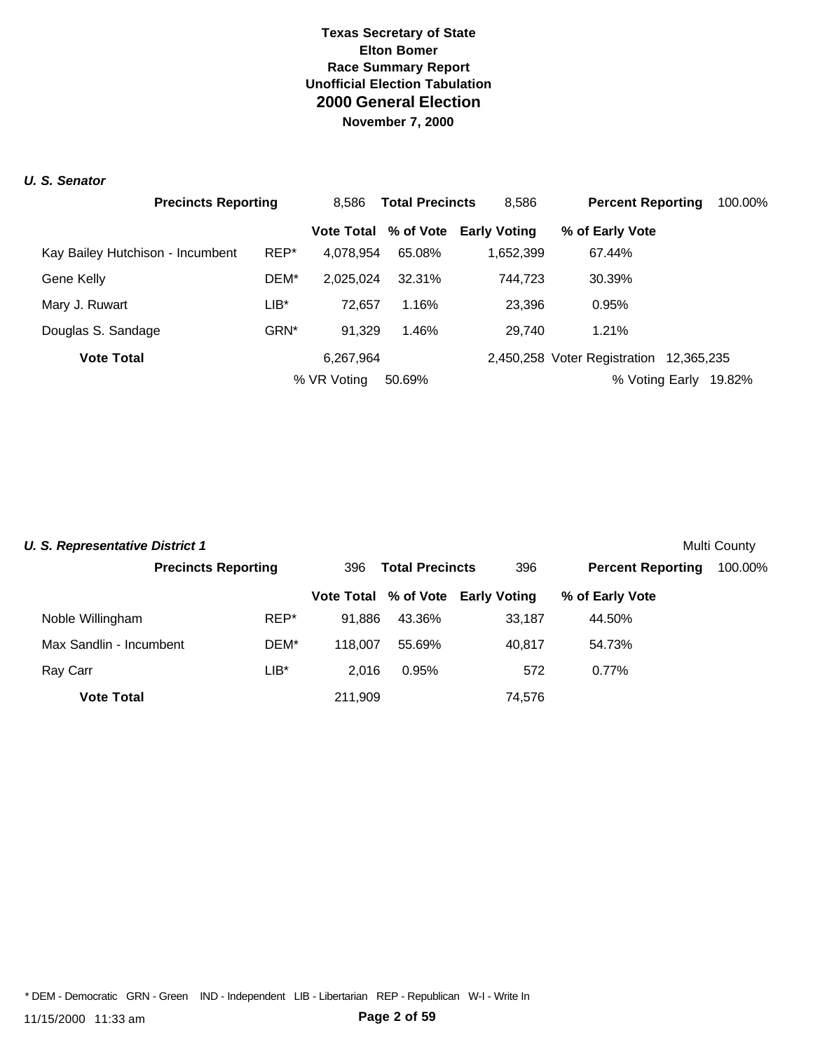# Texas Secretary of State
## Elton Bomer
## Race Summary Report
## Unofficial Election Tabulation
# 2000 General Election
## November 7, 2000

### *U. S. Senator*

| Precincts Reporting | 8,586 | Total Precincts | 8,586 | Percent Reporting | 100.00% |
|---|---|---|---|---|---|

| | | Vote Total | % of Vote | Early Voting | % of Early Vote |
|---|---|---|---|---|---|
| Kay Bailey Hutchison - Incumbent | REP* | 4,078,954 | 65.08% | 1,652,399 | 67.44% |
| Gene Kelly | DEM* | 2,025,024 | 32.31% | 744,723 | 30.39% |
| Mary J. Ruwart | LIB* | 72,657 | 1.16% | 23,396 | 0.95% |
| Douglas S. Sandage | GRN* | 91,329 | 1.46% | 29,740 | 1.21% |
| **Vote Total** | | 6,267,964 | | 2,450,258 | |

Voter Registration 12,365,235

% VR Voting 50.69%

% Voting Early 19.82%

### *U. S. Representative District 1*

Multi County

| Precincts Reporting | 396 | Total Precincts | 396 | Percent Reporting | 100.00% |
|---|---|---|---|---|---|

| | | Vote Total | % of Vote | Early Voting | % of Early Vote |
|---|---|---|---|---|---|
| Noble Willingham | REP* | 91,886 | 43.36% | 33,187 | 44.50% |
| Max Sandlin - Incumbent | DEM* | 118,007 | 55.69% | 40,817 | 54.73% |
| Ray Carr | LIB* | 2,016 | 0.95% | 572 | 0.77% |
| **Vote Total** | | 211,909 | | 74,576 | |

* DEM - Democratic GRN - Green IND - Independent LIB - Libertarian REP - Republican W-I - Write In

11/15/2000 11:33 am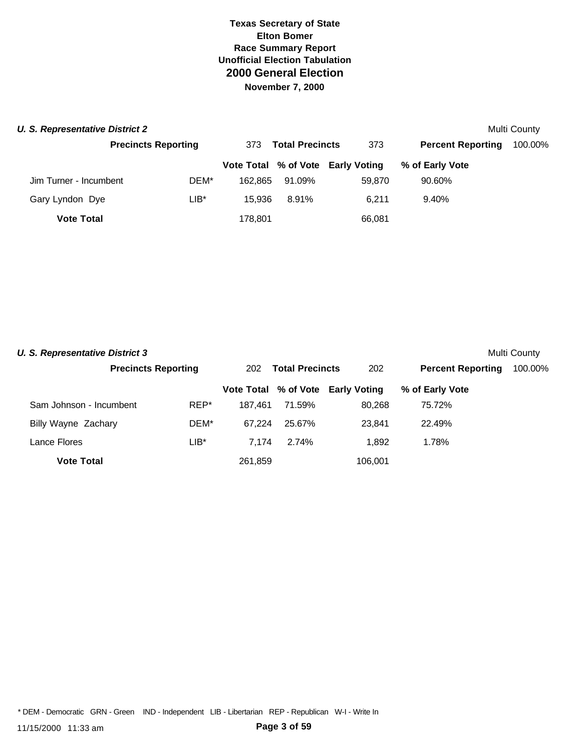**Texas Secretary of State**
**Elton Bomer**
**Race Summary Report**
**Unofficial Election Tabulation**
# 2000 General Election
**November 7, 2000**

### *U. S. Representative District 2*

Multi County

| **Precincts Reporting** | 373 | **Total Precincts** | 373 | **Percent Reporting** | 100.00% |
|---|---|---|---|---|---|

| | | Vote Total | % of Vote | Early Voting | % of Early Vote |
|---|---|---|---|---|---|
| Jim Turner - Incumbent | DEM* | 162,865 | 91.09% | 59,870 | 90.60% |
| Gary Lyndon Dye | LIB* | 15,936 | 8.91% | 6,211 | 9.40% |
| **Vote Total** | | 178,801 | | 66,081 | |

### *U. S. Representative District 3*

Multi County

| **Precincts Reporting** | 202 | **Total Precincts** | 202 | **Percent Reporting** | 100.00% |
|---|---|---|---|---|---|

| | | Vote Total | % of Vote | Early Voting | % of Early Vote |
|---|---|---|---|---|---|
| Sam Johnson - Incumbent | REP* | 187,461 | 71.59% | 80,268 | 75.72% |
| Billy Wayne Zachary | DEM* | 67,224 | 25.67% | 23,841 | 22.49% |
| Lance Flores | LIB* | 7,174 | 2.74% | 1,892 | 1.78% |
| **Vote Total** | | 261,859 | | 106,001 | |

\* DEM - Democratic GRN - Green IND - Independent LIB - Libertarian REP - Republican W-I - Write In

11/15/2000 11:33 am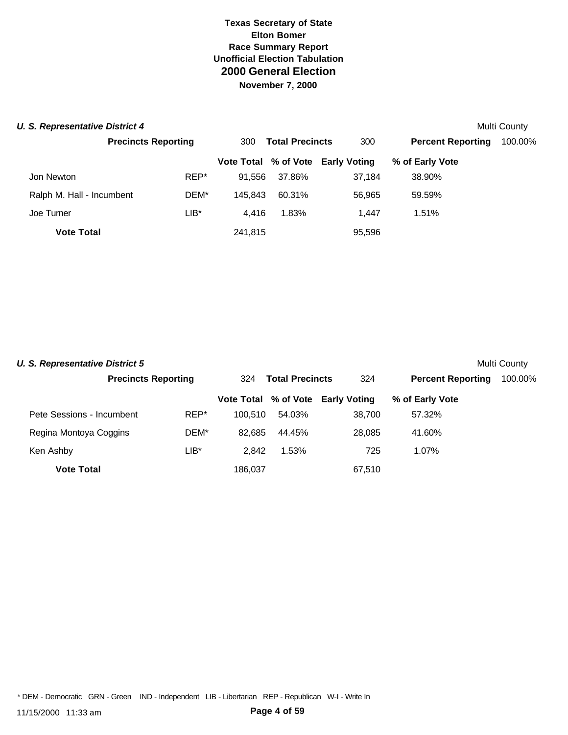**Texas Secretary of State**
**Elton Bomer**
**Race Summary Report**
**Unofficial Election Tabulation**

## 2000 General Election

**November 7, 2000**

### *U. S. Representative District 4*

Multi County

| Precincts Reporting | 300 | Total Precincts | 300 | Percent Reporting | 100.00% |
|---|---|---|---|---|---|

| | | Vote Total | % of Vote | Early Voting | % of Early Vote |
|---|---|---|---|---|---|
| Jon Newton | REP* | 91,556 | 37.86% | 37,184 | 38.90% |
| Ralph M. Hall - Incumbent | DEM* | 145,843 | 60.31% | 56,965 | 59.59% |
| Joe Turner | LIB* | 4,416 | 1.83% | 1,447 | 1.51% |
| **Vote Total** | | 241,815 | | 95,596 | |

### *U. S. Representative District 5*

Multi County

| Precincts Reporting | 324 | Total Precincts | 324 | Percent Reporting | 100.00% |
|---|---|---|---|---|---|

| | | Vote Total | % of Vote | Early Voting | % of Early Vote |
|---|---|---|---|---|---|
| Pete Sessions - Incumbent | REP* | 100,510 | 54.03% | 38,700 | 57.32% |
| Regina Montoya Coggins | DEM* | 82,685 | 44.45% | 28,085 | 41.60% |
| Ken Ashby | LIB* | 2,842 | 1.53% | 725 | 1.07% |
| **Vote Total** | | 186,037 | | 67,510 | |

* DEM - Democratic GRN - Green IND - Independent LIB - Libertarian REP - Republican W-I - Write In

11/15/2000 11:33 am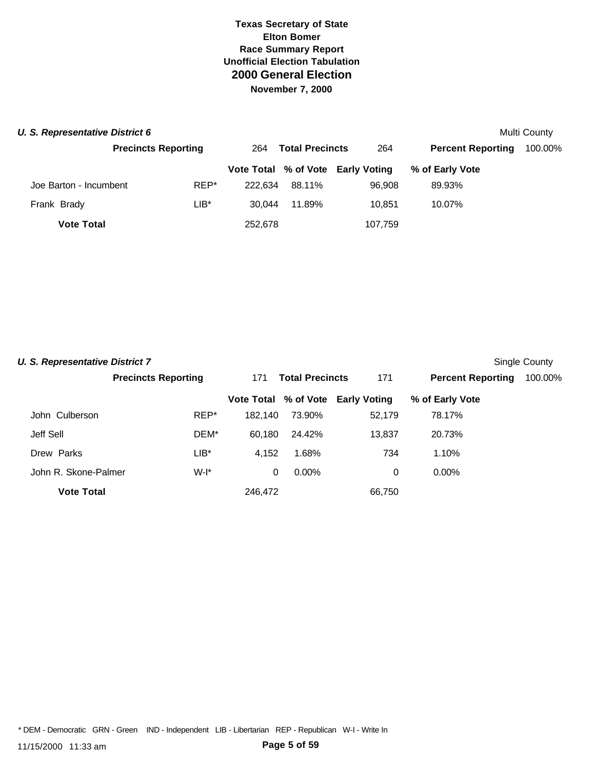**Texas Secretary of State**
**Elton Bomer**
**Race Summary Report**
**Unofficial Election Tabulation**
## 2000 General Election
**November 7, 2000**

### *U. S. Representative District 6*

Multi County

| Precincts Reporting | 264 | Total Precincts | 264 | Percent Reporting | 100.00% |
|---|---|---|---|---|---|

| Candidate | Party | Vote Total | % of Vote | Early Voting | % of Early Vote |
|---|---|---|---|---|---|
| Joe Barton - Incumbent | REP* | 222,634 | 88.11% | 96,908 | 89.93% |
| Frank Brady | LIB* | 30,044 | 11.89% | 10,851 | 10.07% |
| **Vote Total** | | 252,678 | | 107,759 | |

### *U. S. Representative District 7*

Single County

| Precincts Reporting | 171 | Total Precincts | 171 | Percent Reporting | 100.00% |
|---|---|---|---|---|---|

| Candidate | Party | Vote Total | % of Vote | Early Voting | % of Early Vote |
|---|---|---|---|---|---|
| John Culberson | REP* | 182,140 | 73.90% | 52,179 | 78.17% |
| Jeff Sell | DEM* | 60,180 | 24.42% | 13,837 | 20.73% |
| Drew Parks | LIB* | 4,152 | 1.68% | 734 | 1.10% |
| John R. Skone-Palmer | W-I* | 0 | 0.00% | 0 | 0.00% |
| **Vote Total** | | 246,472 | | 66,750 | |

* DEM - Democratic GRN - Green IND - Independent LIB - Libertarian REP - Republican W-I - Write In

11/15/2000 11:33 am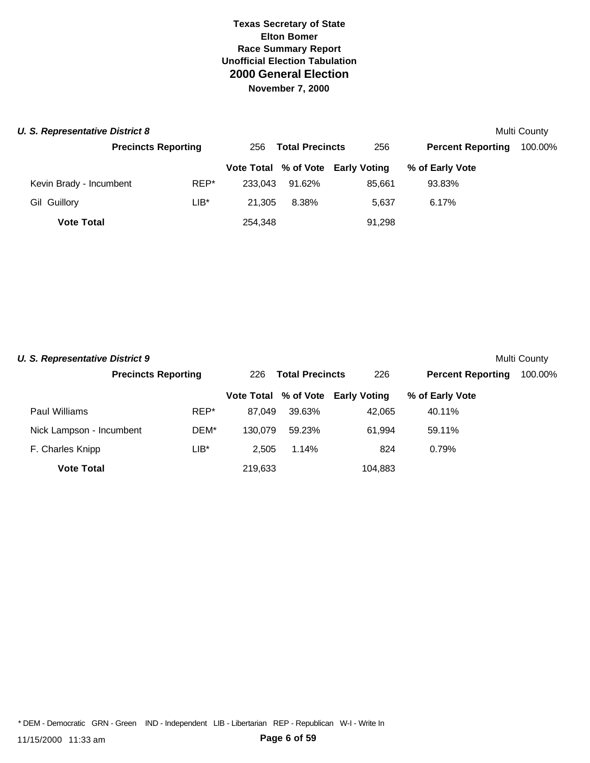**Texas Secretary of State**
**Elton Bomer**
**Race Summary Report**
**Unofficial Election Tabulation**
## 2000 General Election
**November 7, 2000**

### *U. S. Representative District 8*

Multi County

| **Precincts Reporting** | 256 | **Total Precincts** | 256 | **Percent Reporting** | 100.00% |
|---|---|---|---|---|---|

| | | Vote Total | % of Vote | Early Voting | % of Early Vote |
|---|---|---|---|---|---|
| Kevin Brady - Incumbent | REP* | 233,043 | 91.62% | 85,661 | 93.83% |
| Gil Guillory | LIB* | 21,305 | 8.38% | 5,637 | 6.17% |
| **Vote Total** | | 254,348 | | 91,298 | |

### *U. S. Representative District 9*

Multi County

| **Precincts Reporting** | 226 | **Total Precincts** | 226 | **Percent Reporting** | 100.00% |
|---|---|---|---|---|---|

| | | Vote Total | % of Vote | Early Voting | % of Early Vote |
|---|---|---|---|---|---|
| Paul Williams | REP* | 87,049 | 39.63% | 42,065 | 40.11% |
| Nick Lampson - Incumbent | DEM* | 130,079 | 59.23% | 61,994 | 59.11% |
| F. Charles Knipp | LIB* | 2,505 | 1.14% | 824 | 0.79% |
| **Vote Total** | | 219,633 | | 104,883 | |

* DEM - Democratic GRN - Green IND - Independent LIB - Libertarian REP - Republican W-I - Write In

11/15/2000 11:33 am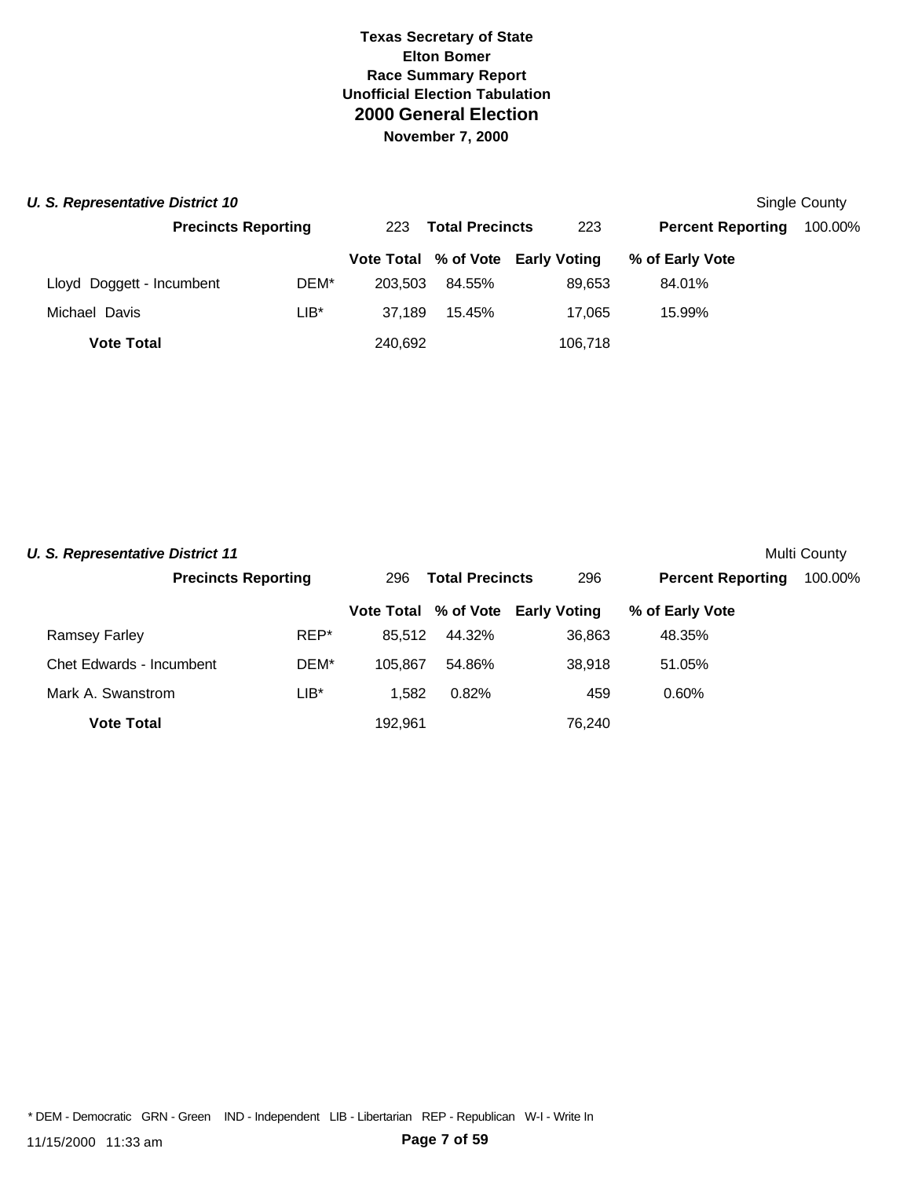**Texas Secretary of State**
**Elton Bomer**
**Race Summary Report**
**Unofficial Election Tabulation**
## 2000 General Election
**November 7, 2000**

### *U. S. Representative District 10*

Single County

| Precincts Reporting | 223 | Total Precincts | 223 | Percent Reporting | 100.00% |
|---|---|---|---|---|---|

| | | Vote Total | % of Vote | Early Voting | % of Early Vote |
|---|---|---|---|---|---|
| Lloyd Doggett - Incumbent | DEM* | 203,503 | 84.55% | 89,653 | 84.01% |
| Michael Davis | LIB* | 37,189 | 15.45% | 17,065 | 15.99% |
| **Vote Total** | | 240,692 | | 106,718 | |

### *U. S. Representative District 11*

Multi County

| Precincts Reporting | 296 | Total Precincts | 296 | Percent Reporting | 100.00% |
|---|---|---|---|---|---|

| | | Vote Total | % of Vote | Early Voting | % of Early Vote |
|---|---|---|---|---|---|
| Ramsey Farley | REP* | 85,512 | 44.32% | 36,863 | 48.35% |
| Chet Edwards - Incumbent | DEM* | 105,867 | 54.86% | 38,918 | 51.05% |
| Mark A. Swanstrom | LIB* | 1,582 | 0.82% | 459 | 0.60% |
| **Vote Total** | | 192,961 | | 76,240 | |

* DEM - Democratic GRN - Green IND - Independent LIB - Libertarian REP - Republican W-I - Write In

11/15/2000 11:33 am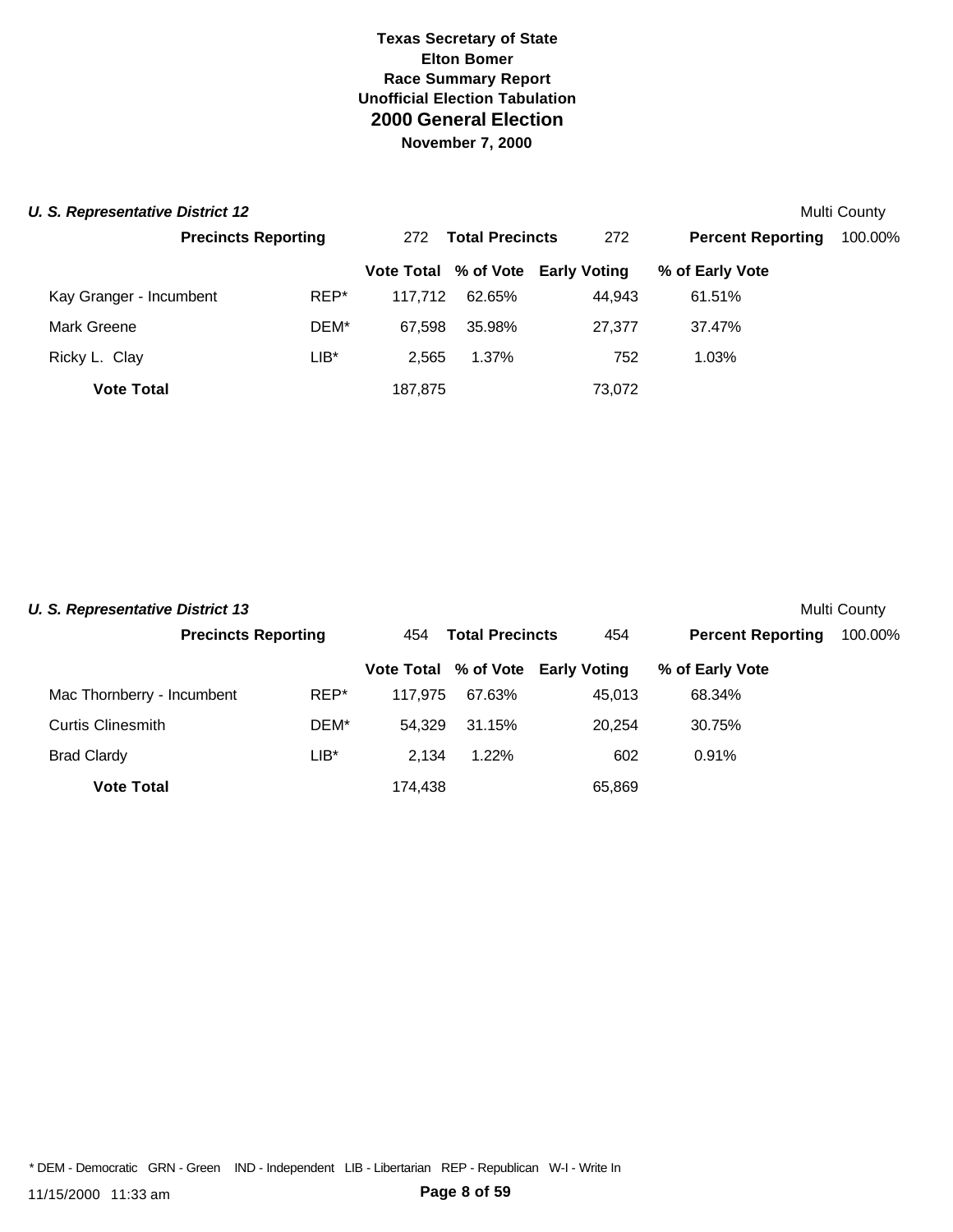# Texas Secretary of State
## Elton Bomer
### Race Summary Report
### Unofficial Election Tabulation
## 2000 General Election
### November 7, 2000

***U. S. Representative District 12*** — Multi County

**Precincts Reporting** 272 **Total Precincts** 272 **Percent Reporting** 100.00%

| | | Vote Total | % of Vote | Early Voting | % of Early Vote |
|---|---|---|---|---|---|
| Kay Granger - Incumbent | REP* | 117,712 | 62.65% | 44,943 | 61.51% |
| Mark Greene | DEM* | 67,598 | 35.98% | 27,377 | 37.47% |
| Ricky L. Clay | LIB* | 2,565 | 1.37% | 752 | 1.03% |
| **Vote Total** | | 187,875 | | 73,072 | |

***U. S. Representative District 13*** — Multi County

**Precincts Reporting** 454 **Total Precincts** 454 **Percent Reporting** 100.00%

| | | Vote Total | % of Vote | Early Voting | % of Early Vote |
|---|---|---|---|---|---|
| Mac Thornberry - Incumbent | REP* | 117,975 | 67.63% | 45,013 | 68.34% |
| Curtis Clinesmith | DEM* | 54,329 | 31.15% | 20,254 | 30.75% |
| Brad Clardy | LIB* | 2,134 | 1.22% | 602 | 0.91% |
| **Vote Total** | | 174,438 | | 65,869 | |

* DEM - Democratic GRN - Green IND - Independent LIB - Libertarian REP - Republican W-I - Write In

11/15/2000 11:33 am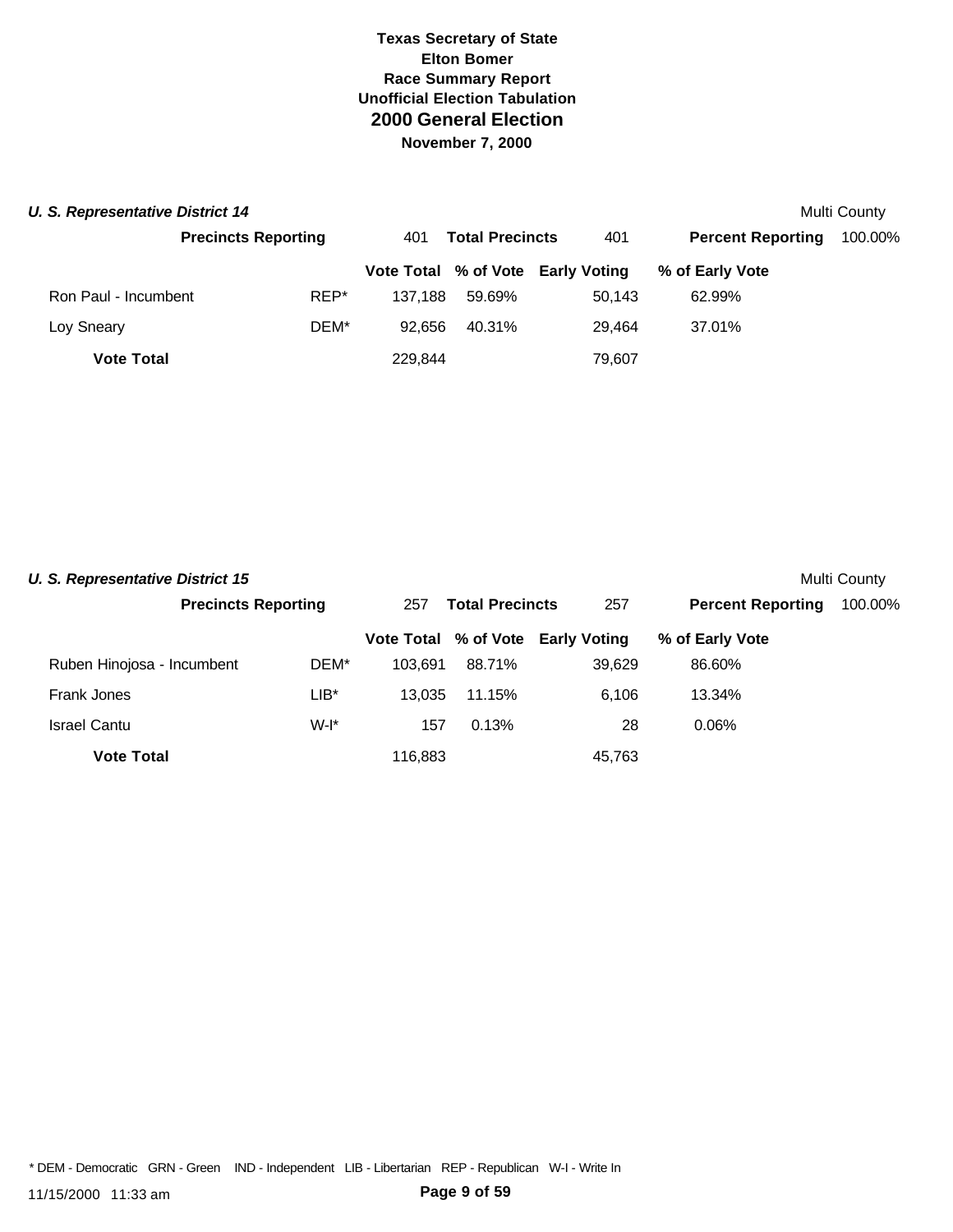**Texas Secretary of State**
**Elton Bomer**
**Race Summary Report**
**Unofficial Election Tabulation**
## 2000 General Election
**November 7, 2000**

### *U. S. Representative District 14*

Multi County

| **Precincts Reporting** | 401 | **Total Precincts** | 401 | **Percent Reporting** | 100.00% |
|---|---|---|---|---|---|

| | | Vote Total | % of Vote | Early Voting | % of Early Vote |
|---|---|---|---|---|---|
| Ron Paul - Incumbent | REP* | 137,188 | 59.69% | 50,143 | 62.99% |
| Loy Sneary | DEM* | 92,656 | 40.31% | 29,464 | 37.01% |
| **Vote Total** | | 229,844 | | 79,607 | |

### *U. S. Representative District 15*

Multi County

| **Precincts Reporting** | 257 | **Total Precincts** | 257 | **Percent Reporting** | 100.00% |
|---|---|---|---|---|---|

| | | Vote Total | % of Vote | Early Voting | % of Early Vote |
|---|---|---|---|---|---|
| Ruben Hinojosa - Incumbent | DEM* | 103,691 | 88.71% | 39,629 | 86.60% |
| Frank Jones | LIB* | 13,035 | 11.15% | 6,106 | 13.34% |
| Israel Cantu | W-I* | 157 | 0.13% | 28 | 0.06% |
| **Vote Total** | | 116,883 | | 45,763 | |

* DEM - Democratic GRN - Green IND - Independent LIB - Libertarian REP - Republican W-I - Write In

11/15/2000 11:33 am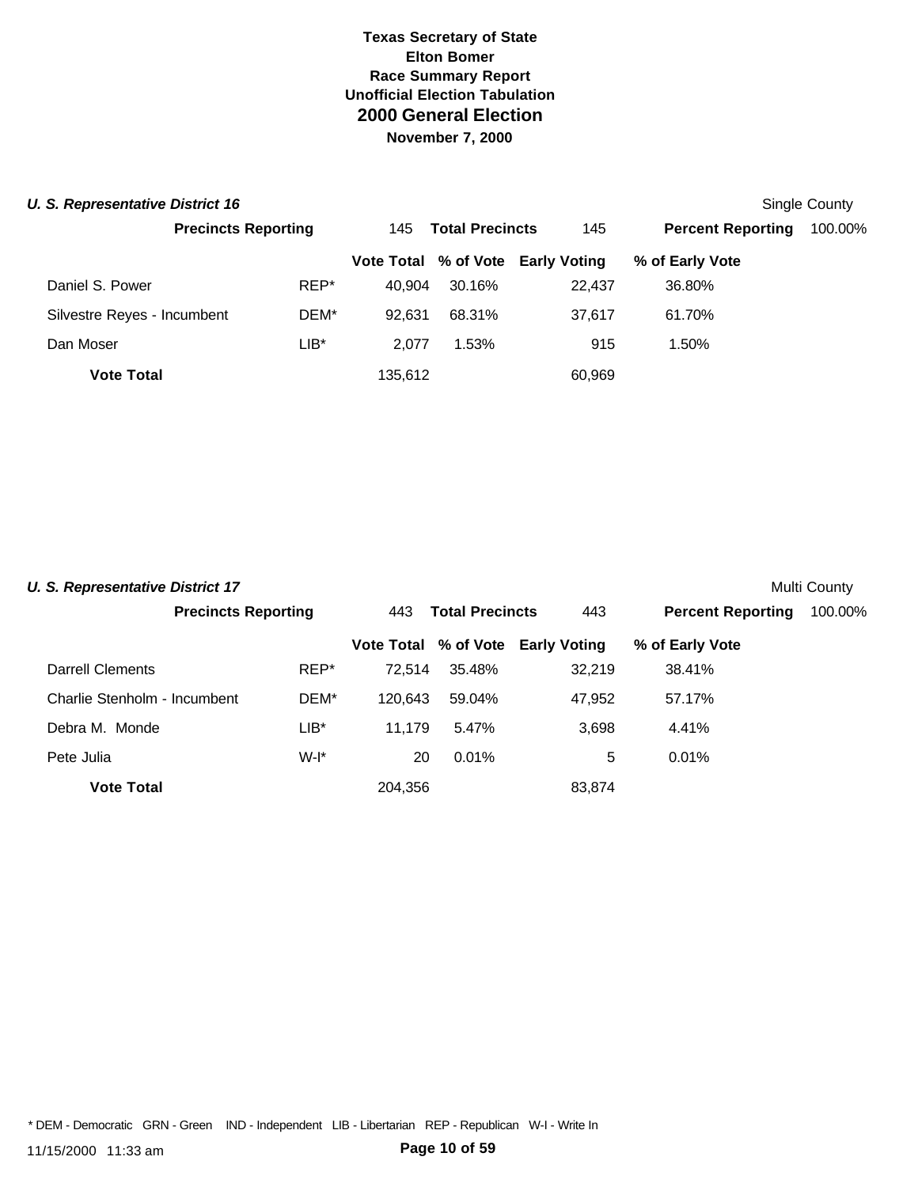**Texas Secretary of State**
**Elton Bomer**
**Race Summary Report**
**Unofficial Election Tabulation**

# 2000 General Election

**November 7, 2000**

## *U. S. Representative District 16*

Single County

| Precincts Reporting | 145 | Total Precincts | 145 | Percent Reporting | 100.00% |
|---|---|---|---|---|---|

| | | Vote Total | % of Vote | Early Voting | % of Early Vote |
|---|---|---|---|---|---|
| Daniel S. Power | REP* | 40,904 | 30.16% | 22,437 | 36.80% |
| Silvestre Reyes - Incumbent | DEM* | 92,631 | 68.31% | 37,617 | 61.70% |
| Dan Moser | LIB* | 2,077 | 1.53% | 915 | 1.50% |
| **Vote Total** | | 135,612 | | 60,969 | |

## *U. S. Representative District 17*

Multi County

| Precincts Reporting | 443 | Total Precincts | 443 | Percent Reporting | 100.00% |
|---|---|---|---|---|---|

| | | Vote Total | % of Vote | Early Voting | % of Early Vote |
|---|---|---|---|---|---|
| Darrell Clements | REP* | 72,514 | 35.48% | 32,219 | 38.41% |
| Charlie Stenholm - Incumbent | DEM* | 120,643 | 59.04% | 47,952 | 57.17% |
| Debra M. Monde | LIB* | 11,179 | 5.47% | 3,698 | 4.41% |
| Pete Julia | W-I* | 20 | 0.01% | 5 | 0.01% |
| **Vote Total** | | 204,356 | | 83,874 | |

* DEM - Democratic GRN - Green IND - Independent LIB - Libertarian REP - Republican W-I - Write In

11/15/2000 11:33 am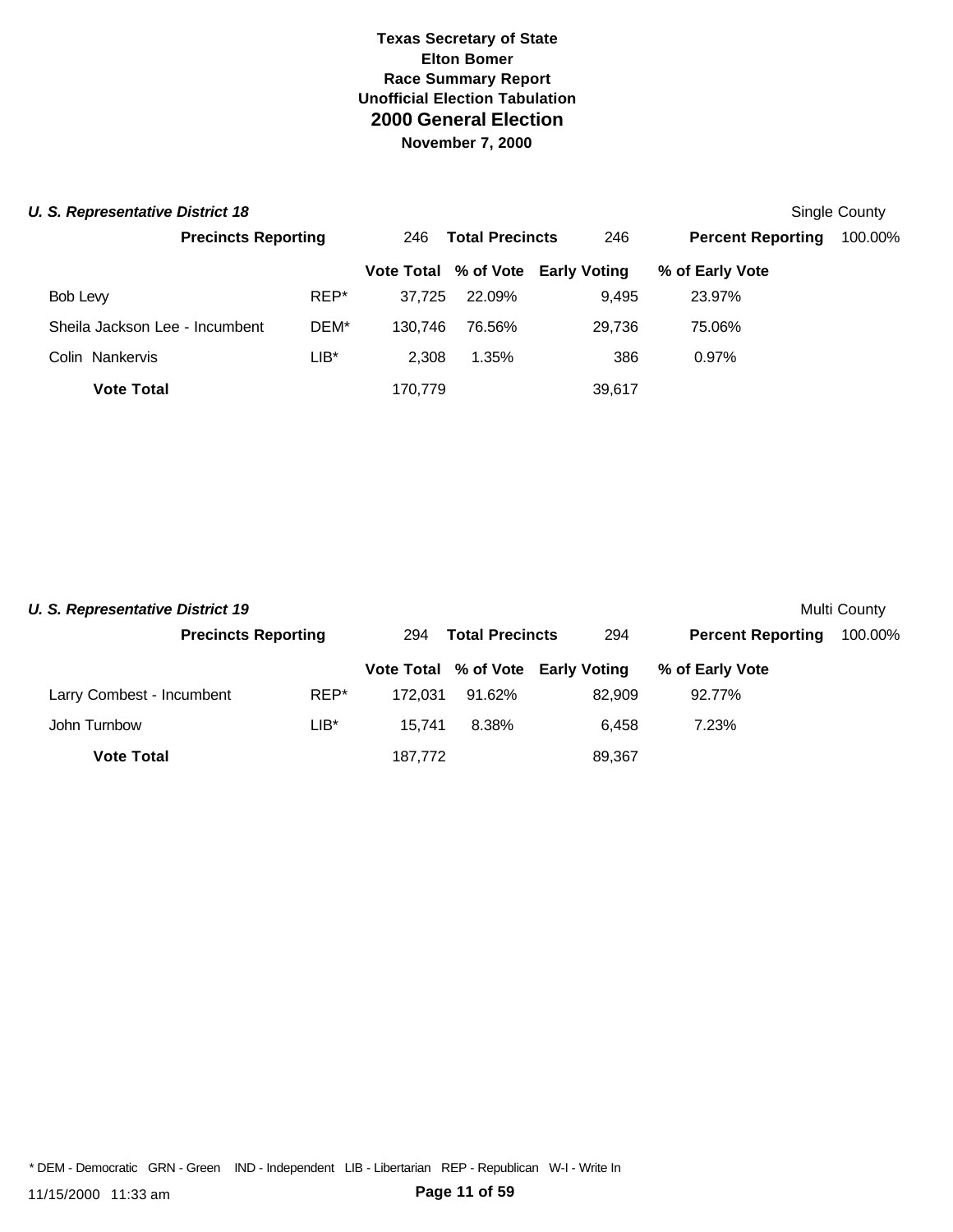# Texas Secretary of State
## Elton Bomer
### Race Summary Report
### Unofficial Election Tabulation
## 2000 General Election
**November 7, 2000**

***U. S. Representative District 18*** — Single County

| **Precincts Reporting** | 246 | **Total Precincts** | 246 | **Percent Reporting** | 100.00% |
|---|---|---|---|---|---|

| Candidate | Party | Vote Total | % of Vote | Early Voting | % of Early Vote |
|---|---|---|---|---|---|
| Bob Levy | REP* | 37,725 | 22.09% | 9,495 | 23.97% |
| Sheila Jackson Lee - Incumbent | DEM* | 130,746 | 76.56% | 29,736 | 75.06% |
| Colin Nankervis | LIB* | 2,308 | 1.35% | 386 | 0.97% |
| **Vote Total** | | 170,779 | | 39,617 | |

***U. S. Representative District 19*** — Multi County

| **Precincts Reporting** | 294 | **Total Precincts** | 294 | **Percent Reporting** | 100.00% |
|---|---|---|---|---|---|

| Candidate | Party | Vote Total | % of Vote | Early Voting | % of Early Vote |
|---|---|---|---|---|---|
| Larry Combest - Incumbent | REP* | 172,031 | 91.62% | 82,909 | 92.77% |
| John Turnbow | LIB* | 15,741 | 8.38% | 6,458 | 7.23% |
| **Vote Total** | | 187,772 | | 89,367 | |

* DEM - Democratic GRN - Green IND - Independent LIB - Libertarian REP - Republican W-I - Write In

11/15/2000 11:33 am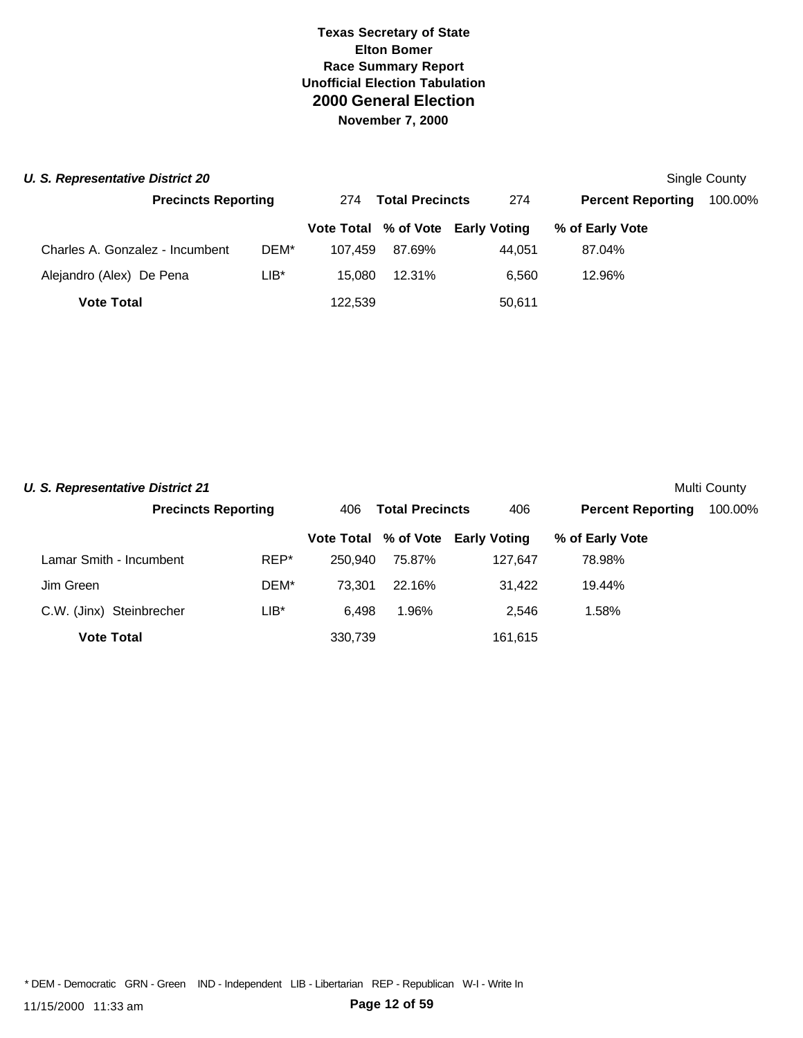**Texas Secretary of State**
**Elton Bomer**
**Race Summary Report**
**Unofficial Election Tabulation**
## 2000 General Election
**November 7, 2000**

### *U. S. Representative District 20*

Single County

| **Precincts Reporting** | 274 | **Total Precincts** | 274 | **Percent Reporting** | 100.00% |
|---|---|---|---|---|---|

| | | Vote Total | % of Vote | Early Voting | % of Early Vote |
|---|---|---|---|---|---|
| Charles A. Gonzalez - Incumbent | DEM* | 107,459 | 87.69% | 44,051 | 87.04% |
| Alejandro (Alex) De Pena | LIB* | 15,080 | 12.31% | 6,560 | 12.96% |
| **Vote Total** | | 122,539 | | 50,611 | |

### *U. S. Representative District 21*

Multi County

| **Precincts Reporting** | 406 | **Total Precincts** | 406 | **Percent Reporting** | 100.00% |
|---|---|---|---|---|---|

| | | Vote Total | % of Vote | Early Voting | % of Early Vote |
|---|---|---|---|---|---|
| Lamar Smith - Incumbent | REP* | 250,940 | 75.87% | 127,647 | 78.98% |
| Jim Green | DEM* | 73,301 | 22.16% | 31,422 | 19.44% |
| C.W. (Jinx) Steinbrecher | LIB* | 6,498 | 1.96% | 2,546 | 1.58% |
| **Vote Total** | | 330,739 | | 161,615 | |

* DEM - Democratic GRN - Green IND - Independent LIB - Libertarian REP - Republican W-I - Write In

11/15/2000 11:33 am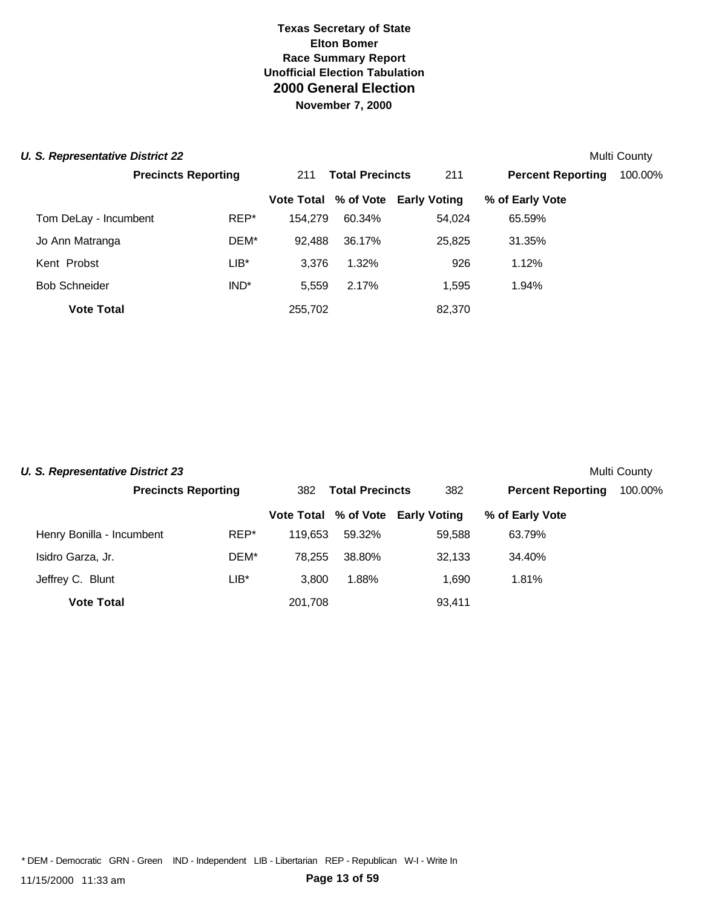**Texas Secretary of State**
**Elton Bomer**
**Race Summary Report**
**Unofficial Election Tabulation**
## 2000 General Election
**November 7, 2000**

### *U. S. Representative District 22*

Multi County

**Precincts Reporting** 211 **Total Precincts** 211 **Percent Reporting** 100.00%

| | | Vote Total | % of Vote | Early Voting | % of Early Vote |
|---|---|---|---|---|---|
| Tom DeLay - Incumbent | REP* | 154,279 | 60.34% | 54,024 | 65.59% |
| Jo Ann Matranga | DEM* | 92,488 | 36.17% | 25,825 | 31.35% |
| Kent Probst | LIB* | 3,376 | 1.32% | 926 | 1.12% |
| Bob Schneider | IND* | 5,559 | 2.17% | 1,595 | 1.94% |
| **Vote Total** | | 255,702 | | 82,370 | |

### *U. S. Representative District 23*

Multi County

**Precincts Reporting** 382 **Total Precincts** 382 **Percent Reporting** 100.00%

| | | Vote Total | % of Vote | Early Voting | % of Early Vote |
|---|---|---|---|---|---|
| Henry Bonilla - Incumbent | REP* | 119,653 | 59.32% | 59,588 | 63.79% |
| Isidro Garza, Jr. | DEM* | 78,255 | 38.80% | 32,133 | 34.40% |
| Jeffrey C. Blunt | LIB* | 3,800 | 1.88% | 1,690 | 1.81% |
| **Vote Total** | | 201,708 | | 93,411 | |

* DEM - Democratic GRN - Green IND - Independent LIB - Libertarian REP - Republican W-I - Write In

11/15/2000 11:33 am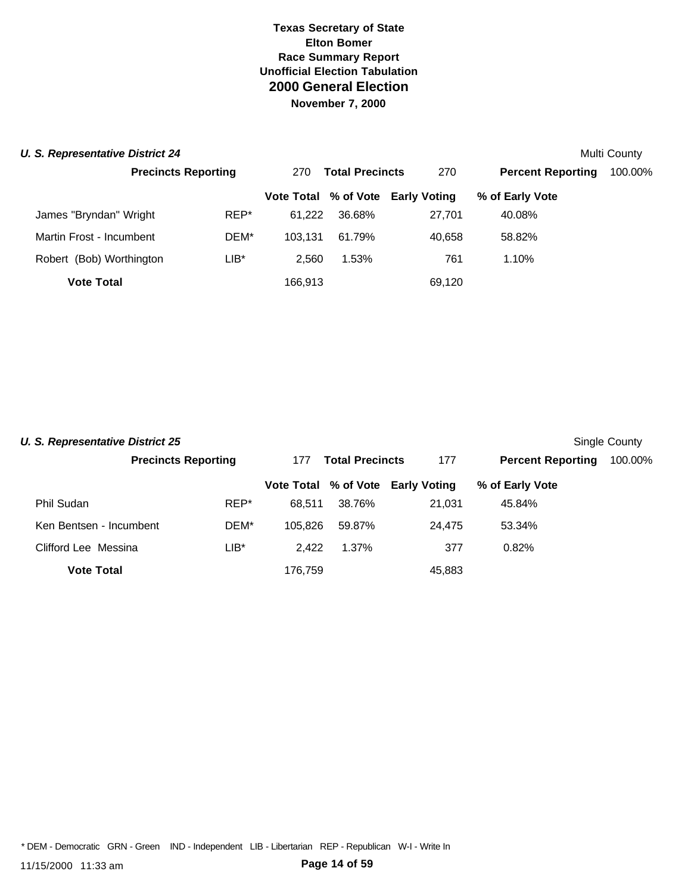**Texas Secretary of State**
**Elton Bomer**
**Race Summary Report**
**Unofficial Election Tabulation**
# 2000 General Election
**November 7, 2000**

### *U. S. Representative District 24*

Multi County

| Precincts Reporting | 270 | Total Precincts | 270 | Percent Reporting | 100.00% |
|---|---|---|---|---|---|

| | | Vote Total | % of Vote | Early Voting | % of Early Vote |
|---|---|---|---|---|---|
| James "Bryndan" Wright | REP* | 61,222 | 36.68% | 27,701 | 40.08% |
| Martin Frost - Incumbent | DEM* | 103,131 | 61.79% | 40,658 | 58.82% |
| Robert (Bob) Worthington | LIB* | 2,560 | 1.53% | 761 | 1.10% |
| **Vote Total** | | 166,913 | | 69,120 | |

### *U. S. Representative District 25*

Single County

| Precincts Reporting | 177 | Total Precincts | 177 | Percent Reporting | 100.00% |
|---|---|---|---|---|---|

| | | Vote Total | % of Vote | Early Voting | % of Early Vote |
|---|---|---|---|---|---|
| Phil Sudan | REP* | 68,511 | 38.76% | 21,031 | 45.84% |
| Ken Bentsen - Incumbent | DEM* | 105,826 | 59.87% | 24,475 | 53.34% |
| Clifford Lee Messina | LIB* | 2,422 | 1.37% | 377 | 0.82% |
| **Vote Total** | | 176,759 | | 45,883 | |

* DEM - Democratic GRN - Green IND - Independent LIB - Libertarian REP - Republican W-I - Write In

11/15/2000 11:33 am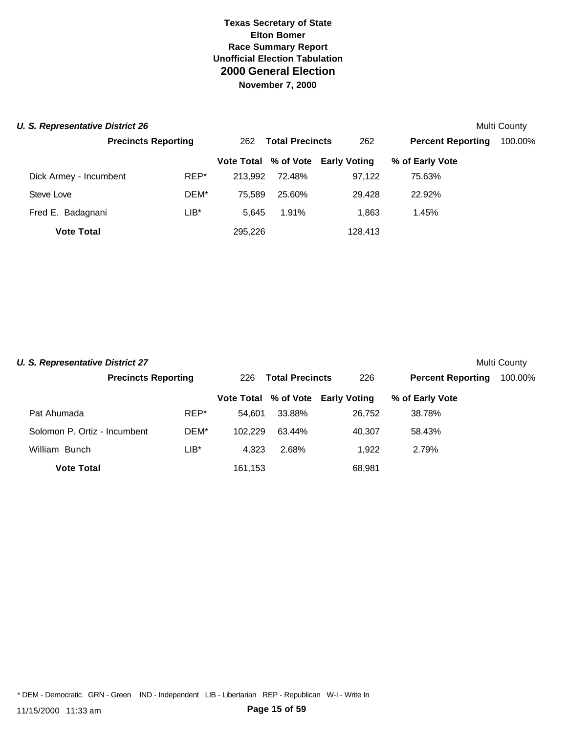**Texas Secretary of State**
**Elton Bomer**
**Race Summary Report**
**Unofficial Election Tabulation**
## 2000 General Election
**November 7, 2000**

### *U. S. Representative District 26*

Multi County

| Precincts Reporting | 262 | Total Precincts | 262 | Percent Reporting | 100.00% |
|---|---|---|---|---|---|

| | | Vote Total | % of Vote | Early Voting | % of Early Vote |
|---|---|---|---|---|---|
| Dick Armey - Incumbent | REP* | 213,992 | 72.48% | 97,122 | 75.63% |
| Steve Love | DEM* | 75,589 | 25.60% | 29,428 | 22.92% |
| Fred E. Badagnani | LIB* | 5,645 | 1.91% | 1,863 | 1.45% |
| **Vote Total** | | 295,226 | | 128,413 | |

### *U. S. Representative District 27*

Multi County

| Precincts Reporting | 226 | Total Precincts | 226 | Percent Reporting | 100.00% |
|---|---|---|---|---|---|

| | | Vote Total | % of Vote | Early Voting | % of Early Vote |
|---|---|---|---|---|---|
| Pat Ahumada | REP* | 54,601 | 33.88% | 26,752 | 38.78% |
| Solomon P. Ortiz - Incumbent | DEM* | 102,229 | 63.44% | 40,307 | 58.43% |
| William Bunch | LIB* | 4,323 | 2.68% | 1,922 | 2.79% |
| **Vote Total** | | 161,153 | | 68,981 | |

* DEM - Democratic GRN - Green IND - Independent LIB - Libertarian REP - Republican W-I - Write In

11/15/2000 11:33 am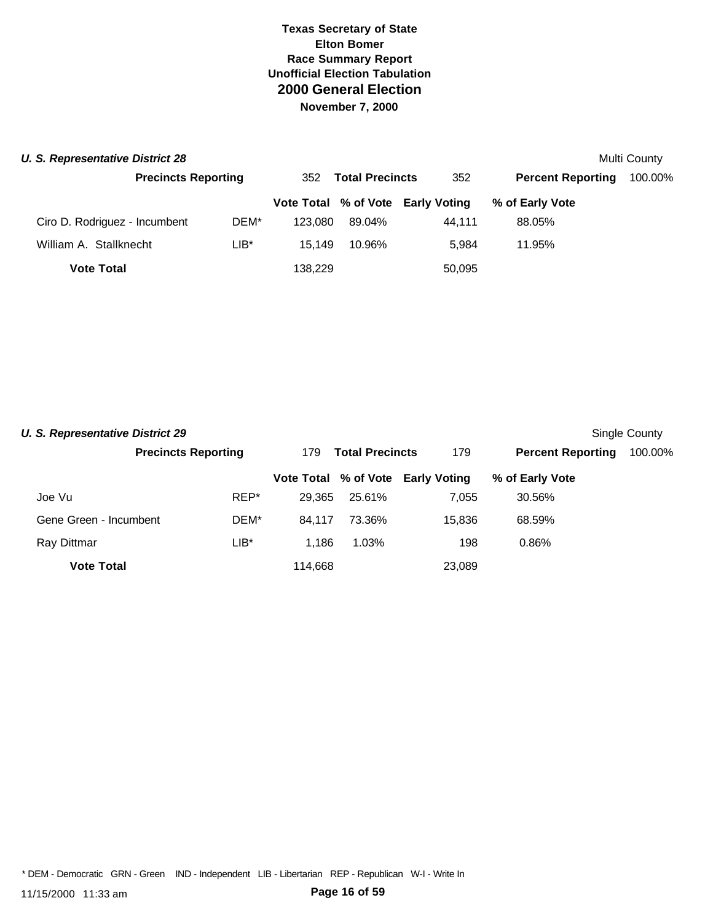**Texas Secretary of State**
**Elton Bomer**
**Race Summary Report**
**Unofficial Election Tabulation**
## 2000 General Election
**November 7, 2000**

### *U. S. Representative District 28*

Multi County

| **Precincts Reporting** | 352 | **Total Precincts** | 352 | **Percent Reporting** | 100.00% |
|---|---|---|---|---|---|

| | | Vote Total | % of Vote | Early Voting | % of Early Vote |
|---|---|---|---|---|---|
| Ciro D. Rodriguez - Incumbent | DEM* | 123,080 | 89.04% | 44,111 | 88.05% |
| William A. Stallknecht | LIB* | 15,149 | 10.96% | 5,984 | 11.95% |
| **Vote Total** | | 138,229 | | 50,095 | |

### *U. S. Representative District 29*

Single County

| **Precincts Reporting** | 179 | **Total Precincts** | 179 | **Percent Reporting** | 100.00% |
|---|---|---|---|---|---|

| | | Vote Total | % of Vote | Early Voting | % of Early Vote |
|---|---|---|---|---|---|
| Joe Vu | REP* | 29,365 | 25.61% | 7,055 | 30.56% |
| Gene Green - Incumbent | DEM* | 84,117 | 73.36% | 15,836 | 68.59% |
| Ray Dittmar | LIB* | 1,186 | 1.03% | 198 | 0.86% |
| **Vote Total** | | 114,668 | | 23,089 | |

* DEM - Democratic GRN - Green IND - Independent LIB - Libertarian REP - Republican W-I - Write In

11/15/2000 11:33 am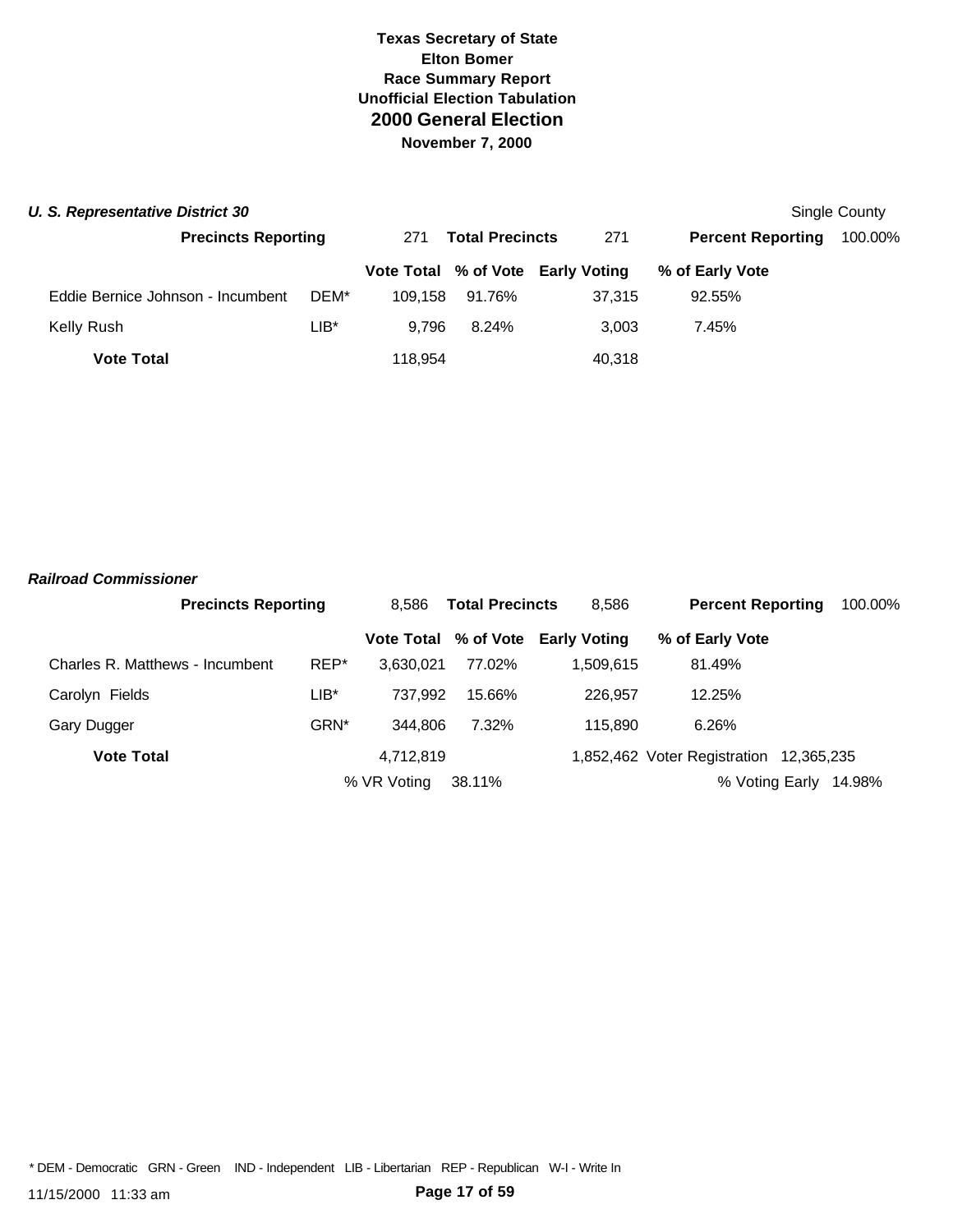**Texas Secretary of State**
**Elton Bomer**
**Race Summary Report**
**Unofficial Election Tabulation**

## 2000 General Election

**November 7, 2000**

### *U. S. Representative District 30*

Single County

| **Precincts Reporting** | | 271 | **Total Precincts** | 271 | **Percent Reporting** | 100.00% |
|---|---|---|---|---|---|---|
| | | **Vote Total** | **% of Vote** | **Early Voting** | **% of Early Vote** | |
| Eddie Bernice Johnson - Incumbent | DEM* | 109,158 | 91.76% | 37,315 | 92.55% | |
| Kelly Rush | LIB* | 9,796 | 8.24% | 3,003 | 7.45% | |
| **Vote Total** | | 118,954 | | 40,318 | | |

### *Railroad Commissioner*

| **Precincts Reporting** | | 8,586 | **Total Precincts** | 8,586 | **Percent Reporting** | 100.00% |
|---|---|---|---|---|---|---|
| | | **Vote Total** | **% of Vote** | **Early Voting** | **% of Early Vote** | |
| Charles R. Matthews - Incumbent | REP* | 3,630,021 | 77.02% | 1,509,615 | 81.49% | |
| Carolyn Fields | LIB* | 737,992 | 15.66% | 226,957 | 12.25% | |
| Gary Dugger | GRN* | 344,806 | 7.32% | 115,890 | 6.26% | |
| **Vote Total** | | 4,712,819 | | 1,852,462 | Voter Registration | 12,365,235 |
| | | % VR Voting | 38.11% | | % Voting Early | 14.98% |

\* DEM - Democratic GRN - Green IND - Independent LIB - Libertarian REP - Republican W-I - Write In

11/15/2000 11:33 am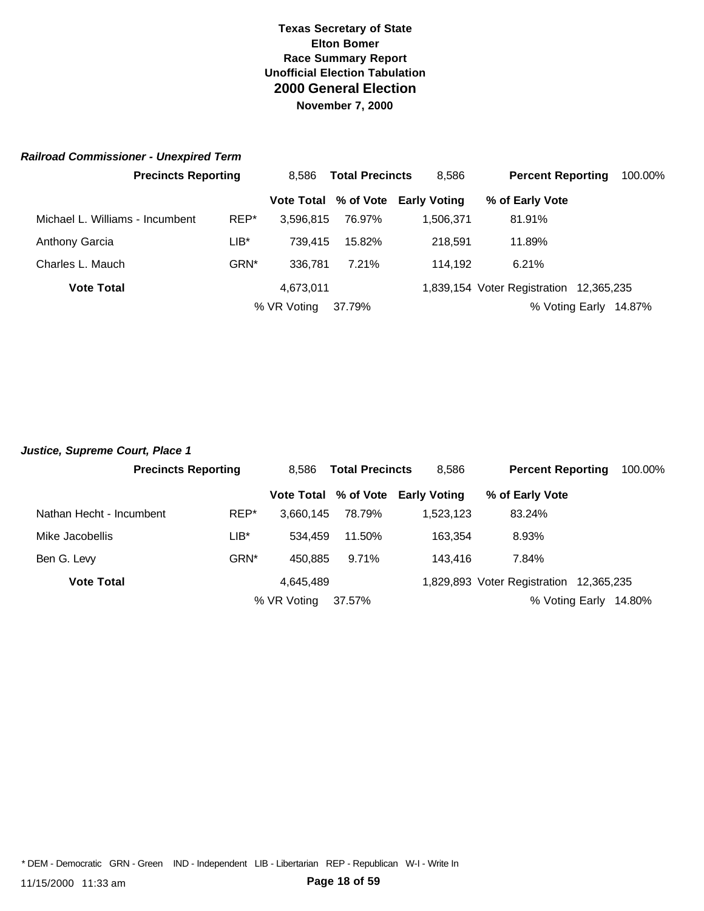# Texas Secretary of State
**Elton Bomer**
**Race Summary Report**
**Unofficial Election Tabulation**
## 2000 General Election
**November 7, 2000**

### *Railroad Commissioner - Unexpired Term*

| **Precincts Reporting** | | 8,586 | **Total Precincts** | 8,586 | **Percent Reporting** | 100.00% |
|---|---|---|---|---|---|---|
| | | **Vote Total** | **% of Vote** | **Early Voting** | **% of Early Vote** | |
| Michael L. Williams - Incumbent | REP* | 3,596,815 | 76.97% | 1,506,371 | 81.91% | |
| Anthony Garcia | LIB* | 739,415 | 15.82% | 218,591 | 11.89% | |
| Charles L. Mauch | GRN* | 336,781 | 7.21% | 114,192 | 6.21% | |
| **Vote Total** | | 4,673,011 | | 1,839,154 | Voter Registration | 12,365,235 |
| | | % VR Voting | 37.79% | | % Voting Early | 14.87% |

### *Justice, Supreme Court, Place 1*

| **Precincts Reporting** | | 8,586 | **Total Precincts** | 8,586 | **Percent Reporting** | 100.00% |
|---|---|---|---|---|---|---|
| | | **Vote Total** | **% of Vote** | **Early Voting** | **% of Early Vote** | |
| Nathan Hecht - Incumbent | REP* | 3,660,145 | 78.79% | 1,523,123 | 83.24% | |
| Mike Jacobellis | LIB* | 534,459 | 11.50% | 163,354 | 8.93% | |
| Ben G. Levy | GRN* | 450,885 | 9.71% | 143,416 | 7.84% | |
| **Vote Total** | | 4,645,489 | | 1,829,893 | Voter Registration | 12,365,235 |
| | | % VR Voting | 37.57% | | % Voting Early | 14.80% |

* DEM - Democratic GRN - Green IND - Independent LIB - Libertarian REP - Republican W-I - Write In

11/15/2000 11:33 am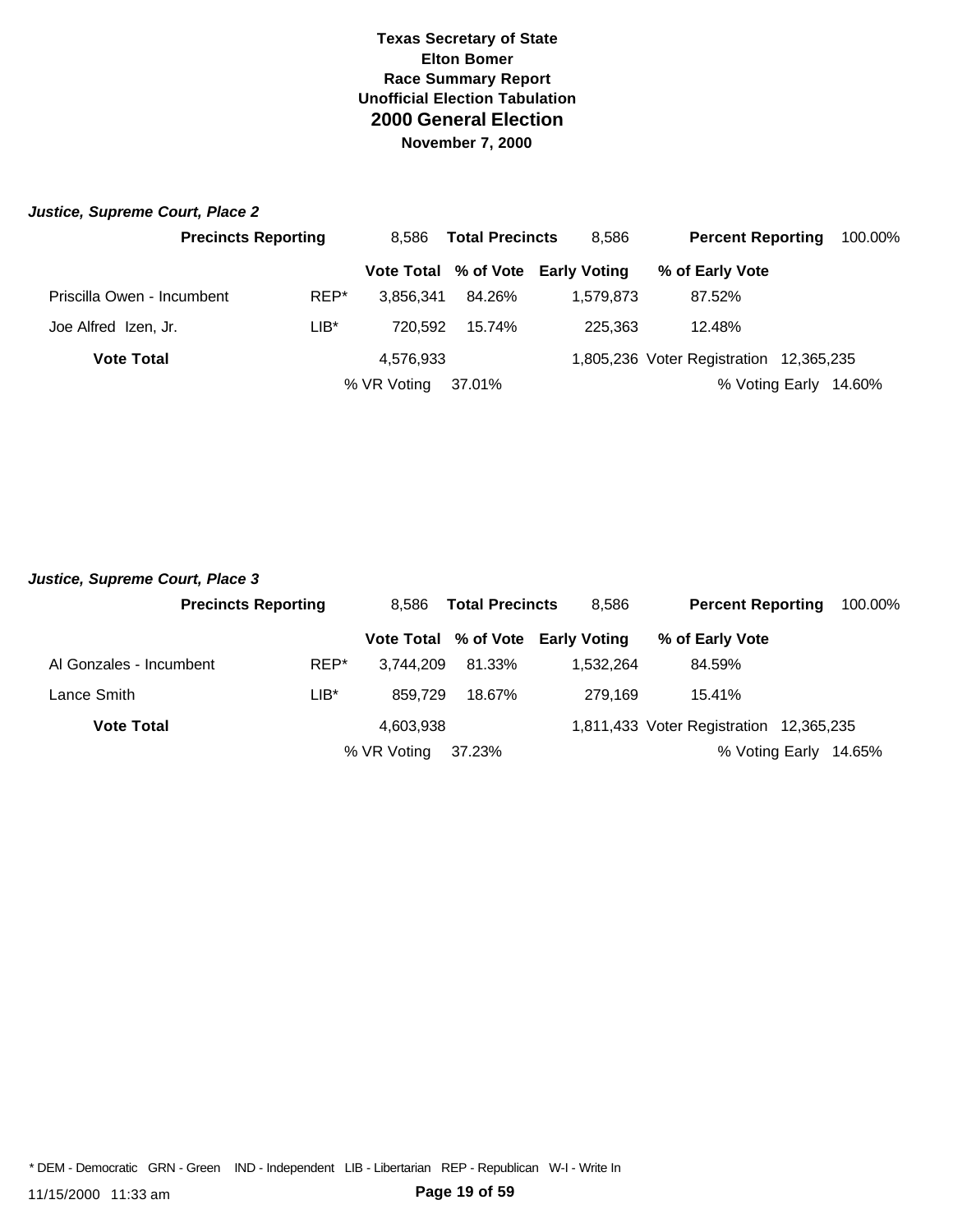**Texas Secretary of State**
**Elton Bomer**
**Race Summary Report**
**Unofficial Election Tabulation**
## 2000 General Election
**November 7, 2000**

### *Justice, Supreme Court, Place 2*

**Precincts Reporting** 8,586 **Total Precincts** 8,586 **Percent Reporting** 100.00%

| | | Vote Total | % of Vote | Early Voting | % of Early Vote |
|---|---|---|---|---|---|
| Priscilla Owen - Incumbent | REP* | 3,856,341 | 84.26% | 1,579,873 | 87.52% |
| Joe Alfred Izen, Jr. | LIB* | 720,592 | 15.74% | 225,363 | 12.48% |
| **Vote Total** | | 4,576,933 | | 1,805,236 | Voter Registration 12,365,235 |
| | | % VR Voting | 37.01% | | % Voting Early 14.60% |

### *Justice, Supreme Court, Place 3*

**Precincts Reporting** 8,586 **Total Precincts** 8,586 **Percent Reporting** 100.00%

| | | Vote Total | % of Vote | Early Voting | % of Early Vote |
|---|---|---|---|---|---|
| Al Gonzales - Incumbent | REP* | 3,744,209 | 81.33% | 1,532,264 | 84.59% |
| Lance Smith | LIB* | 859,729 | 18.67% | 279,169 | 15.41% |
| **Vote Total** | | 4,603,938 | | 1,811,433 | Voter Registration 12,365,235 |
| | | % VR Voting | 37.23% | | % Voting Early 14.65% |

* DEM - Democratic GRN - Green IND - Independent LIB - Libertarian REP - Republican W-I - Write In

11/15/2000 11:33 am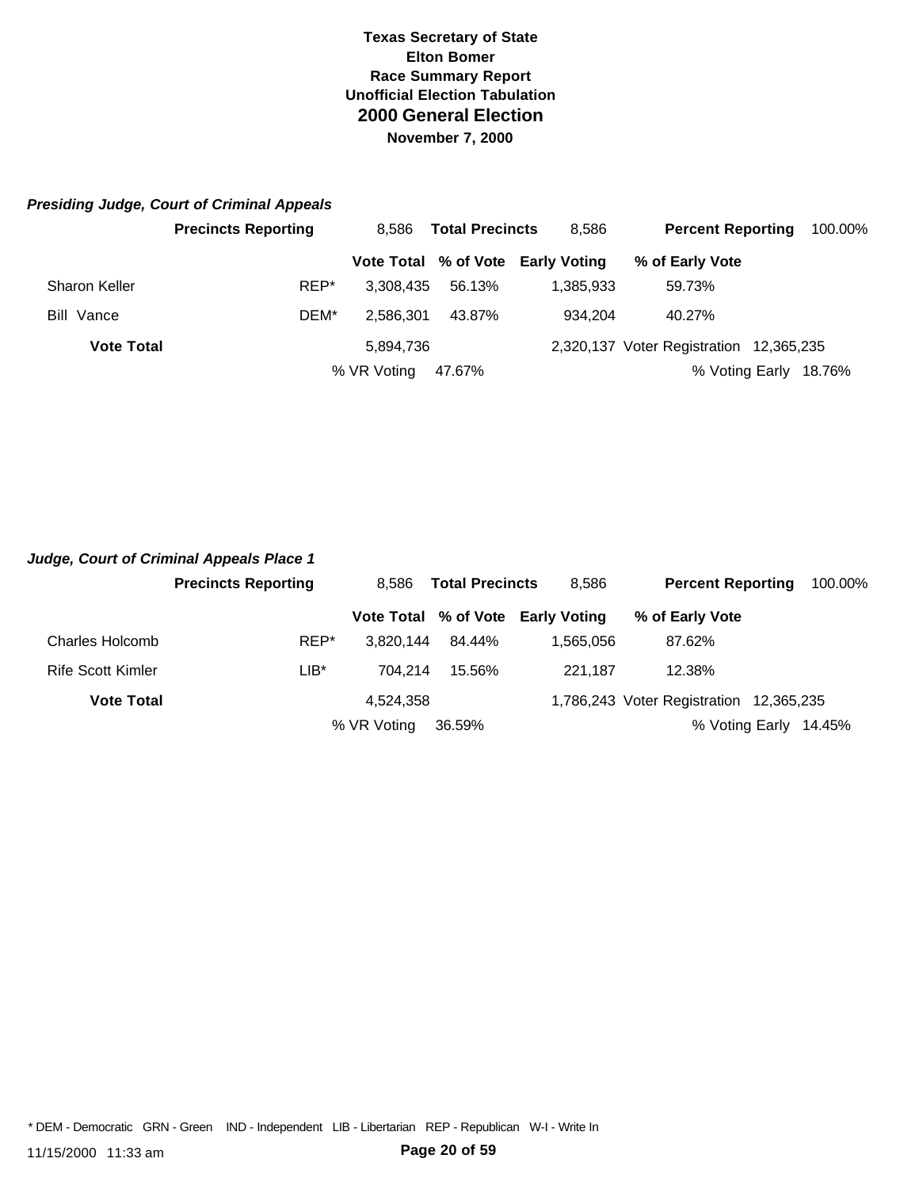**Texas Secretary of State**
**Elton Bomer**
**Race Summary Report**
**Unofficial Election Tabulation**

# 2000 General Election

**November 7, 2000**

### *Presiding Judge, Court of Criminal Appeals*

**Precincts Reporting** 8,586 **Total Precincts** 8,586 **Percent Reporting** 100.00%

| | | Vote Total | % of Vote | Early Voting | % of Early Vote |
|---|---|---|---|---|---|
| Sharon Keller | REP* | 3,308,435 | 56.13% | 1,385,933 | 59.73% |
| Bill Vance | DEM* | 2,586,301 | 43.87% | 934,204 | 40.27% |
| **Vote Total** | | 5,894,736 | | 2,320,137 | Voter Registration 12,365,235 |
| | | % VR Voting | 47.67% | | % Voting Early 18.76% |

### *Judge, Court of Criminal Appeals Place 1*

**Precincts Reporting** 8,586 **Total Precincts** 8,586 **Percent Reporting** 100.00%

| | | Vote Total | % of Vote | Early Voting | % of Early Vote |
|---|---|---|---|---|---|
| Charles Holcomb | REP* | 3,820,144 | 84.44% | 1,565,056 | 87.62% |
| Rife Scott Kimler | LIB* | 704,214 | 15.56% | 221,187 | 12.38% |
| **Vote Total** | | 4,524,358 | | 1,786,243 | Voter Registration 12,365,235 |
| | | % VR Voting | 36.59% | | % Voting Early 14.45% |

* DEM - Democratic GRN - Green IND - Independent LIB - Libertarian REP - Republican W-I - Write In

11/15/2000 11:33 am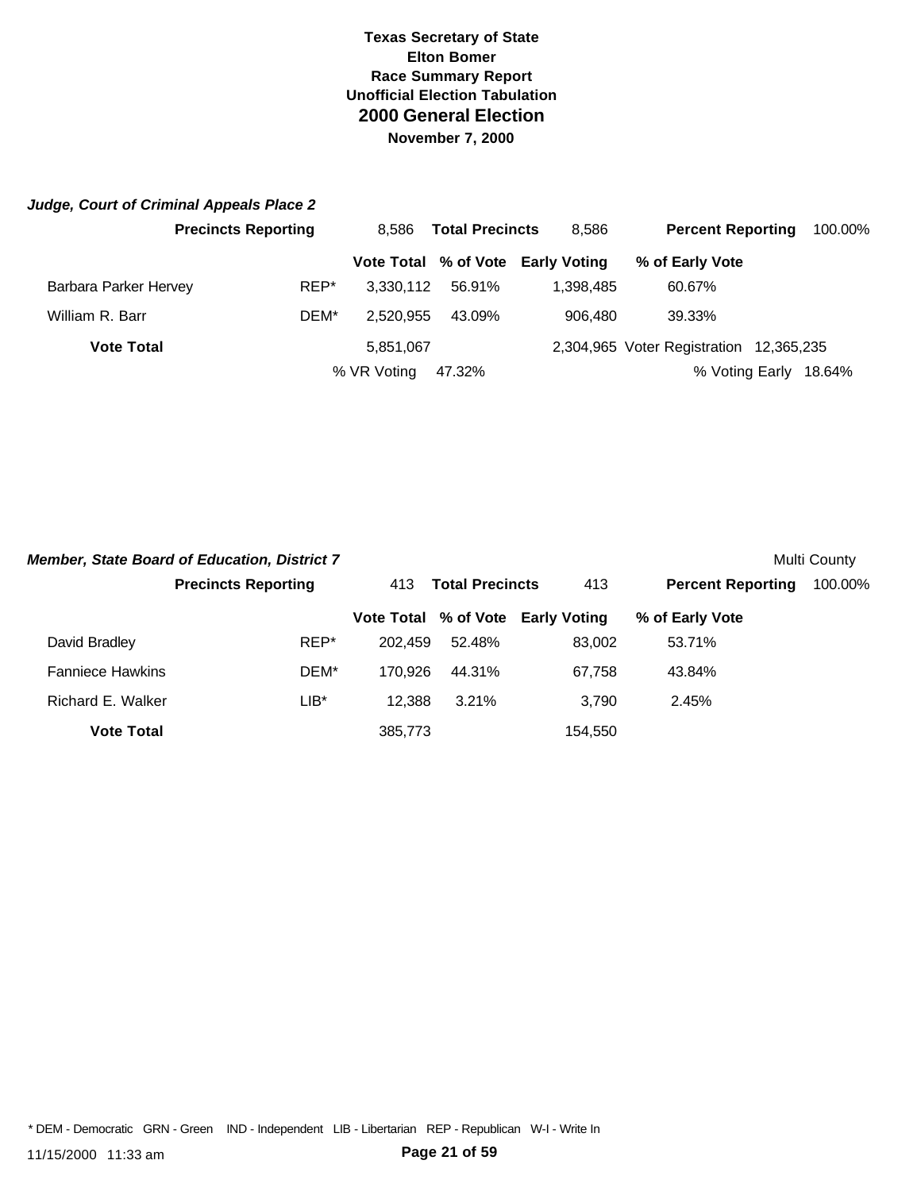# Texas Secretary of State
## Elton Bomer
### Race Summary Report
### Unofficial Election Tabulation
## 2000 General Election
### November 7, 2000

***Judge, Court of Criminal Appeals Place 2***

**Precincts Reporting** 8,586 **Total Precincts** 8,586 **Percent Reporting** 100.00%

| | | Vote Total | % of Vote | Early Voting | % of Early Vote |
|---|---|---|---|---|---|
| Barbara Parker Hervey | REP* | 3,330,112 | 56.91% | 1,398,485 | 60.67% |
| William R. Barr | DEM* | 2,520,955 | 43.09% | 906,480 | 39.33% |
| **Vote Total** | | 5,851,067 | | 2,304,965 | |

Voter Registration 12,365,235

% VR Voting 47.32%

% Voting Early 18.64%

***Member, State Board of Education, District 7***

Multi County

**Precincts Reporting** 413 **Total Precincts** 413 **Percent Reporting** 100.00%

| | | Vote Total | % of Vote | Early Voting | % of Early Vote |
|---|---|---|---|---|---|
| David Bradley | REP* | 202,459 | 52.48% | 83,002 | 53.71% |
| Fanniece Hawkins | DEM* | 170,926 | 44.31% | 67,758 | 43.84% |
| Richard E. Walker | LIB* | 12,388 | 3.21% | 3,790 | 2.45% |
| **Vote Total** | | 385,773 | | 154,550 | |

* DEM - Democratic GRN - Green IND - Independent LIB - Libertarian REP - Republican W-I - Write In

11/15/2000 11:33 am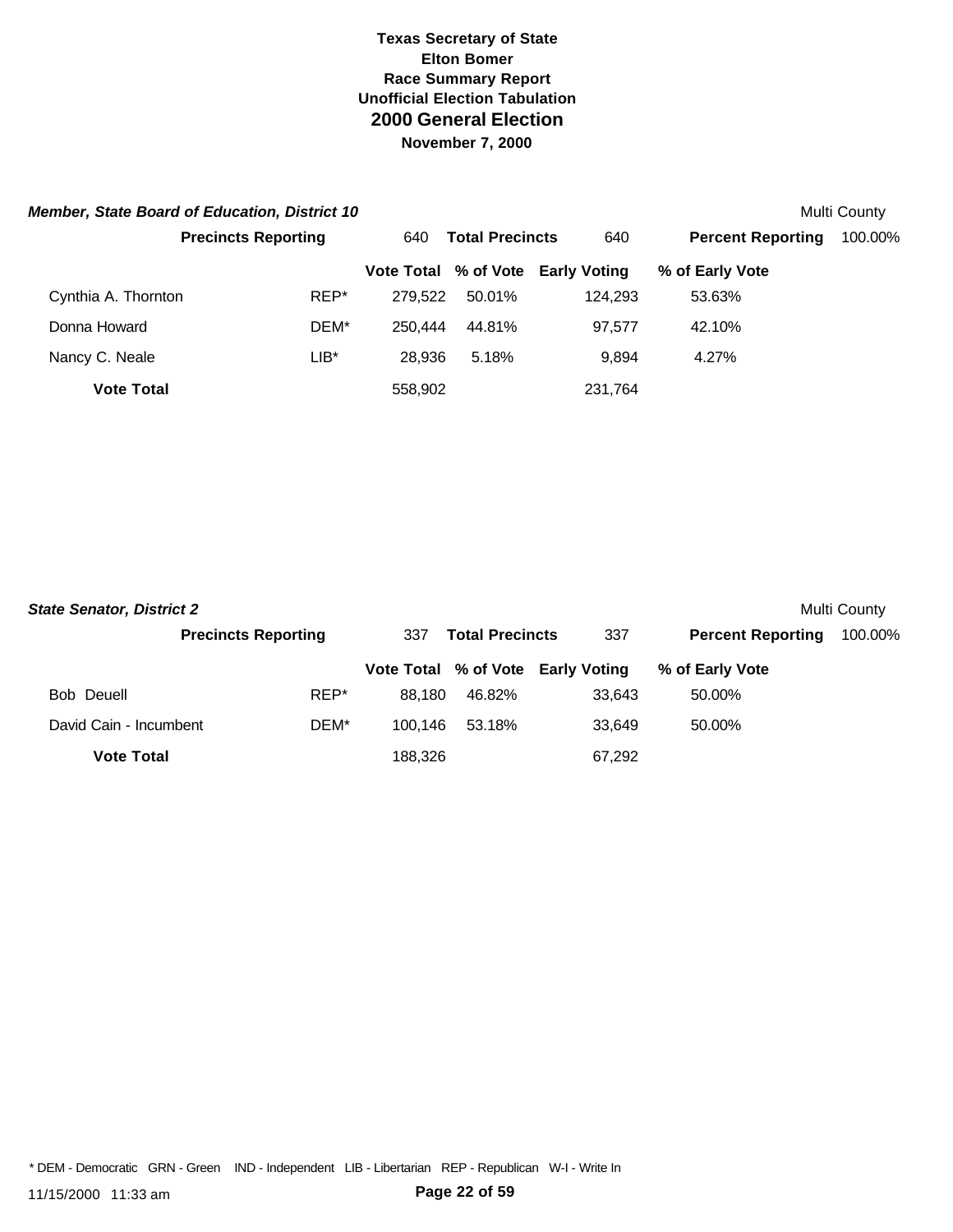**Texas Secretary of State**
**Elton Bomer**
**Race Summary Report**
**Unofficial Election Tabulation**
## 2000 General Election
**November 7, 2000**

### *Member, State Board of Education, District 10*

Multi County

| **Precincts Reporting** | 640 | **Total Precincts** | 640 | **Percent Reporting** | 100.00% |
|---|---|---|---|---|---|

| | | Vote Total | % of Vote | Early Voting | % of Early Vote |
|---|---|---|---|---|---|
| Cynthia A. Thornton | REP* | 279,522 | 50.01% | 124,293 | 53.63% |
| Donna Howard | DEM* | 250,444 | 44.81% | 97,577 | 42.10% |
| Nancy C. Neale | LIB* | 28,936 | 5.18% | 9,894 | 4.27% |
| **Vote Total** | | 558,902 | | 231,764 | |

### *State Senator, District 2*

Multi County

| **Precincts Reporting** | 337 | **Total Precincts** | 337 | **Percent Reporting** | 100.00% |
|---|---|---|---|---|---|

| | | Vote Total | % of Vote | Early Voting | % of Early Vote |
|---|---|---|---|---|---|
| Bob Deuell | REP* | 88,180 | 46.82% | 33,643 | 50.00% |
| David Cain - Incumbent | DEM* | 100,146 | 53.18% | 33,649 | 50.00% |
| **Vote Total** | | 188,326 | | 67,292 | |

* DEM - Democratic GRN - Green IND - Independent LIB - Libertarian REP - Republican W-I - Write In

11/15/2000 11:33 am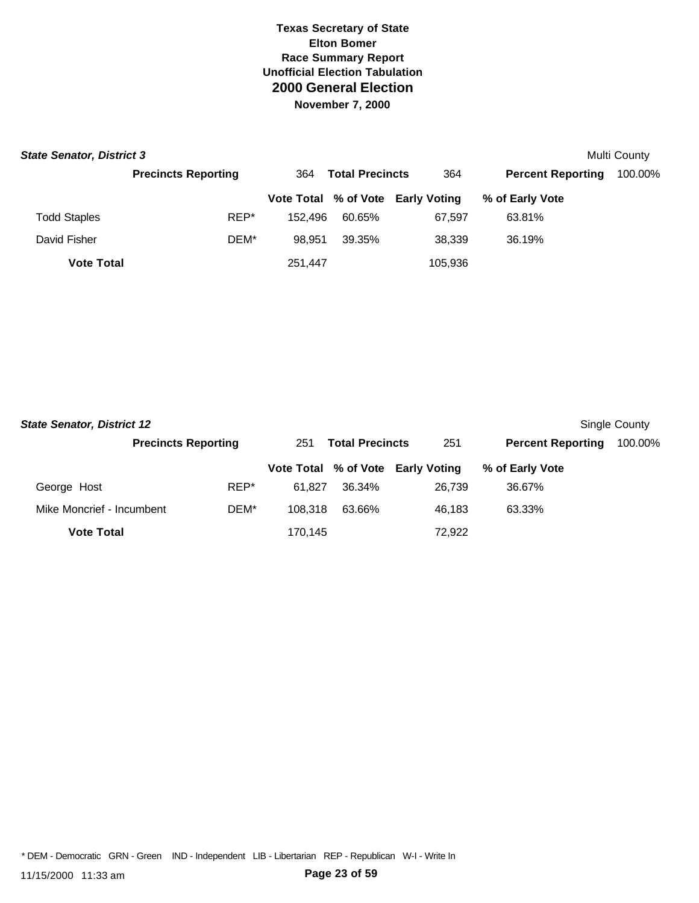**Texas Secretary of State**
**Elton Bomer**
**Race Summary Report**
**Unofficial Election Tabulation**
## 2000 General Election
**November 7, 2000**

### *State Senator, District 3*

Multi County

| **Precincts Reporting** | 364 | **Total Precincts** | 364 | **Percent Reporting** | 100.00% |
|---|---|---|---|---|---|

| | | Vote Total | % of Vote | Early Voting | % of Early Vote |
|---|---|---|---|---|---|
| Todd Staples | REP* | 152,496 | 60.65% | 67,597 | 63.81% |
| David Fisher | DEM* | 98,951 | 39.35% | 38,339 | 36.19% |
| **Vote Total** | | 251,447 | | 105,936 | |

### *State Senator, District 12*

Single County

| **Precincts Reporting** | 251 | **Total Precincts** | 251 | **Percent Reporting** | 100.00% |
|---|---|---|---|---|---|

| | | Vote Total | % of Vote | Early Voting | % of Early Vote |
|---|---|---|---|---|---|
| George Host | REP* | 61,827 | 36.34% | 26,739 | 36.67% |
| Mike Moncrief - Incumbent | DEM* | 108,318 | 63.66% | 46,183 | 63.33% |
| **Vote Total** | | 170,145 | | 72,922 | |

* DEM - Democratic GRN - Green IND - Independent LIB - Libertarian REP - Republican W-I - Write In

11/15/2000 11:33 am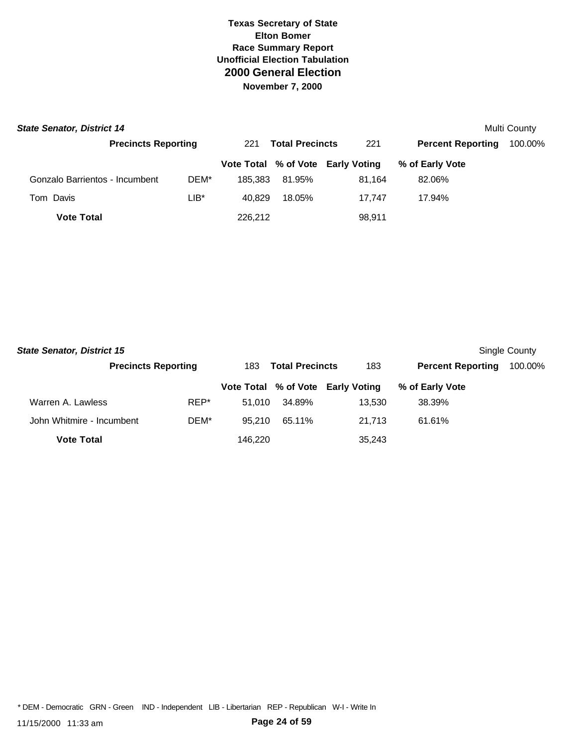# Texas Secretary of State
## Elton Bomer
### Race Summary Report
### Unofficial Election Tabulation
## 2000 General Election
### November 7, 2000

***State Senator, District 14*** — Multi County

**Precincts Reporting** 221 **Total Precincts** 221 **Percent Reporting** 100.00%

| | | Vote Total | % of Vote | Early Voting | % of Early Vote |
|---|---|---|---|---|---|
| Gonzalo Barrientos - Incumbent | DEM* | 185,383 | 81.95% | 81,164 | 82.06% |
| Tom Davis | LIB* | 40,829 | 18.05% | 17,747 | 17.94% |
| **Vote Total** | | 226,212 | | 98,911 | |

***State Senator, District 15*** — Single County

**Precincts Reporting** 183 **Total Precincts** 183 **Percent Reporting** 100.00%

| | | Vote Total | % of Vote | Early Voting | % of Early Vote |
|---|---|---|---|---|---|
| Warren A. Lawless | REP* | 51,010 | 34.89% | 13,530 | 38.39% |
| John Whitmire - Incumbent | DEM* | 95,210 | 65.11% | 21,713 | 61.61% |
| **Vote Total** | | 146,220 | | 35,243 | |

\* DEM - Democratic GRN - Green IND - Independent LIB - Libertarian REP - Republican W-I - Write In

11/15/2000 11:33 am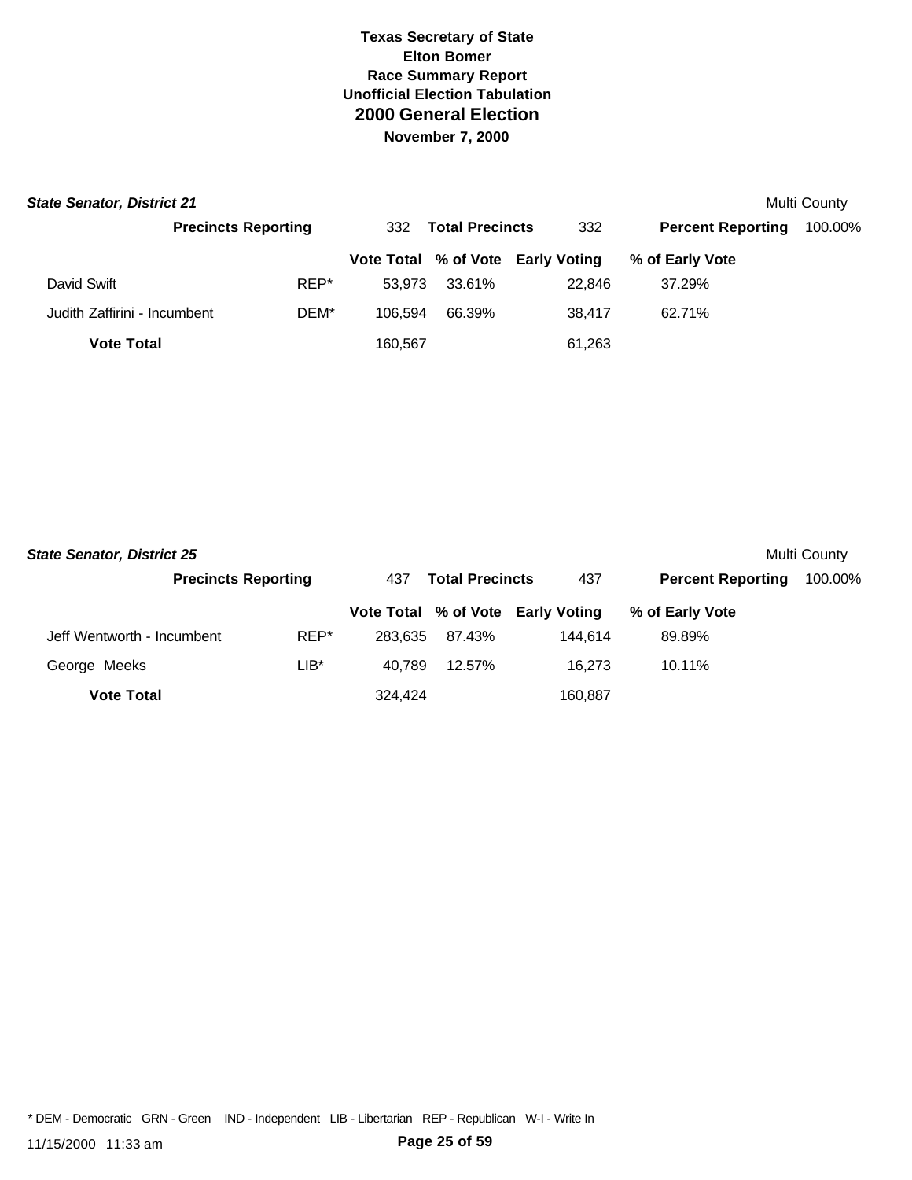# Texas Secretary of State
## Elton Bomer
## Race Summary Report
## Unofficial Election Tabulation
# 2000 General Election
## November 7, 2000

***State Senator, District 21*** Multi County

**Precincts Reporting** 332 **Total Precincts** 332 **Percent Reporting** 100.00%

| | | Vote Total | % of Vote | Early Voting | % of Early Vote |
|---|---|---|---|---|---|
| David Swift | REP* | 53,973 | 33.61% | 22,846 | 37.29% |
| Judith Zaffirini - Incumbent | DEM* | 106,594 | 66.39% | 38,417 | 62.71% |
| **Vote Total** | | 160,567 | | 61,263 | |

***State Senator, District 25*** Multi County

**Precincts Reporting** 437 **Total Precincts** 437 **Percent Reporting** 100.00%

| | | Vote Total | % of Vote | Early Voting | % of Early Vote |
|---|---|---|---|---|---|
| Jeff Wentworth - Incumbent | REP* | 283,635 | 87.43% | 144,614 | 89.89% |
| George Meeks | LIB* | 40,789 | 12.57% | 16,273 | 10.11% |
| **Vote Total** | | 324,424 | | 160,887 | |

* DEM - Democratic GRN - Green IND - Independent LIB - Libertarian REP - Republican W-I - Write In

11/15/2000 11:33 am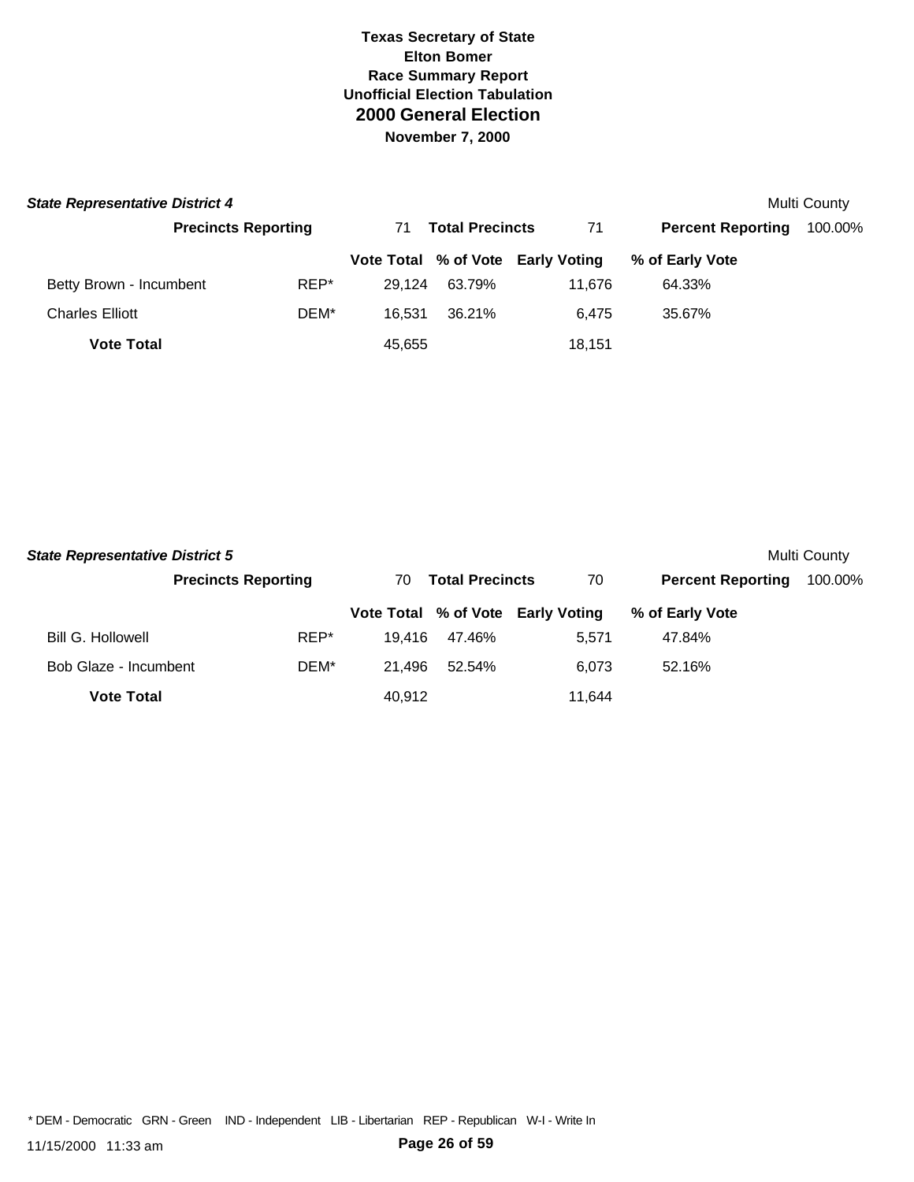# Texas Secretary of State
## Elton Bomer
## Race Summary Report
## Unofficial Election Tabulation
# 2000 General Election
### November 7, 2000

***State Representative District 4*** — Multi County

**Precincts Reporting** 71 **Total Precincts** 71 **Percent Reporting** 100.00%

| | | Vote Total | % of Vote | Early Voting | % of Early Vote |
|---|---|---|---|---|---|
| Betty Brown - Incumbent | REP* | 29,124 | 63.79% | 11,676 | 64.33% |
| Charles Elliott | DEM* | 16,531 | 36.21% | 6,475 | 35.67% |
| **Vote Total** | | 45,655 | | 18,151 | |

***State Representative District 5*** — Multi County

**Precincts Reporting** 70 **Total Precincts** 70 **Percent Reporting** 100.00%

| | | Vote Total | % of Vote | Early Voting | % of Early Vote |
|---|---|---|---|---|---|
| Bill G. Hollowell | REP* | 19,416 | 47.46% | 5,571 | 47.84% |
| Bob Glaze - Incumbent | DEM* | 21,496 | 52.54% | 6,073 | 52.16% |
| **Vote Total** | | 40,912 | | 11,644 | |

* DEM - Democratic GRN - Green IND - Independent LIB - Libertarian REP - Republican W-I - Write In

11/15/2000 11:33 am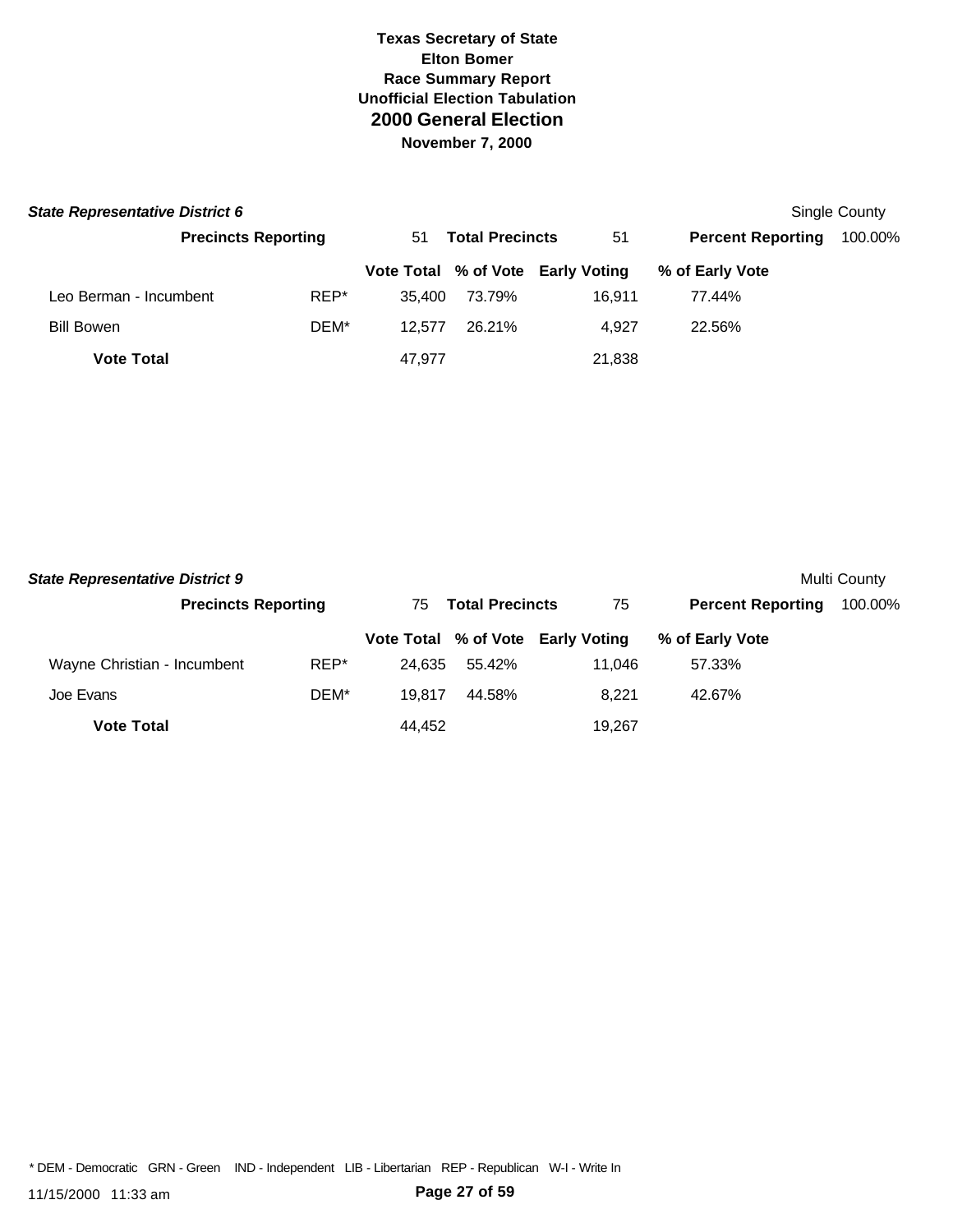**Texas Secretary of State**
**Elton Bomer**
**Race Summary Report**
**Unofficial Election Tabulation**

# 2000 General Election

**November 7, 2000**

## *State Representative District 6*

Single County

**Precincts Reporting** 51 **Total Precincts** 51 **Percent Reporting** 100.00%

| | | Vote Total | % of Vote | Early Voting | % of Early Vote |
|---|---|---|---|---|---|
| Leo Berman - Incumbent | REP* | 35,400 | 73.79% | 16,911 | 77.44% |
| Bill Bowen | DEM* | 12,577 | 26.21% | 4,927 | 22.56% |
| **Vote Total** | | 47,977 | | 21,838 | |

## *State Representative District 9*

Multi County

**Precincts Reporting** 75 **Total Precincts** 75 **Percent Reporting** 100.00%

| | | Vote Total | % of Vote | Early Voting | % of Early Vote |
|---|---|---|---|---|---|
| Wayne Christian - Incumbent | REP* | 24,635 | 55.42% | 11,046 | 57.33% |
| Joe Evans | DEM* | 19,817 | 44.58% | 8,221 | 42.67% |
| **Vote Total** | | 44,452 | | 19,267 | |

* DEM - Democratic GRN - Green IND - Independent LIB - Libertarian REP - Republican W-I - Write In

11/15/2000 11:33 am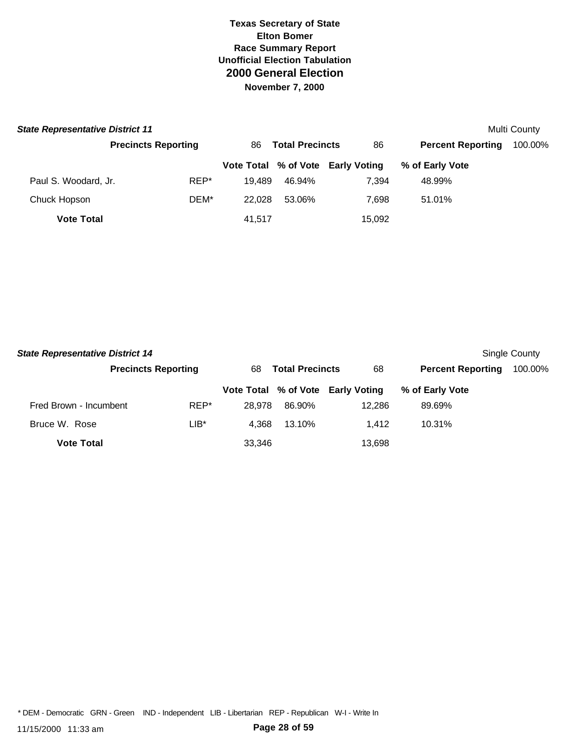# Texas Secretary of State
## Elton Bomer
## Race Summary Report
## Unofficial Election Tabulation
## 2000 General Election
### November 7, 2000

***State Representative District 11*** — Multi County

**Precincts Reporting** 86 **Total Precincts** 86 **Percent Reporting** 100.00%

| | | Vote Total | % of Vote | Early Voting | % of Early Vote |
|---|---|---|---|---|---|
| Paul S. Woodard, Jr. | REP* | 19,489 | 46.94% | 7,394 | 48.99% |
| Chuck Hopson | DEM* | 22,028 | 53.06% | 7,698 | 51.01% |
| **Vote Total** | | 41,517 | | 15,092 | |

***State Representative District 14*** — Single County

**Precincts Reporting** 68 **Total Precincts** 68 **Percent Reporting** 100.00%

| | | Vote Total | % of Vote | Early Voting | % of Early Vote |
|---|---|---|---|---|---|
| Fred Brown - Incumbent | REP* | 28,978 | 86.90% | 12,286 | 89.69% |
| Bruce W. Rose | LIB* | 4,368 | 13.10% | 1,412 | 10.31% |
| **Vote Total** | | 33,346 | | 13,698 | |

* DEM - Democratic GRN - Green IND - Independent LIB - Libertarian REP - Republican W-I - Write In

11/15/2000 11:33 am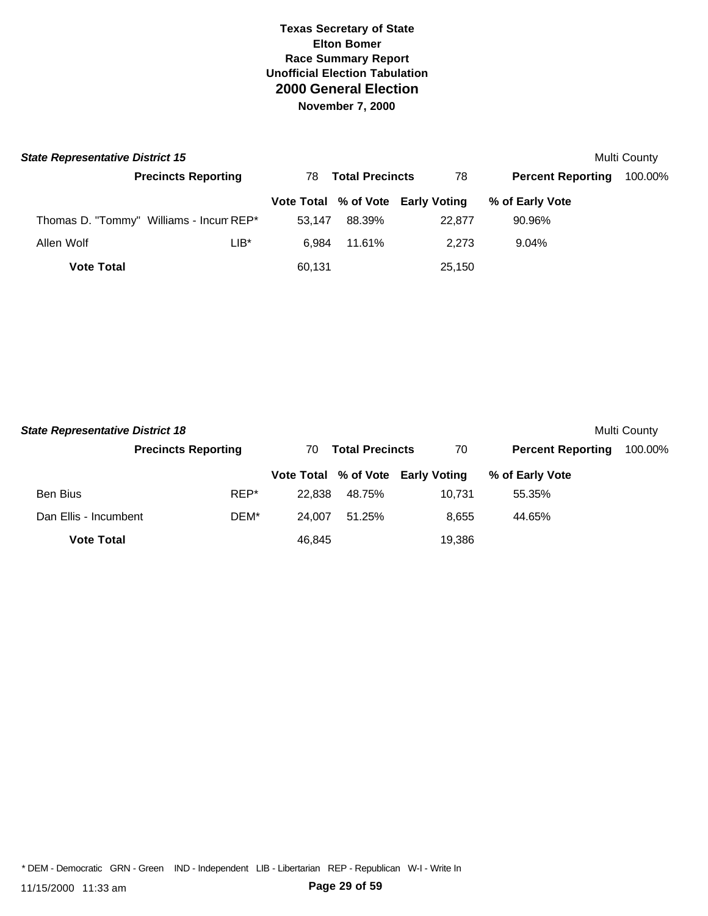**Texas Secretary of State**
**Elton Bomer**
**Race Summary Report**
**Unofficial Election Tabulation**

# 2000 General Election

**November 7, 2000**

## *State Representative District 15*

Multi County

| **Precincts Reporting** | 78 | **Total Precincts** | 78 | **Percent Reporting** | 100.00% |
|---|---|---|---|---|---|

| | | Vote Total | % of Vote | Early Voting | % of Early Vote |
|---|---|---|---|---|---|
| Thomas D. "Tommy" Williams - Incum | REP* | 53,147 | 88.39% | 22,877 | 90.96% |
| Allen Wolf | LIB* | 6,984 | 11.61% | 2,273 | 9.04% |
| **Vote Total** | | 60,131 | | 25,150 | |

## *State Representative District 18*

Multi County

| **Precincts Reporting** | 70 | **Total Precincts** | 70 | **Percent Reporting** | 100.00% |
|---|---|---|---|---|---|

| | | Vote Total | % of Vote | Early Voting | % of Early Vote |
|---|---|---|---|---|---|
| Ben Bius | REP* | 22,838 | 48.75% | 10,731 | 55.35% |
| Dan Ellis - Incumbent | DEM* | 24,007 | 51.25% | 8,655 | 44.65% |
| **Vote Total** | | 46,845 | | 19,386 | |

* DEM - Democratic GRN - Green IND - Independent LIB - Libertarian REP - Republican W-I - Write In

11/15/2000 11:33 am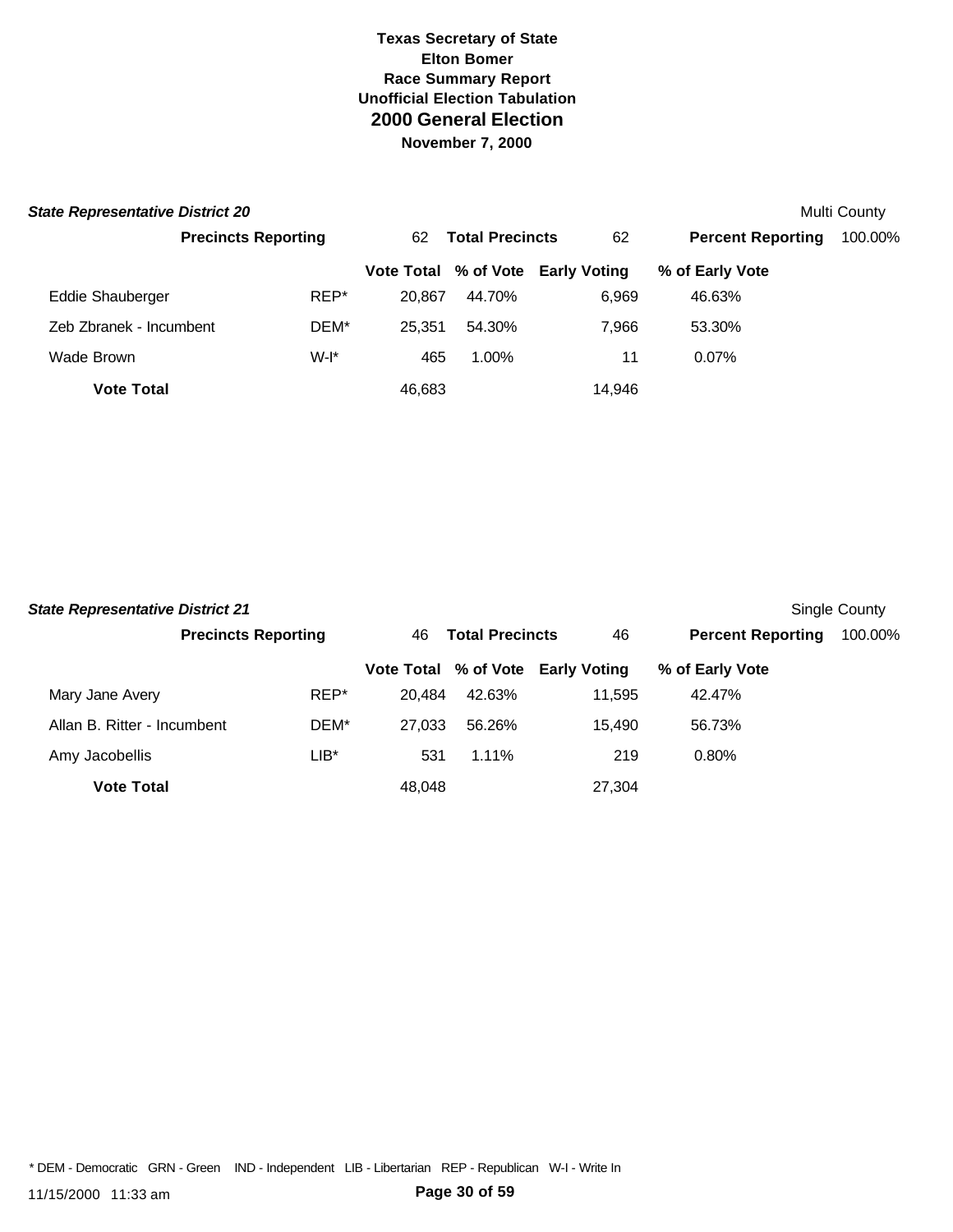# Texas Secretary of State
## Elton Bomer
### Race Summary Report
### Unofficial Election Tabulation
## 2000 General Election
**November 7, 2000**

***State Representative District 20*** — Multi County

| Precincts Reporting | 62 | Total Precincts | 62 | Percent Reporting | 100.00% |
|---|---|---|---|---|---|

| | | Vote Total | % of Vote | Early Voting | % of Early Vote |
|---|---|---|---|---|---|
| Eddie Shauberger | REP* | 20,867 | 44.70% | 6,969 | 46.63% |
| Zeb Zbranek - Incumbent | DEM* | 25,351 | 54.30% | 7,966 | 53.30% |
| Wade Brown | W-I* | 465 | 1.00% | 11 | 0.07% |
| **Vote Total** | | 46,683 | | 14,946 | |

***State Representative District 21*** — Single County

| Precincts Reporting | 46 | Total Precincts | 46 | Percent Reporting | 100.00% |
|---|---|---|---|---|---|

| | | Vote Total | % of Vote | Early Voting | % of Early Vote |
|---|---|---|---|---|---|
| Mary Jane Avery | REP* | 20,484 | 42.63% | 11,595 | 42.47% |
| Allan B. Ritter - Incumbent | DEM* | 27,033 | 56.26% | 15,490 | 56.73% |
| Amy Jacobellis | LIB* | 531 | 1.11% | 219 | 0.80% |
| **Vote Total** | | 48,048 | | 27,304 | |

* DEM - Democratic GRN - Green IND - Independent LIB - Libertarian REP - Republican W-I - Write In

11/15/2000 11:33 am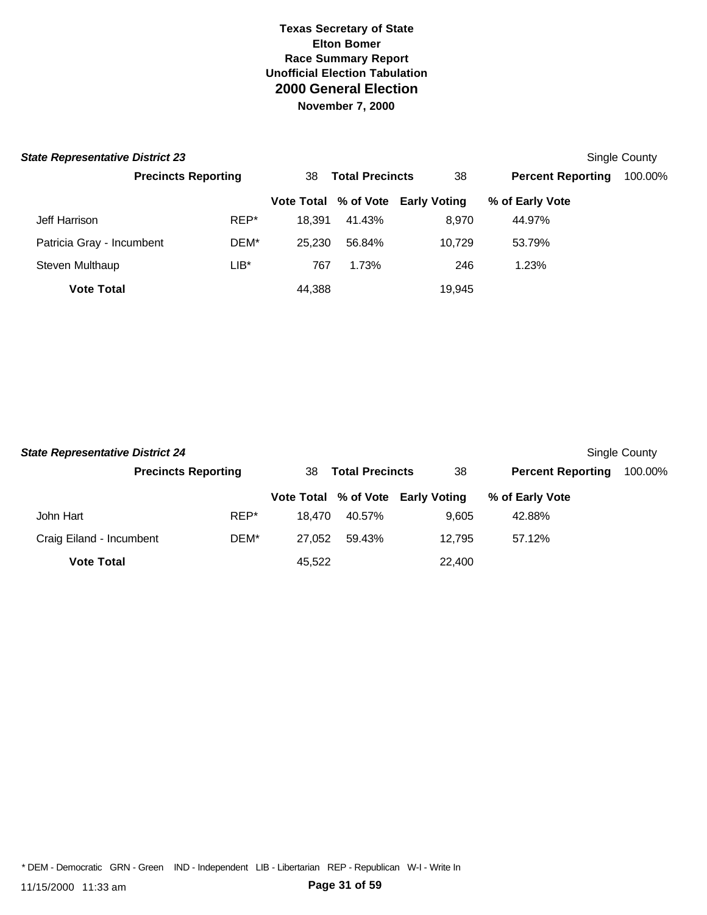**Texas Secretary of State**
**Elton Bomer**
**Race Summary Report**
**Unofficial Election Tabulation**
## 2000 General Election
**November 7, 2000**

### *State Representative District 23*

Single County

| Precincts Reporting | | 38 | Total Precincts | 38 | Percent Reporting | 100.00% |
|---|---|---|---|---|---|---|

| | | Vote Total | % of Vote | Early Voting | % of Early Vote |
|---|---|---|---|---|---|
| Jeff Harrison | REP* | 18,391 | 41.43% | 8,970 | 44.97% |
| Patricia Gray - Incumbent | DEM* | 25,230 | 56.84% | 10,729 | 53.79% |
| Steven Multhaup | LIB* | 767 | 1.73% | 246 | 1.23% |
| **Vote Total** | | 44,388 | | 19,945 | |

### *State Representative District 24*

Single County

| Precincts Reporting | | 38 | Total Precincts | 38 | Percent Reporting | 100.00% |
|---|---|---|---|---|---|---|

| | | Vote Total | % of Vote | Early Voting | % of Early Vote |
|---|---|---|---|---|---|
| John Hart | REP* | 18,470 | 40.57% | 9,605 | 42.88% |
| Craig Eiland - Incumbent | DEM* | 27,052 | 59.43% | 12,795 | 57.12% |
| **Vote Total** | | 45,522 | | 22,400 | |

* DEM - Democratic GRN - Green IND - Independent LIB - Libertarian REP - Republican W-I - Write In

11/15/2000 11:33 am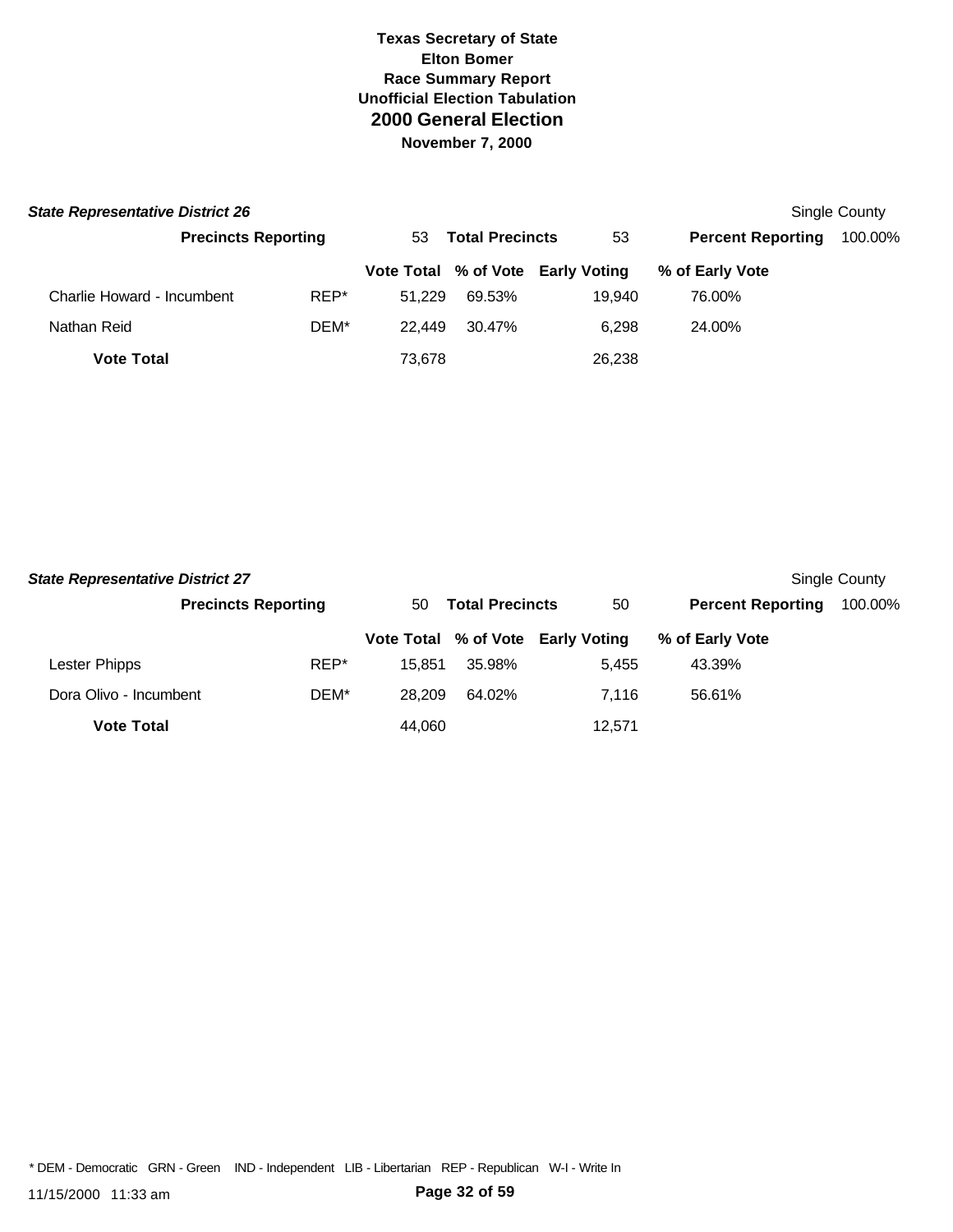**Texas Secretary of State**
**Elton Bomer**
**Race Summary Report**
**Unofficial Election Tabulation**
## 2000 General Election
**November 7, 2000**

### *State Representative District 26*

Single County

| Precincts Reporting | | 53 | Total Precincts | 53 | Percent Reporting | 100.00% |
|---|---|---|---|---|---|---|

| | | Vote Total | % of Vote | Early Voting | % of Early Vote |
|---|---|---|---|---|---|
| Charlie Howard - Incumbent | REP* | 51,229 | 69.53% | 19,940 | 76.00% |
| Nathan Reid | DEM* | 22,449 | 30.47% | 6,298 | 24.00% |
| **Vote Total** | | 73,678 | | 26,238 | |

### *State Representative District 27*

Single County

| Precincts Reporting | | 50 | Total Precincts | 50 | Percent Reporting | 100.00% |
|---|---|---|---|---|---|---|

| | | Vote Total | % of Vote | Early Voting | % of Early Vote |
|---|---|---|---|---|---|
| Lester Phipps | REP* | 15,851 | 35.98% | 5,455 | 43.39% |
| Dora Olivo - Incumbent | DEM* | 28,209 | 64.02% | 7,116 | 56.61% |
| **Vote Total** | | 44,060 | | 12,571 | |

* DEM - Democratic GRN - Green IND - Independent LIB - Libertarian REP - Republican W-I - Write In

11/15/2000 11:33 am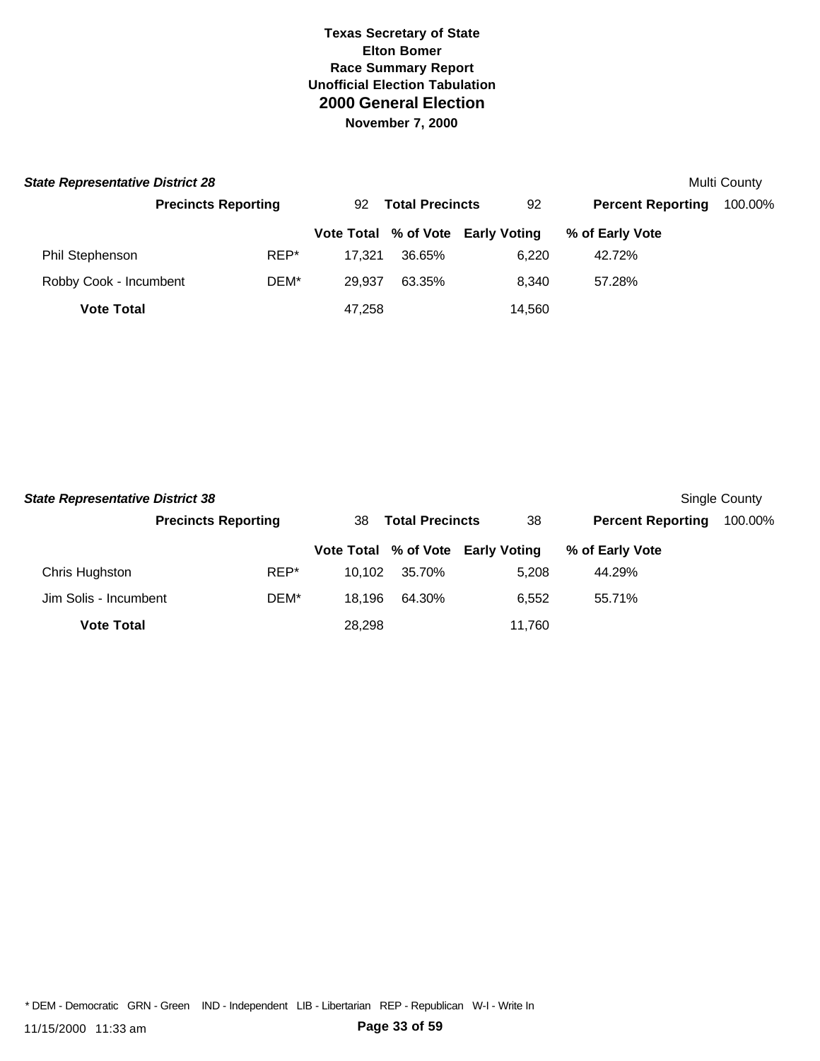**Texas Secretary of State**
**Elton Bomer**
**Race Summary Report**
**Unofficial Election Tabulation**
## 2000 General Election
**November 7, 2000**

### *State Representative District 28*

Multi County

**Precincts Reporting** 92 **Total Precincts** 92 **Percent Reporting** 100.00%

| | | Vote Total | % of Vote | Early Voting | % of Early Vote |
|---|---|---|---|---|---|
| Phil Stephenson | REP* | 17,321 | 36.65% | 6,220 | 42.72% |
| Robby Cook - Incumbent | DEM* | 29,937 | 63.35% | 8,340 | 57.28% |
| **Vote Total** | | 47,258 | | 14,560 | |

### *State Representative District 38*

Single County

**Precincts Reporting** 38 **Total Precincts** 38 **Percent Reporting** 100.00%

| | | Vote Total | % of Vote | Early Voting | % of Early Vote |
|---|---|---|---|---|---|
| Chris Hughston | REP* | 10,102 | 35.70% | 5,208 | 44.29% |
| Jim Solis - Incumbent | DEM* | 18,196 | 64.30% | 6,552 | 55.71% |
| **Vote Total** | | 28,298 | | 11,760 | |

* DEM - Democratic GRN - Green IND - Independent LIB - Libertarian REP - Republican W-I - Write In

11/15/2000 11:33 am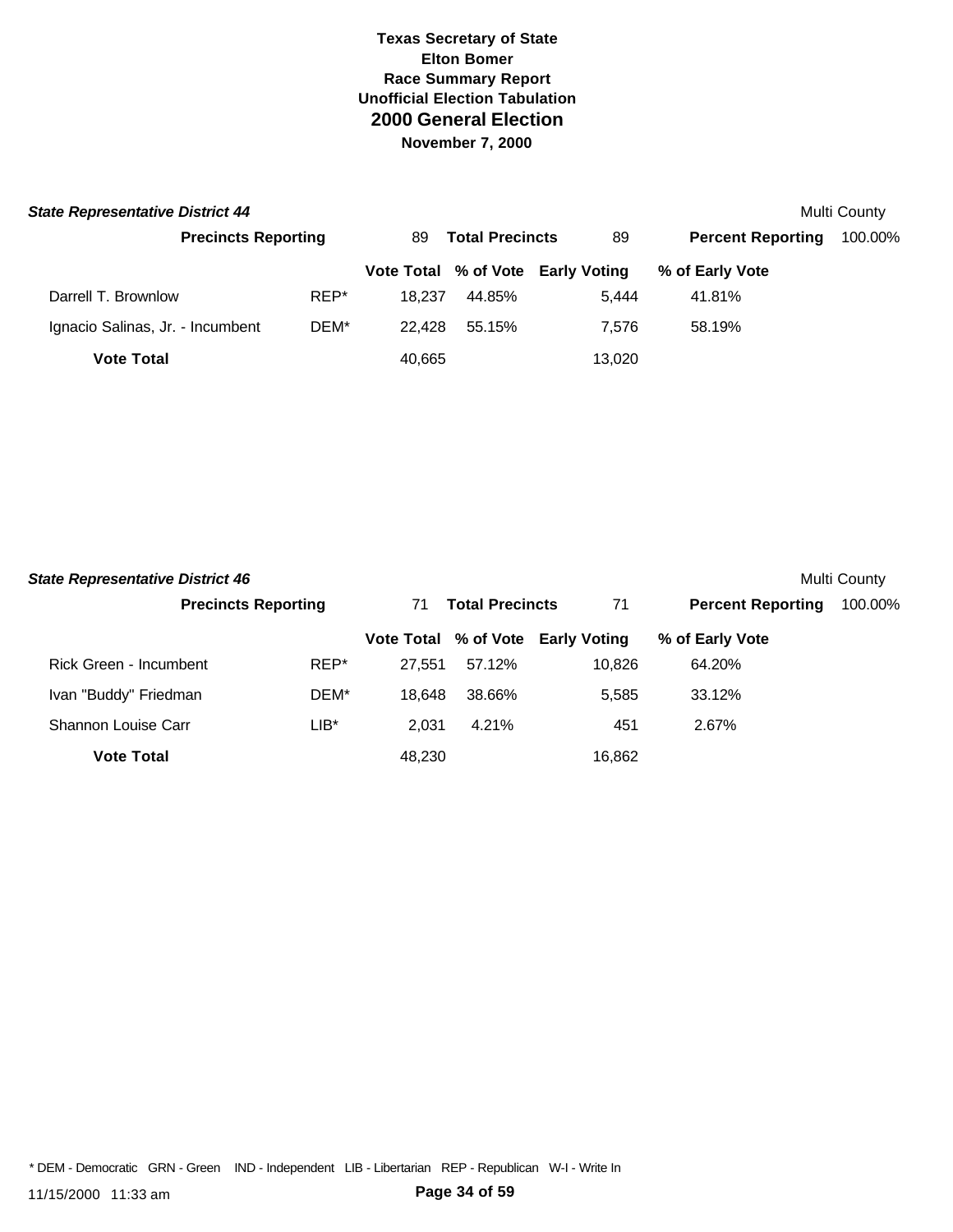**Texas Secretary of State**
**Elton Bomer**
**Race Summary Report**
**Unofficial Election Tabulation**
## 2000 General Election
**November 7, 2000**

### *State Representative District 44*

Multi County

**Precincts Reporting** 89 **Total Precincts** 89 **Percent Reporting** 100.00%

| | | Vote Total | % of Vote | Early Voting | % of Early Vote |
|---|---|---|---|---|---|
| Darrell T. Brownlow | REP* | 18,237 | 44.85% | 5,444 | 41.81% |
| Ignacio Salinas, Jr. - Incumbent | DEM* | 22,428 | 55.15% | 7,576 | 58.19% |
| **Vote Total** | | 40,665 | | 13,020 | |

### *State Representative District 46*

Multi County

**Precincts Reporting** 71 **Total Precincts** 71 **Percent Reporting** 100.00%

| | | Vote Total | % of Vote | Early Voting | % of Early Vote |
|---|---|---|---|---|---|
| Rick Green - Incumbent | REP* | 27,551 | 57.12% | 10,826 | 64.20% |
| Ivan "Buddy" Friedman | DEM* | 18,648 | 38.66% | 5,585 | 33.12% |
| Shannon Louise Carr | LIB* | 2,031 | 4.21% | 451 | 2.67% |
| **Vote Total** | | 48,230 | | 16,862 | |

* DEM - Democratic GRN - Green IND - Independent LIB - Libertarian REP - Republican W-I - Write In

11/15/2000 11:33 am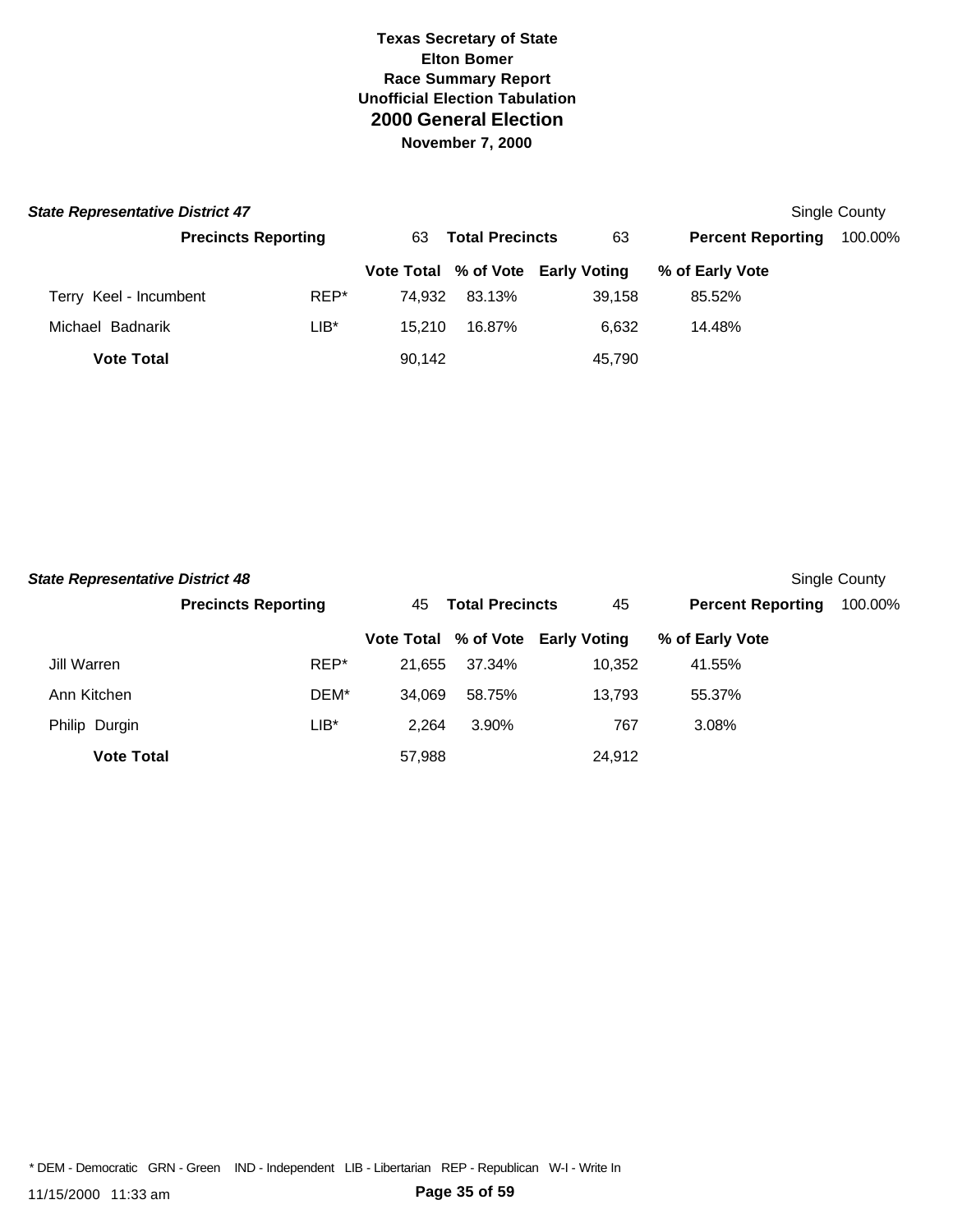# Texas Secretary of State
## Elton Bomer
### Race Summary Report
### Unofficial Election Tabulation
## 2000 General Election
### November 7, 2000

***State Representative District 47*** — Single County

**Precincts Reporting** 63 **Total Precincts** 63 **Percent Reporting** 100.00%

| | | Vote Total | % of Vote | Early Voting | % of Early Vote |
|---|---|---|---|---|---|
| Terry Keel - Incumbent | REP* | 74,932 | 83.13% | 39,158 | 85.52% |
| Michael Badnarik | LIB* | 15,210 | 16.87% | 6,632 | 14.48% |
| **Vote Total** | | 90,142 | | 45,790 | |

***State Representative District 48*** — Single County

**Precincts Reporting** 45 **Total Precincts** 45 **Percent Reporting** 100.00%

| | | Vote Total | % of Vote | Early Voting | % of Early Vote |
|---|---|---|---|---|---|
| Jill Warren | REP* | 21,655 | 37.34% | 10,352 | 41.55% |
| Ann Kitchen | DEM* | 34,069 | 58.75% | 13,793 | 55.37% |
| Philip Durgin | LIB* | 2,264 | 3.90% | 767 | 3.08% |
| **Vote Total** | | 57,988 | | 24,912 | |

* DEM - Democratic GRN - Green IND - Independent LIB - Libertarian REP - Republican W-I - Write In

11/15/2000 11:33 am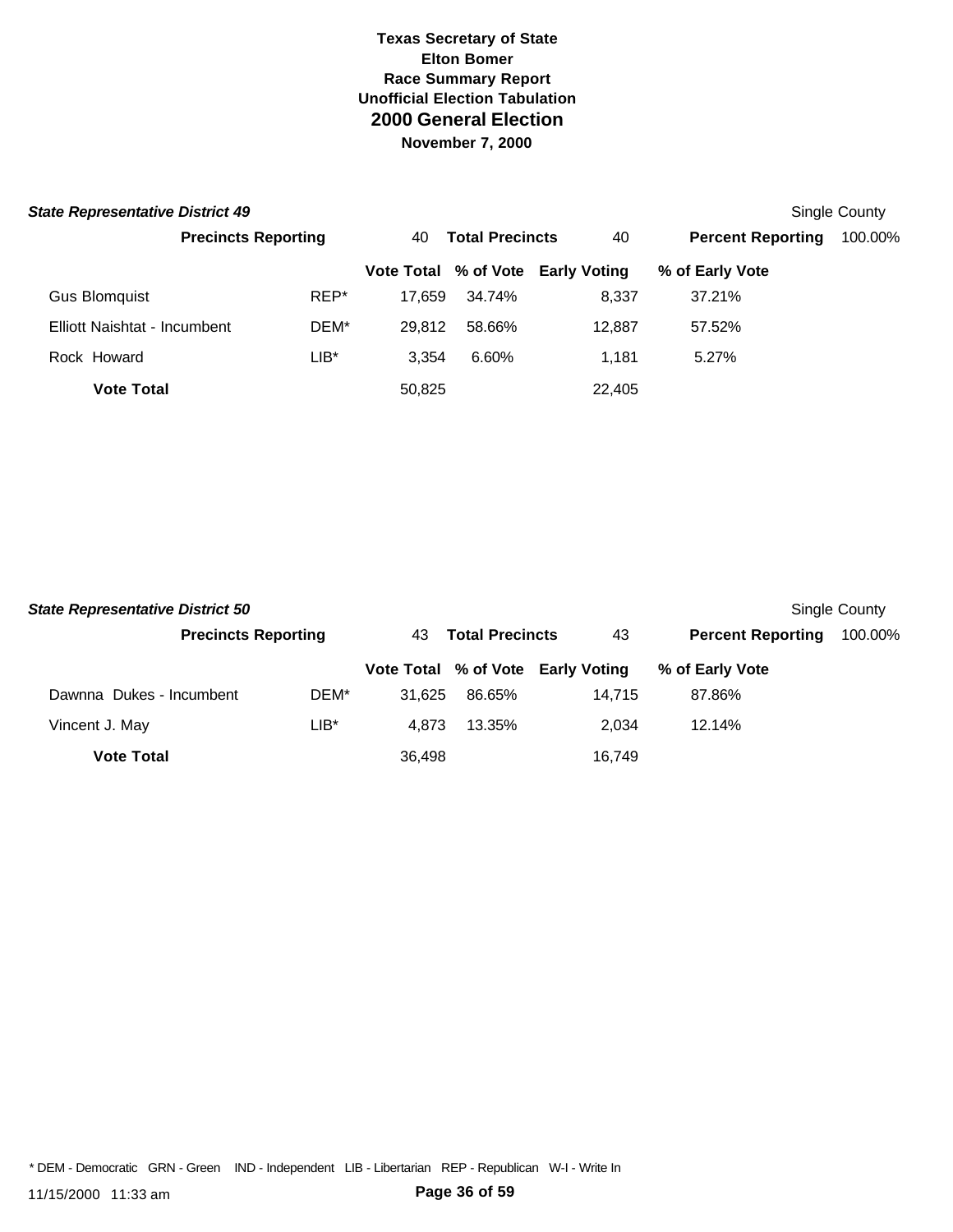**Texas Secretary of State**
**Elton Bomer**
**Race Summary Report**
**Unofficial Election Tabulation**
## 2000 General Election
**November 7, 2000**

### *State Representative District 49*

Single County

| **Precincts Reporting** | 40 | **Total Precincts** | 40 | **Percent Reporting** | 100.00% |
|---|---|---|---|---|---|

| | | Vote Total | % of Vote | Early Voting | % of Early Vote |
|---|---|---|---|---|---|
| Gus Blomquist | REP* | 17,659 | 34.74% | 8,337 | 37.21% |
| Elliott Naishtat - Incumbent | DEM* | 29,812 | 58.66% | 12,887 | 57.52% |
| Rock Howard | LIB* | 3,354 | 6.60% | 1,181 | 5.27% |
| **Vote Total** | | 50,825 | | 22,405 | |

### *State Representative District 50*

Single County

| **Precincts Reporting** | 43 | **Total Precincts** | 43 | **Percent Reporting** | 100.00% |
|---|---|---|---|---|---|

| | | Vote Total | % of Vote | Early Voting | % of Early Vote |
|---|---|---|---|---|---|
| Dawnna Dukes - Incumbent | DEM* | 31,625 | 86.65% | 14,715 | 87.86% |
| Vincent J. May | LIB* | 4,873 | 13.35% | 2,034 | 12.14% |
| **Vote Total** | | 36,498 | | 16,749 | |

* DEM - Democratic GRN - Green IND - Independent LIB - Libertarian REP - Republican W-I - Write In

11/15/2000 11:33 am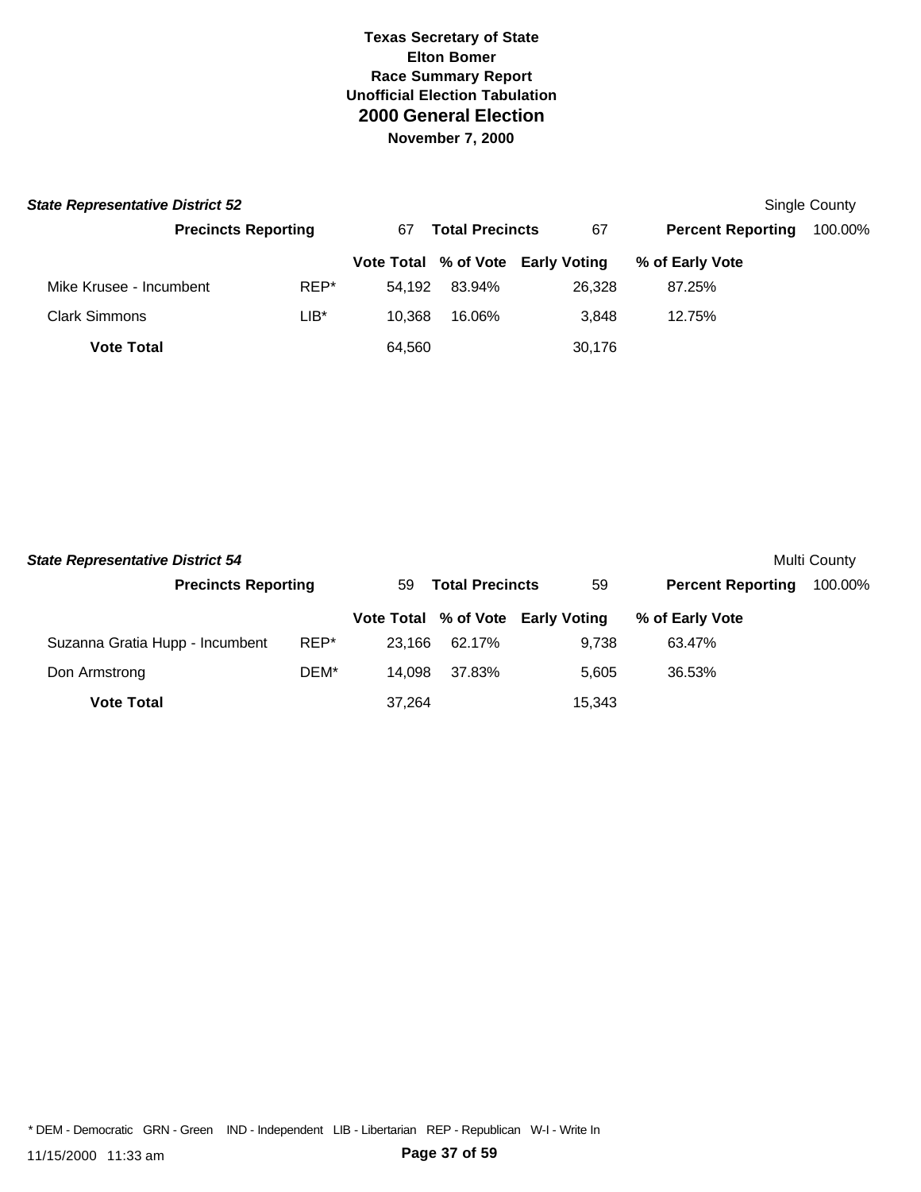# Texas Secretary of State
## Elton Bomer
## Race Summary Report
## Unofficial Election Tabulation
# 2000 General Election
**November 7, 2000**

***State Representative District 52*** — Single County

| **Precincts Reporting** | 67 | **Total Precincts** | 67 | **Percent Reporting** | 100.00% |
|---|---|---|---|---|---|

| | | Vote Total | % of Vote | Early Voting | % of Early Vote |
|---|---|---|---|---|---|
| Mike Krusee - Incumbent | REP* | 54,192 | 83.94% | 26,328 | 87.25% |
| Clark Simmons | LIB* | 10,368 | 16.06% | 3,848 | 12.75% |
| **Vote Total** | | 64,560 | | 30,176 | |

***State Representative District 54*** — Multi County

| **Precincts Reporting** | 59 | **Total Precincts** | 59 | **Percent Reporting** | 100.00% |
|---|---|---|---|---|---|

| | | Vote Total | % of Vote | Early Voting | % of Early Vote |
|---|---|---|---|---|---|
| Suzanna Gratia Hupp - Incumbent | REP* | 23,166 | 62.17% | 9,738 | 63.47% |
| Don Armstrong | DEM* | 14,098 | 37.83% | 5,605 | 36.53% |
| **Vote Total** | | 37,264 | | 15,343 | |

* DEM - Democratic GRN - Green IND - Independent LIB - Libertarian REP - Republican W-I - Write In

11/15/2000 11:33 am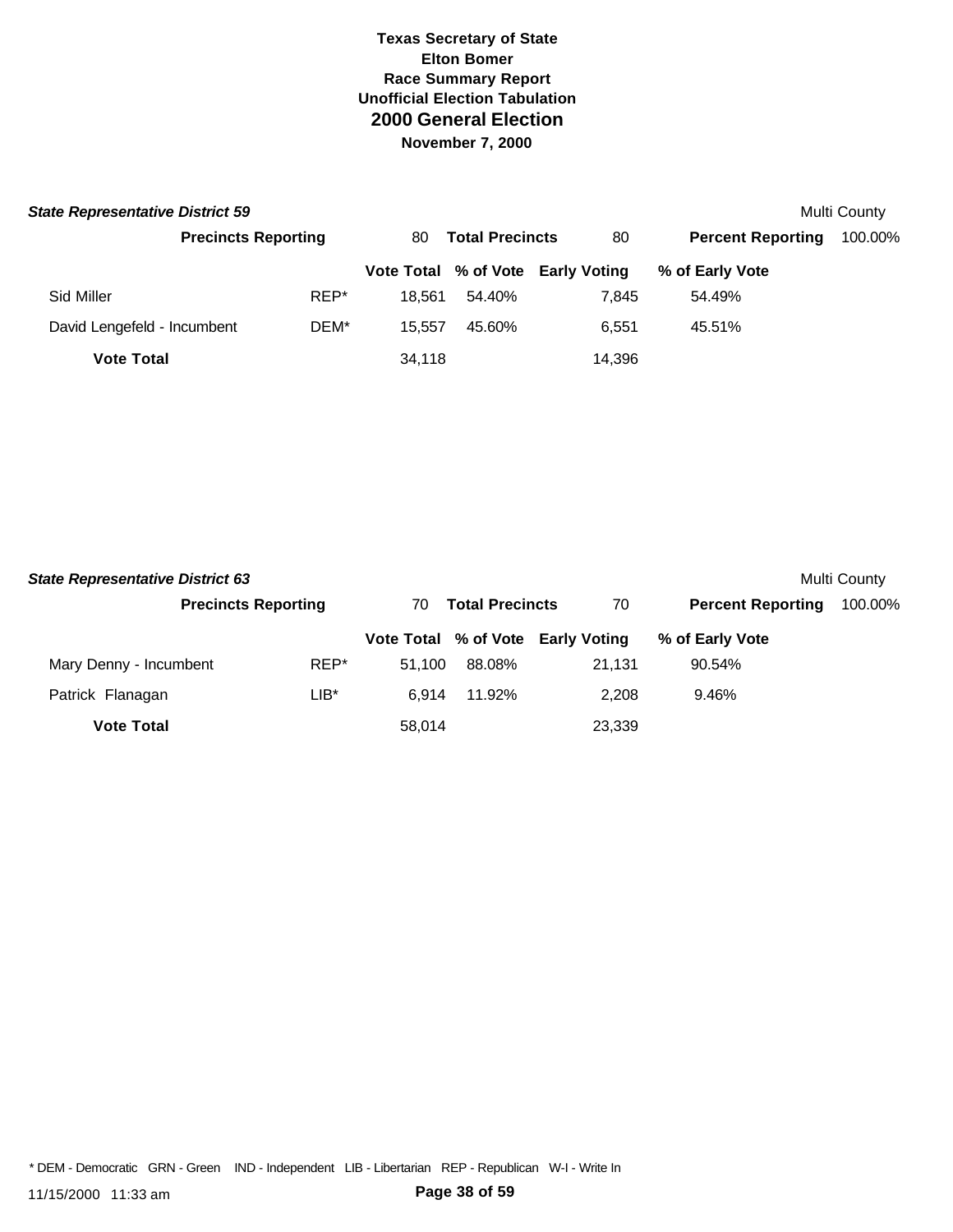**Texas Secretary of State**
**Elton Bomer**
**Race Summary Report**
**Unofficial Election Tabulation**

## 2000 General Election

**November 7, 2000**

### *State Representative District 59*

Multi County

| Precincts Reporting | 80 | Total Precincts | 80 | Percent Reporting | 100.00% |
|---|---|---|---|---|---|

| Candidate | Party | Vote Total | % of Vote | Early Voting | % of Early Vote |
|---|---|---|---|---|---|
| Sid Miller | REP* | 18,561 | 54.40% | 7,845 | 54.49% |
| David Lengefeld - Incumbent | DEM* | 15,557 | 45.60% | 6,551 | 45.51% |
| **Vote Total** | | 34,118 | | 14,396 | |

### *State Representative District 63*

Multi County

| Precincts Reporting | 70 | Total Precincts | 70 | Percent Reporting | 100.00% |
|---|---|---|---|---|---|

| Candidate | Party | Vote Total | % of Vote | Early Voting | % of Early Vote |
|---|---|---|---|---|---|
| Mary Denny - Incumbent | REP* | 51,100 | 88.08% | 21,131 | 90.54% |
| Patrick Flanagan | LIB* | 6,914 | 11.92% | 2,208 | 9.46% |
| **Vote Total** | | 58,014 | | 23,339 | |

\* DEM - Democratic GRN - Green IND - Independent LIB - Libertarian REP - Republican W-I - Write In

11/15/2000 11:33 am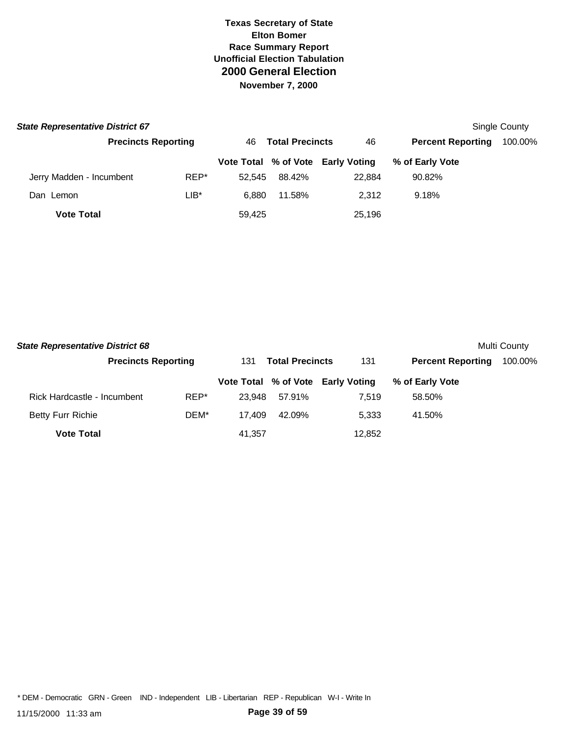**Texas Secretary of State**
**Elton Bomer**
**Race Summary Report**
**Unofficial Election Tabulation**
## 2000 General Election
**November 7, 2000**

### *State Representative District 67*

Single County

| **Precincts Reporting** | 46 | **Total Precincts** | 46 | **Percent Reporting** | 100.00% |
|---|---|---|---|---|---|

| | | Vote Total | % of Vote | Early Voting | % of Early Vote |
|---|---|---|---|---|---|
| Jerry Madden - Incumbent | REP* | 52,545 | 88.42% | 22,884 | 90.82% |
| Dan Lemon | LIB* | 6,880 | 11.58% | 2,312 | 9.18% |
| **Vote Total** | | 59,425 | | 25,196 | |

### *State Representative District 68*

Multi County

| **Precincts Reporting** | 131 | **Total Precincts** | 131 | **Percent Reporting** | 100.00% |
|---|---|---|---|---|---|

| | | Vote Total | % of Vote | Early Voting | % of Early Vote |
|---|---|---|---|---|---|
| Rick Hardcastle - Incumbent | REP* | 23,948 | 57.91% | 7,519 | 58.50% |
| Betty Furr Richie | DEM* | 17,409 | 42.09% | 5,333 | 41.50% |
| **Vote Total** | | 41,357 | | 12,852 | |

* DEM - Democratic GRN - Green IND - Independent LIB - Libertarian REP - Republican W-I - Write In

11/15/2000 11:33 am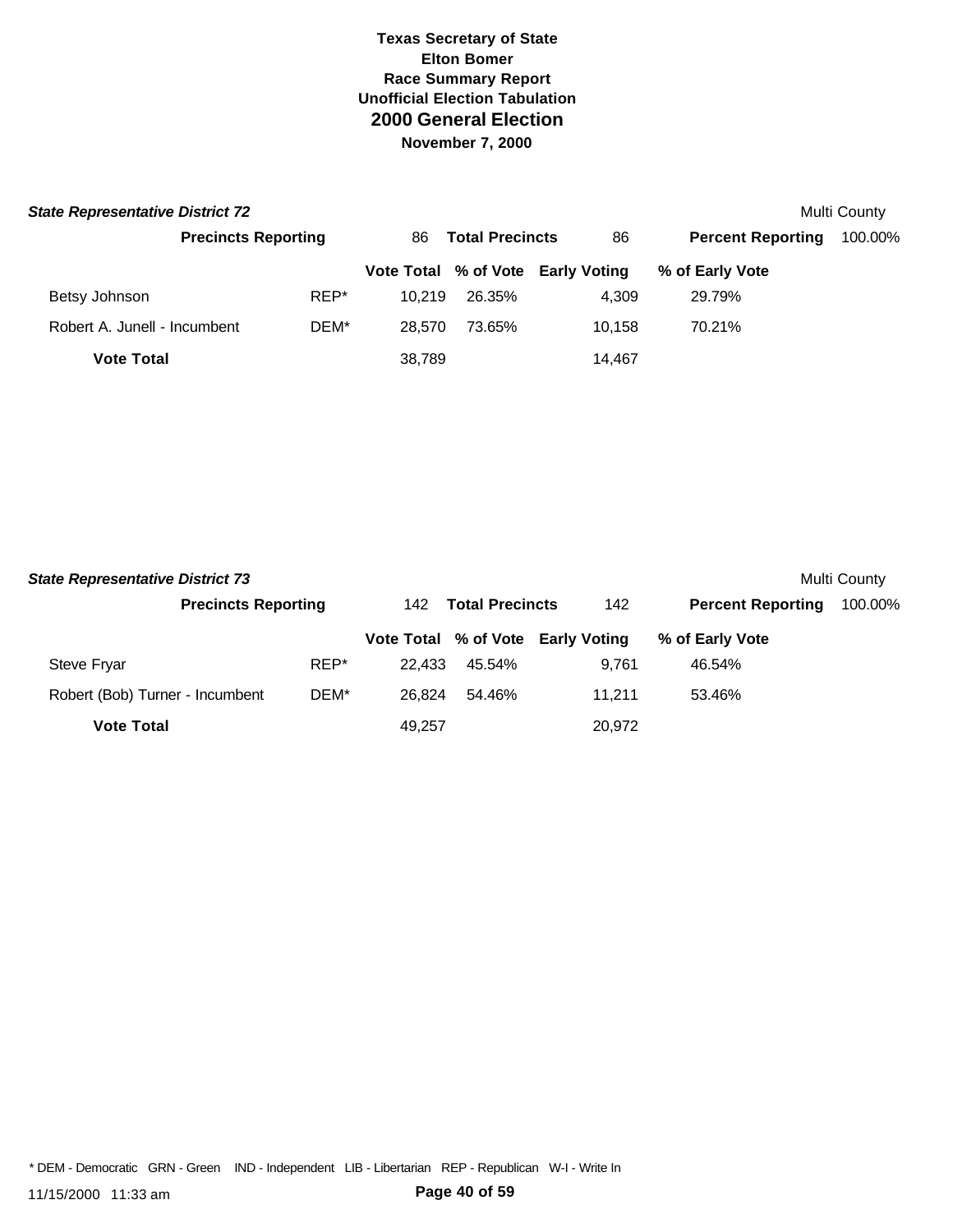# Texas Secretary of State
## Elton Bomer
## Race Summary Report
## Unofficial Election Tabulation
# 2000 General Election
### November 7, 2000

***State Representative District 72*** — Multi County

**Precincts Reporting** 86 **Total Precincts** 86 **Percent Reporting** 100.00%

| | | Vote Total | % of Vote | Early Voting | % of Early Vote |
|---|---|---|---|---|---|
| Betsy Johnson | REP* | 10,219 | 26.35% | 4,309 | 29.79% |
| Robert A. Junell - Incumbent | DEM* | 28,570 | 73.65% | 10,158 | 70.21% |
| **Vote Total** | | 38,789 | | 14,467 | |

***State Representative District 73*** — Multi County

**Precincts Reporting** 142 **Total Precincts** 142 **Percent Reporting** 100.00%

| | | Vote Total | % of Vote | Early Voting | % of Early Vote |
|---|---|---|---|---|---|
| Steve Fryar | REP* | 22,433 | 45.54% | 9,761 | 46.54% |
| Robert (Bob) Turner - Incumbent | DEM* | 26,824 | 54.46% | 11,211 | 53.46% |
| **Vote Total** | | 49,257 | | 20,972 | |

* DEM - Democratic GRN - Green IND - Independent LIB - Libertarian REP - Republican W-I - Write In

11/15/2000 11:33 am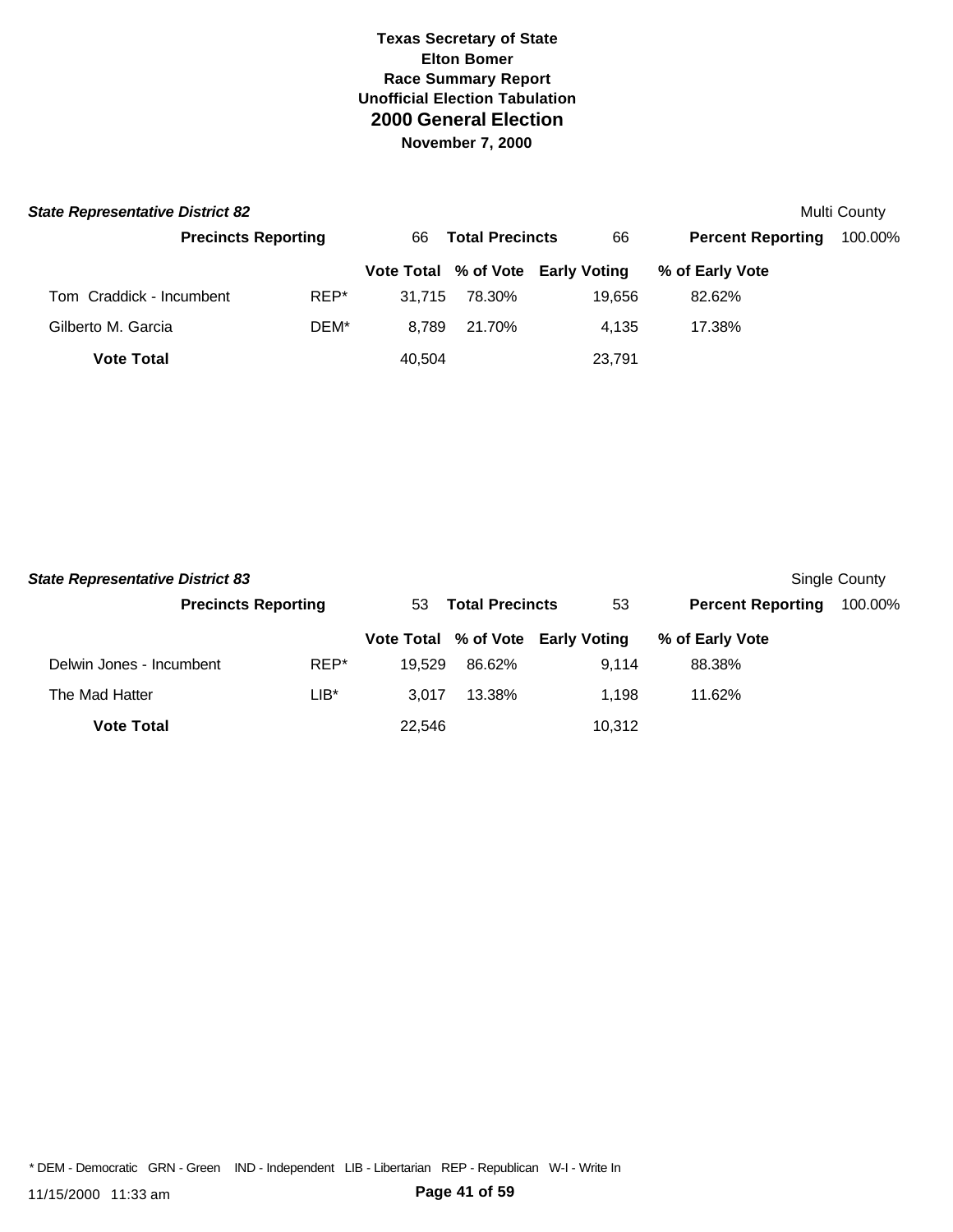# Texas Secretary of State
## Elton Bomer
### Race Summary Report
### Unofficial Election Tabulation
## 2000 General Election
### November 7, 2000

***State Representative District 82*** — Multi County

**Precincts Reporting** 66 **Total Precincts** 66 **Percent Reporting** 100.00%

| | | Vote Total | % of Vote | Early Voting | % of Early Vote |
|---|---|---|---|---|---|
| Tom Craddick - Incumbent | REP* | 31,715 | 78.30% | 19,656 | 82.62% |
| Gilberto M. Garcia | DEM* | 8,789 | 21.70% | 4,135 | 17.38% |
| **Vote Total** | | 40,504 | | 23,791 | |

***State Representative District 83*** — Single County

**Precincts Reporting** 53 **Total Precincts** 53 **Percent Reporting** 100.00%

| | | Vote Total | % of Vote | Early Voting | % of Early Vote |
|---|---|---|---|---|---|
| Delwin Jones - Incumbent | REP* | 19,529 | 86.62% | 9,114 | 88.38% |
| The Mad Hatter | LIB* | 3,017 | 13.38% | 1,198 | 11.62% |
| **Vote Total** | | 22,546 | | 10,312 | |

* DEM - Democratic GRN - Green IND - Independent LIB - Libertarian REP - Republican W-I - Write In

11/15/2000 11:33 am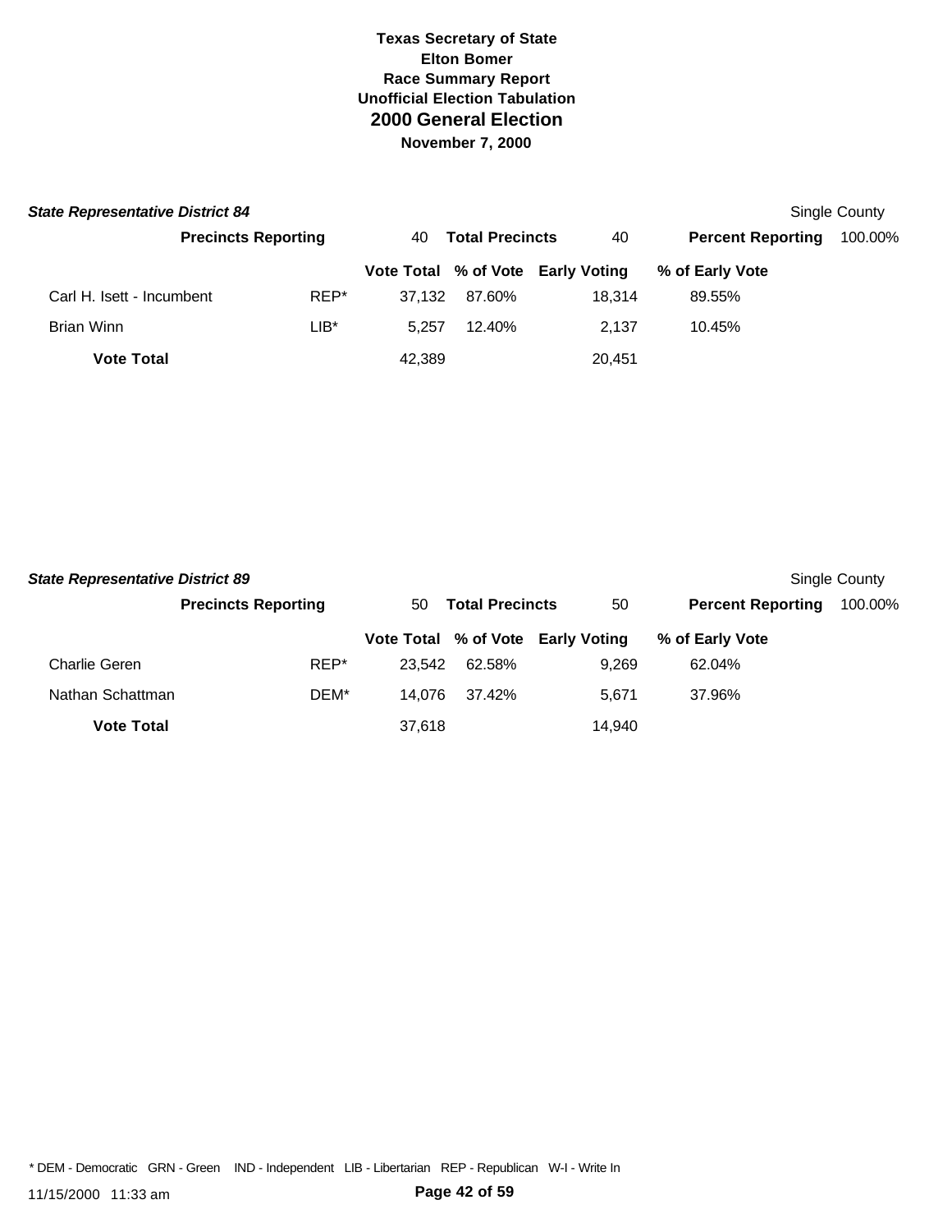# Texas Secretary of State
# Elton Bomer
## Race Summary Report
## Unofficial Election Tabulation
# 2000 General Election
## November 7, 2000

### *State Representative District 84*

Single County

| Precincts Reporting | 40 | Total Precincts | 40 | Percent Reporting | 100.00% |
|---|---|---|---|---|---|

| | | Vote Total | % of Vote | Early Voting | % of Early Vote |
|---|---|---|---|---|---|
| Carl H. Isett - Incumbent | REP* | 37,132 | 87.60% | 18,314 | 89.55% |
| Brian Winn | LIB* | 5,257 | 12.40% | 2,137 | 10.45% |
| **Vote Total** | | 42,389 | | 20,451 | |

### *State Representative District 89*

Single County

| Precincts Reporting | 50 | Total Precincts | 50 | Percent Reporting | 100.00% |
|---|---|---|---|---|---|

| | | Vote Total | % of Vote | Early Voting | % of Early Vote |
|---|---|---|---|---|---|
| Charlie Geren | REP* | 23,542 | 62.58% | 9,269 | 62.04% |
| Nathan Schattman | DEM* | 14,076 | 37.42% | 5,671 | 37.96% |
| **Vote Total** | | 37,618 | | 14,940 | |

* DEM - Democratic GRN - Green IND - Independent LIB - Libertarian REP - Republican W-I - Write In

11/15/2000 11:33 am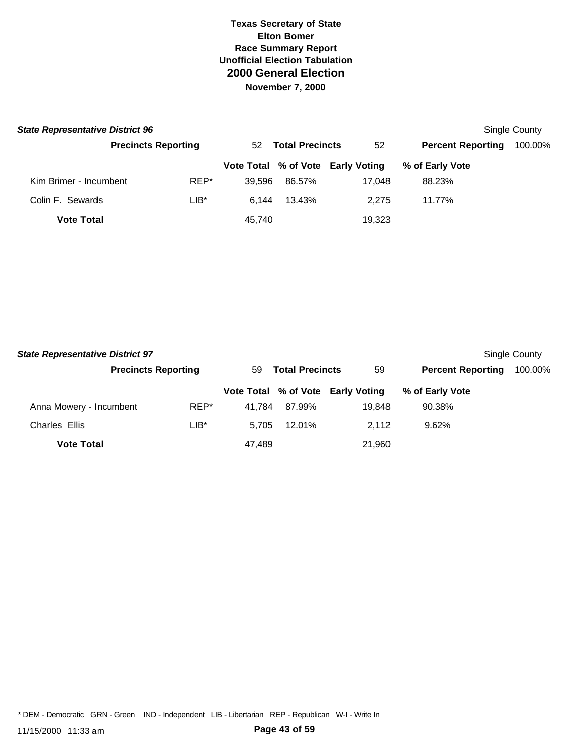# Texas Secretary of State
## Elton Bomer
## Race Summary Report
## Unofficial Election Tabulation
# 2000 General Election
**November 7, 2000**

***State Representative District 96*** — Single County

**Precincts Reporting** 52 **Total Precincts** 52 **Percent Reporting** 100.00%

| | | Vote Total | % of Vote | Early Voting | % of Early Vote |
|---|---|---|---|---|---|
| Kim Brimer - Incumbent | REP* | 39,596 | 86.57% | 17,048 | 88.23% |
| Colin F. Sewards | LIB* | 6,144 | 13.43% | 2,275 | 11.77% |
| **Vote Total** | | 45,740 | | 19,323 | |

***State Representative District 97*** — Single County

**Precincts Reporting** 59 **Total Precincts** 59 **Percent Reporting** 100.00%

| | | Vote Total | % of Vote | Early Voting | % of Early Vote |
|---|---|---|---|---|---|
| Anna Mowery - Incumbent | REP* | 41,784 | 87.99% | 19,848 | 90.38% |
| Charles Ellis | LIB* | 5,705 | 12.01% | 2,112 | 9.62% |
| **Vote Total** | | 47,489 | | 21,960 | |

* DEM - Democratic GRN - Green IND - Independent LIB - Libertarian REP - Republican W-I - Write In

11/15/2000 11:33 am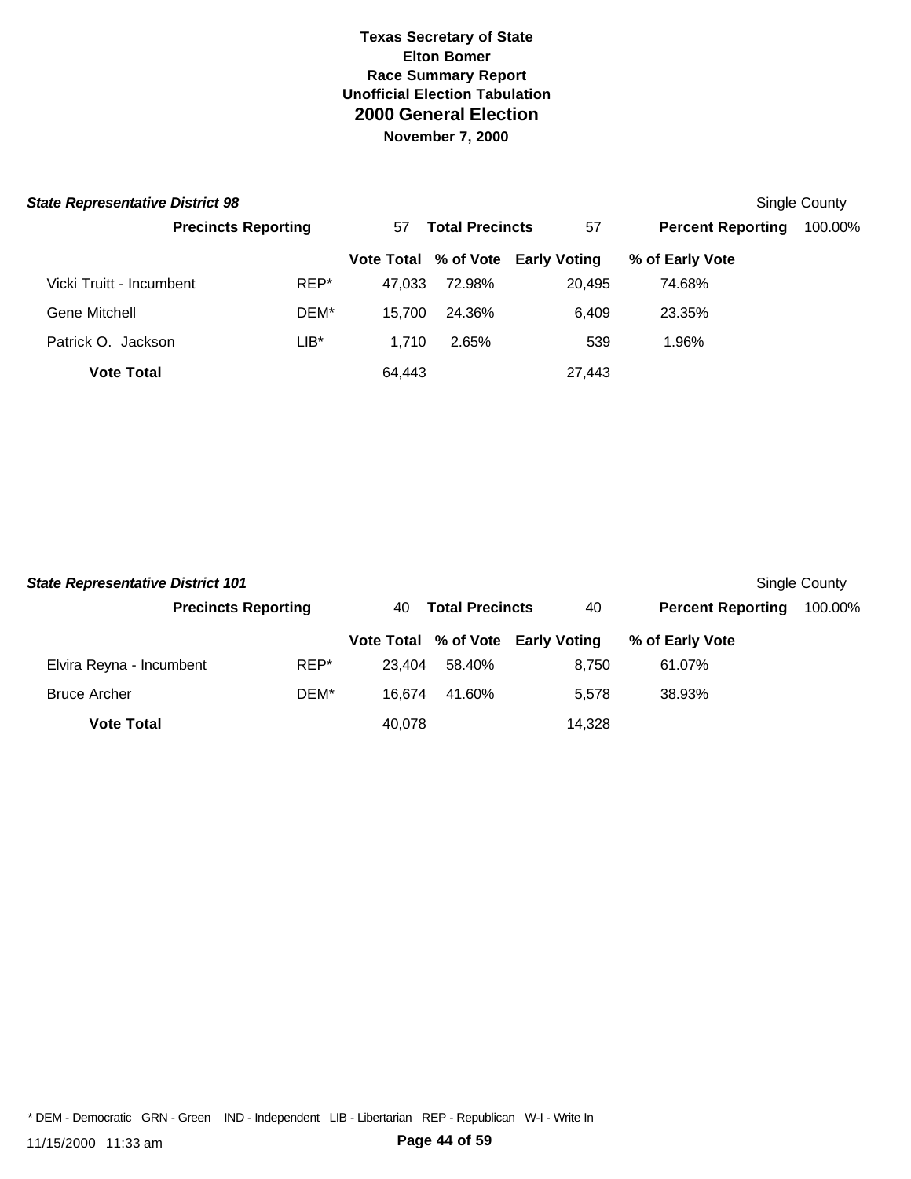**Texas Secretary of State**
**Elton Bomer**
**Race Summary Report**
**Unofficial Election Tabulation**
## 2000 General Election
**November 7, 2000**

### *State Representative District 98*

Single County

**Precincts Reporting** 57 **Total Precincts** 57 **Percent Reporting** 100.00%

| | | Vote Total | % of Vote | Early Voting | % of Early Vote |
|---|---|---|---|---|---|
| Vicki Truitt - Incumbent | REP* | 47,033 | 72.98% | 20,495 | 74.68% |
| Gene Mitchell | DEM* | 15,700 | 24.36% | 6,409 | 23.35% |
| Patrick O. Jackson | LIB* | 1,710 | 2.65% | 539 | 1.96% |
| **Vote Total** | | 64,443 | | 27,443 | |

### *State Representative District 101*

Single County

**Precincts Reporting** 40 **Total Precincts** 40 **Percent Reporting** 100.00%

| | | Vote Total | % of Vote | Early Voting | % of Early Vote |
|---|---|---|---|---|---|
| Elvira Reyna - Incumbent | REP* | 23,404 | 58.40% | 8,750 | 61.07% |
| Bruce Archer | DEM* | 16,674 | 41.60% | 5,578 | 38.93% |
| **Vote Total** | | 40,078 | | 14,328 | |

* DEM - Democratic GRN - Green IND - Independent LIB - Libertarian REP - Republican W-I - Write In

11/15/2000 11:33 am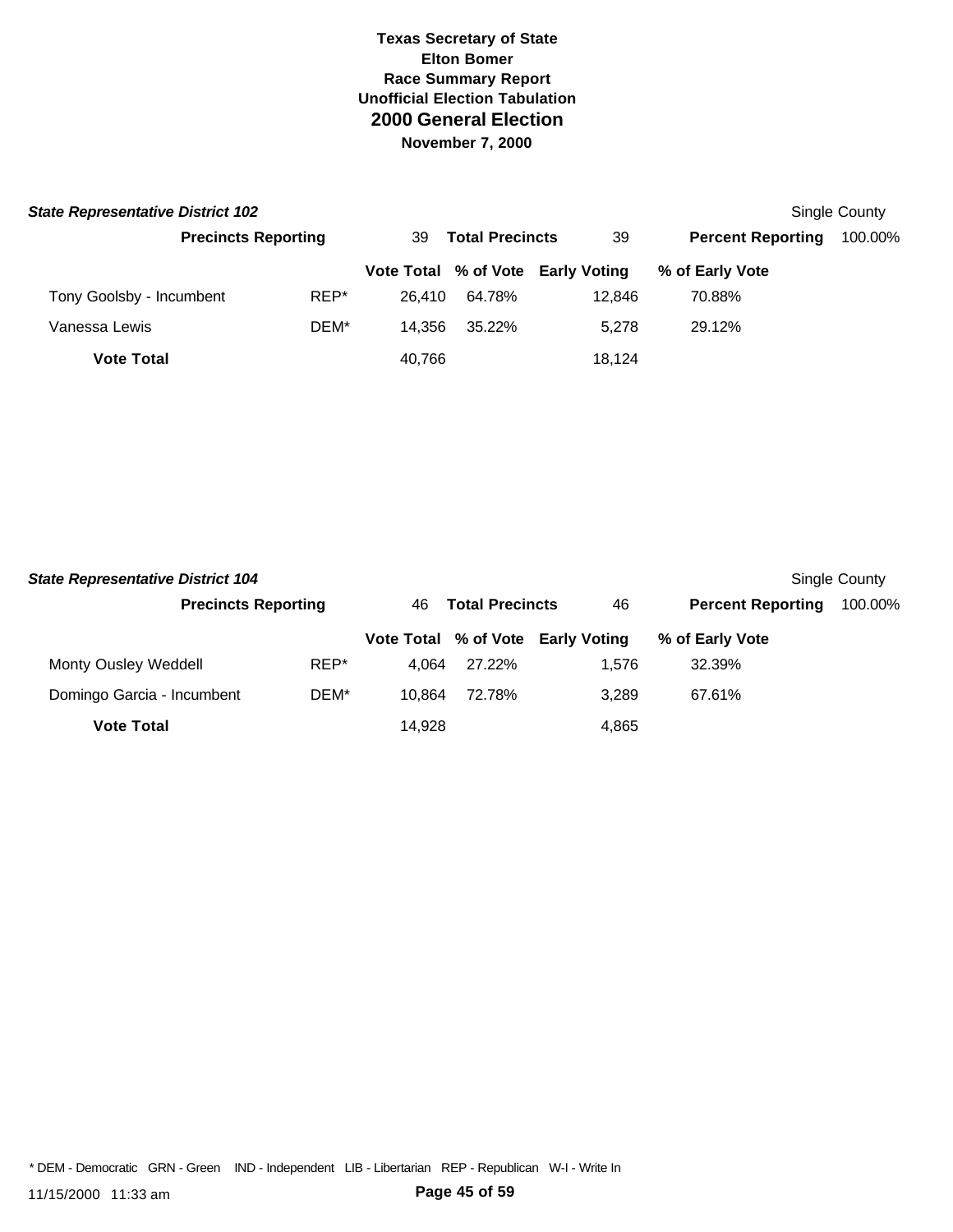**Texas Secretary of State**
**Elton Bomer**
**Race Summary Report**
**Unofficial Election Tabulation**
## 2000 General Election
**November 7, 2000**

### *State Representative District 102*

Single County

| Precincts Reporting | 39 | Total Precincts | 39 | Percent Reporting | 100.00% |
|---|---|---|---|---|---|

| | | Vote Total | % of Vote | Early Voting | % of Early Vote |
|---|---|---|---|---|---|
| Tony Goolsby - Incumbent | REP* | 26,410 | 64.78% | 12,846 | 70.88% |
| Vanessa Lewis | DEM* | 14,356 | 35.22% | 5,278 | 29.12% |
| **Vote Total** | | 40,766 | | 18,124 | |

### *State Representative District 104*

Single County

| Precincts Reporting | 46 | Total Precincts | 46 | Percent Reporting | 100.00% |
|---|---|---|---|---|---|

| | | Vote Total | % of Vote | Early Voting | % of Early Vote |
|---|---|---|---|---|---|
| Monty Ousley Weddell | REP* | 4,064 | 27.22% | 1,576 | 32.39% |
| Domingo Garcia - Incumbent | DEM* | 10,864 | 72.78% | 3,289 | 67.61% |
| **Vote Total** | | 14,928 | | 4,865 | |

* DEM - Democratic GRN - Green IND - Independent LIB - Libertarian REP - Republican W-I - Write In

11/15/2000 11:33 am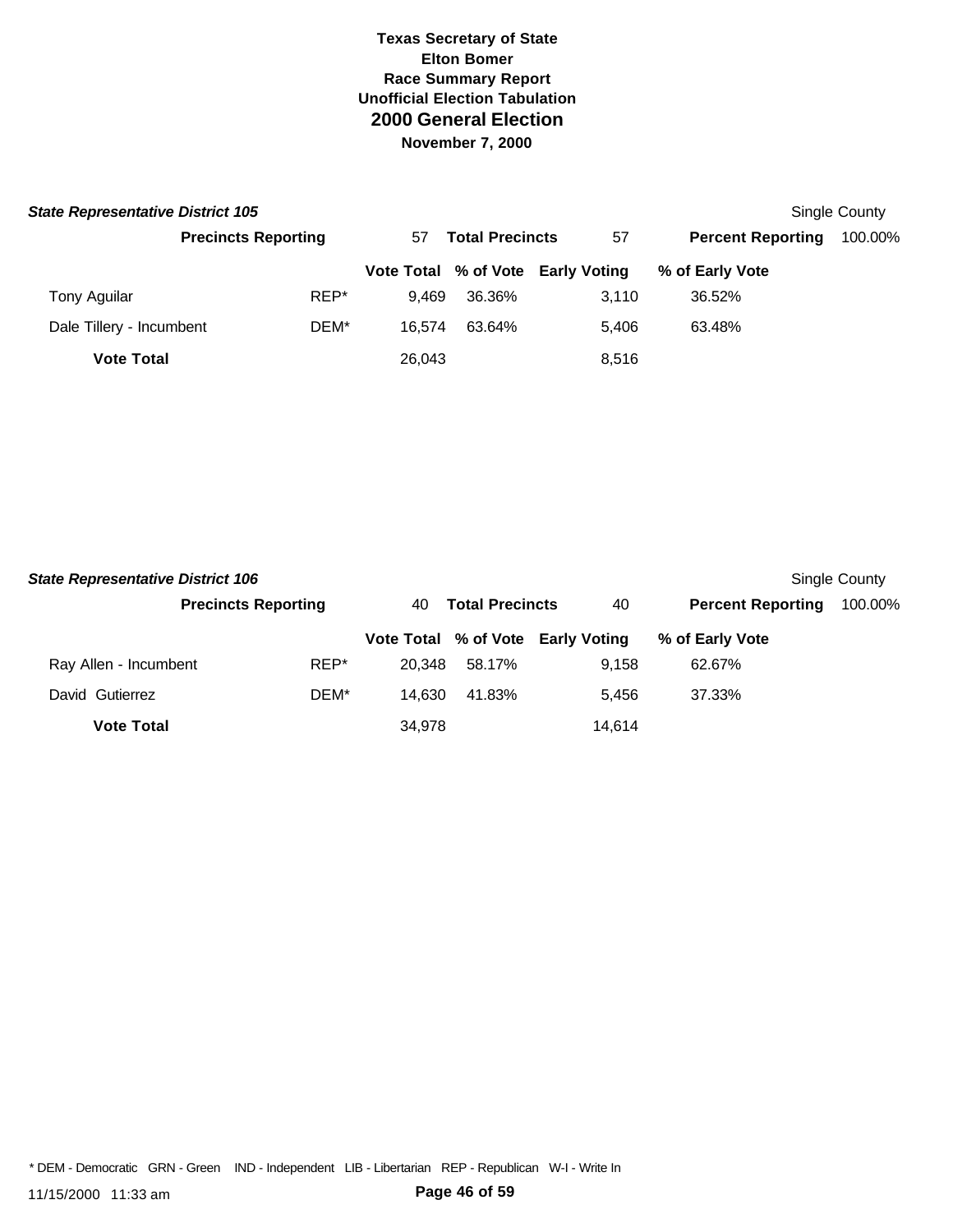**Texas Secretary of State**
**Elton Bomer**
**Race Summary Report**
**Unofficial Election Tabulation**
## 2000 General Election
**November 7, 2000**

### *State Representative District 105*

Single County

| **Precincts Reporting** | 57 | **Total Precincts** | 57 | **Percent Reporting** | 100.00% |
|---|---|---|---|---|---|

| | | Vote Total | % of Vote | Early Voting | % of Early Vote |
|---|---|---|---|---|---|
| Tony Aguilar | REP* | 9,469 | 36.36% | 3,110 | 36.52% |
| Dale Tillery - Incumbent | DEM* | 16,574 | 63.64% | 5,406 | 63.48% |
| **Vote Total** | | 26,043 | | 8,516 | |

### *State Representative District 106*

Single County

| **Precincts Reporting** | 40 | **Total Precincts** | 40 | **Percent Reporting** | 100.00% |
|---|---|---|---|---|---|

| | | Vote Total | % of Vote | Early Voting | % of Early Vote |
|---|---|---|---|---|---|
| Ray Allen - Incumbent | REP* | 20,348 | 58.17% | 9,158 | 62.67% |
| David Gutierrez | DEM* | 14,630 | 41.83% | 5,456 | 37.33% |
| **Vote Total** | | 34,978 | | 14,614 | |

* DEM - Democratic GRN - Green IND - Independent LIB - Libertarian REP - Republican W-I - Write In

11/15/2000 11:33 am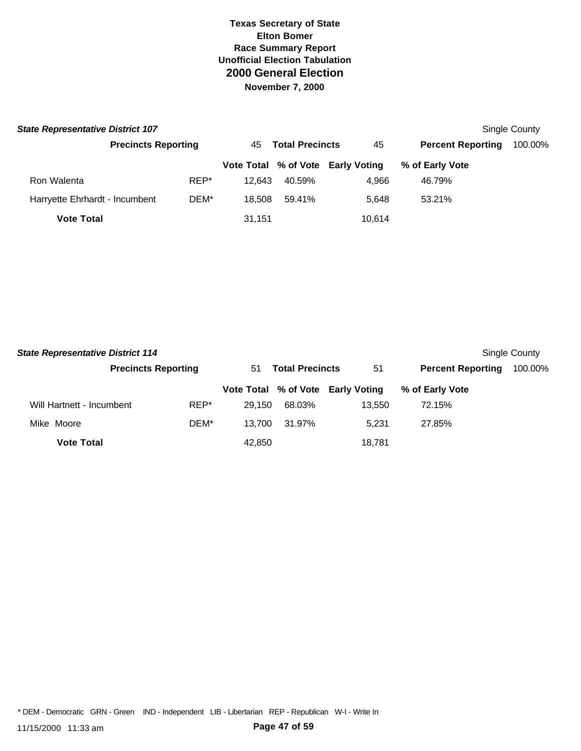**Texas Secretary of State**
**Elton Bomer**
**Race Summary Report**
**Unofficial Election Tabulation**
## 2000 General Election
**November 7, 2000**

***State Representative District 107*** — Single County

**Precincts Reporting** 45 **Total Precincts** 45 **Percent Reporting** 100.00%

| | | Vote Total | % of Vote | Early Voting | % of Early Vote |
|---|---|---|---|---|---|
| Ron Walenta | REP* | 12,643 | 40.59% | 4,966 | 46.79% |
| Harryette Ehrhardt - Incumbent | DEM* | 18,508 | 59.41% | 5,648 | 53.21% |
| **Vote Total** | | 31,151 | | 10,614 | |

***State Representative District 114*** — Single County

**Precincts Reporting** 51 **Total Precincts** 51 **Percent Reporting** 100.00%

| | | Vote Total | % of Vote | Early Voting | % of Early Vote |
|---|---|---|---|---|---|
| Will Hartnett - Incumbent | REP* | 29,150 | 68.03% | 13,550 | 72.15% |
| Mike Moore | DEM* | 13,700 | 31.97% | 5,231 | 27.85% |
| **Vote Total** | | 42,850 | | 18,781 | |

* DEM - Democratic GRN - Green IND - Independent LIB - Libertarian REP - Republican W-I - Write In

11/15/2000 11:33 am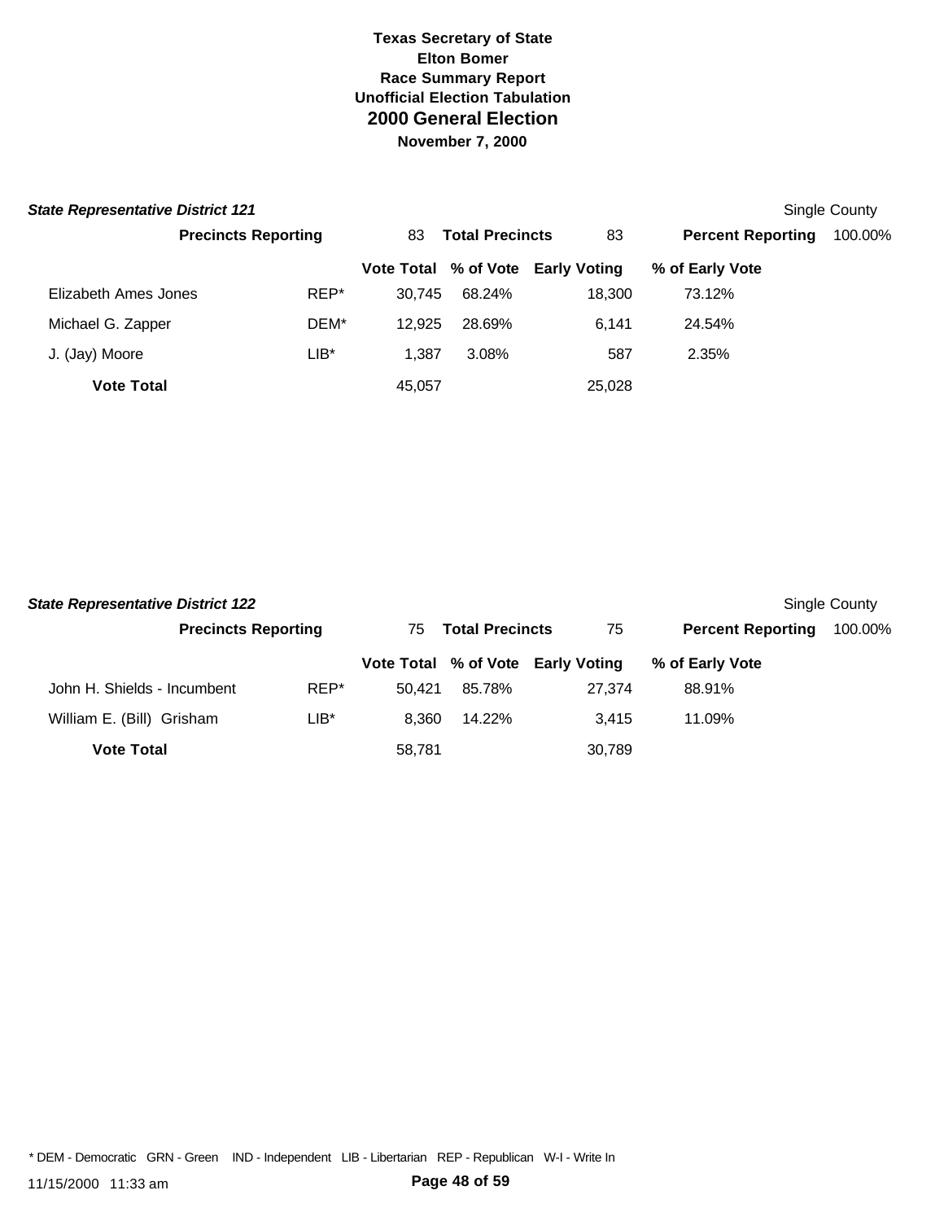# Texas Secretary of State
## Elton Bomer
## Race Summary Report
## Unofficial Election Tabulation
## 2000 General Election
## November 7, 2000

### *State Representative District 121*

Single County

**Precincts Reporting** 83 **Total Precincts** 83 **Percent Reporting** 100.00%

| | | Vote Total | % of Vote | Early Voting | % of Early Vote |
|---|---|---|---|---|---|
| Elizabeth Ames Jones | REP* | 30,745 | 68.24% | 18,300 | 73.12% |
| Michael G. Zapper | DEM* | 12,925 | 28.69% | 6,141 | 24.54% |
| J. (Jay) Moore | LIB* | 1,387 | 3.08% | 587 | 2.35% |
| **Vote Total** | | 45,057 | | 25,028 | |

### *State Representative District 122*

Single County

**Precincts Reporting** 75 **Total Precincts** 75 **Percent Reporting** 100.00%

| | | Vote Total | % of Vote | Early Voting | % of Early Vote |
|---|---|---|---|---|---|
| John H. Shields - Incumbent | REP* | 50,421 | 85.78% | 27,374 | 88.91% |
| William E. (Bill) Grisham | LIB* | 8,360 | 14.22% | 3,415 | 11.09% |
| **Vote Total** | | 58,781 | | 30,789 | |

* DEM - Democratic GRN - Green IND - Independent LIB - Libertarian REP - Republican W-I - Write In

11/15/2000 11:33 am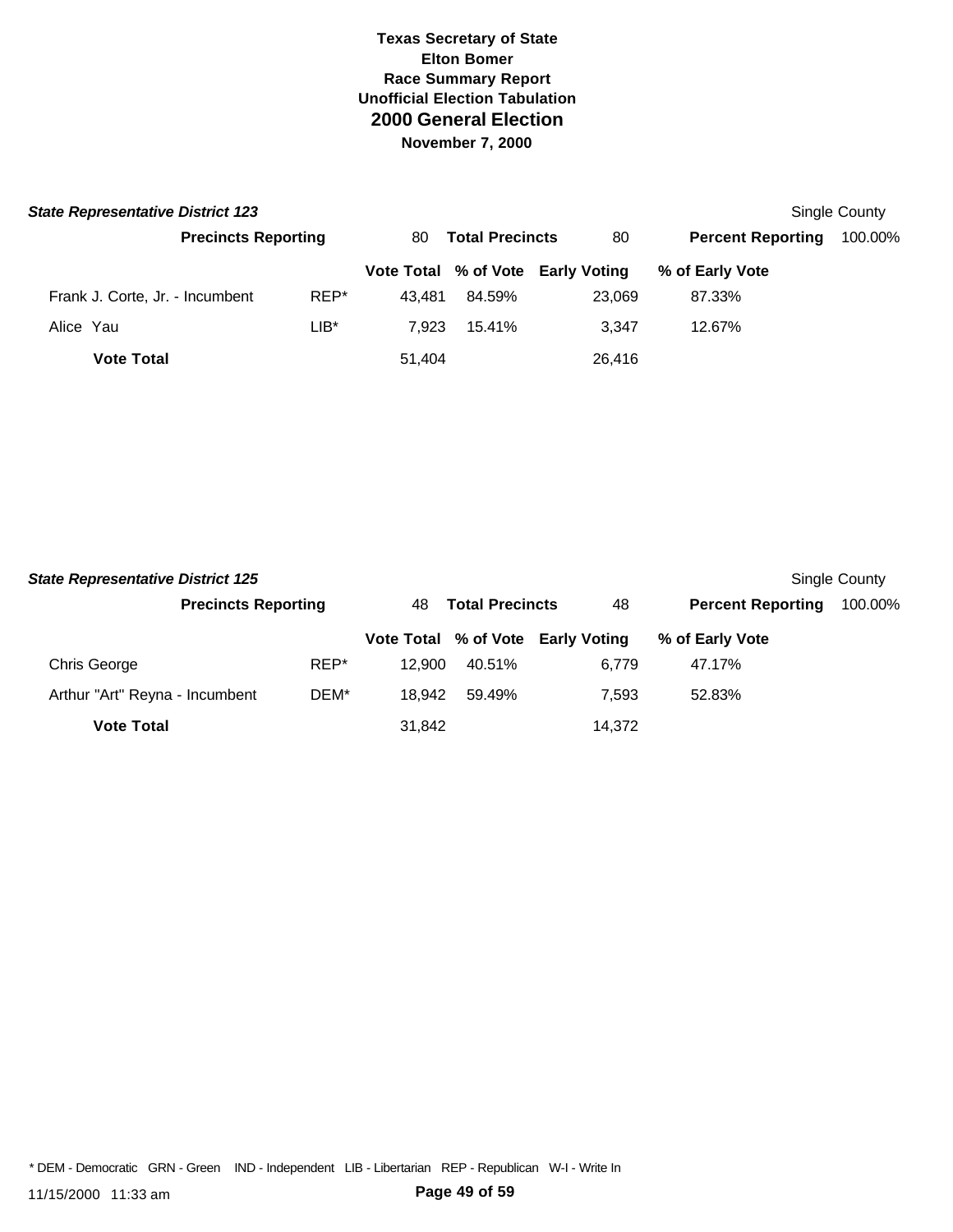**Texas Secretary of State**
**Elton Bomer**
**Race Summary Report**
**Unofficial Election Tabulation**

# 2000 General Election

**November 7, 2000**

### *State Representative District 123*

Single County

| **Precincts Reporting** | 80 | **Total Precincts** | 80 | **Percent Reporting** | 100.00% |
|---|---|---|---|---|---|

| | | Vote Total | % of Vote | Early Voting | % of Early Vote |
|---|---|---|---|---|---|
| Frank J. Corte, Jr. - Incumbent | REP* | 43,481 | 84.59% | 23,069 | 87.33% |
| Alice Yau | LIB* | 7,923 | 15.41% | 3,347 | 12.67% |
| **Vote Total** | | 51,404 | | 26,416 | |

### *State Representative District 125*

Single County

| **Precincts Reporting** | 48 | **Total Precincts** | 48 | **Percent Reporting** | 100.00% |
|---|---|---|---|---|---|

| | | Vote Total | % of Vote | Early Voting | % of Early Vote |
|---|---|---|---|---|---|
| Chris George | REP* | 12,900 | 40.51% | 6,779 | 47.17% |
| Arthur "Art" Reyna - Incumbent | DEM* | 18,942 | 59.49% | 7,593 | 52.83% |
| **Vote Total** | | 31,842 | | 14,372 | |

* DEM - Democratic GRN - Green IND - Independent LIB - Libertarian REP - Republican W-I - Write In

11/15/2000 11:33 am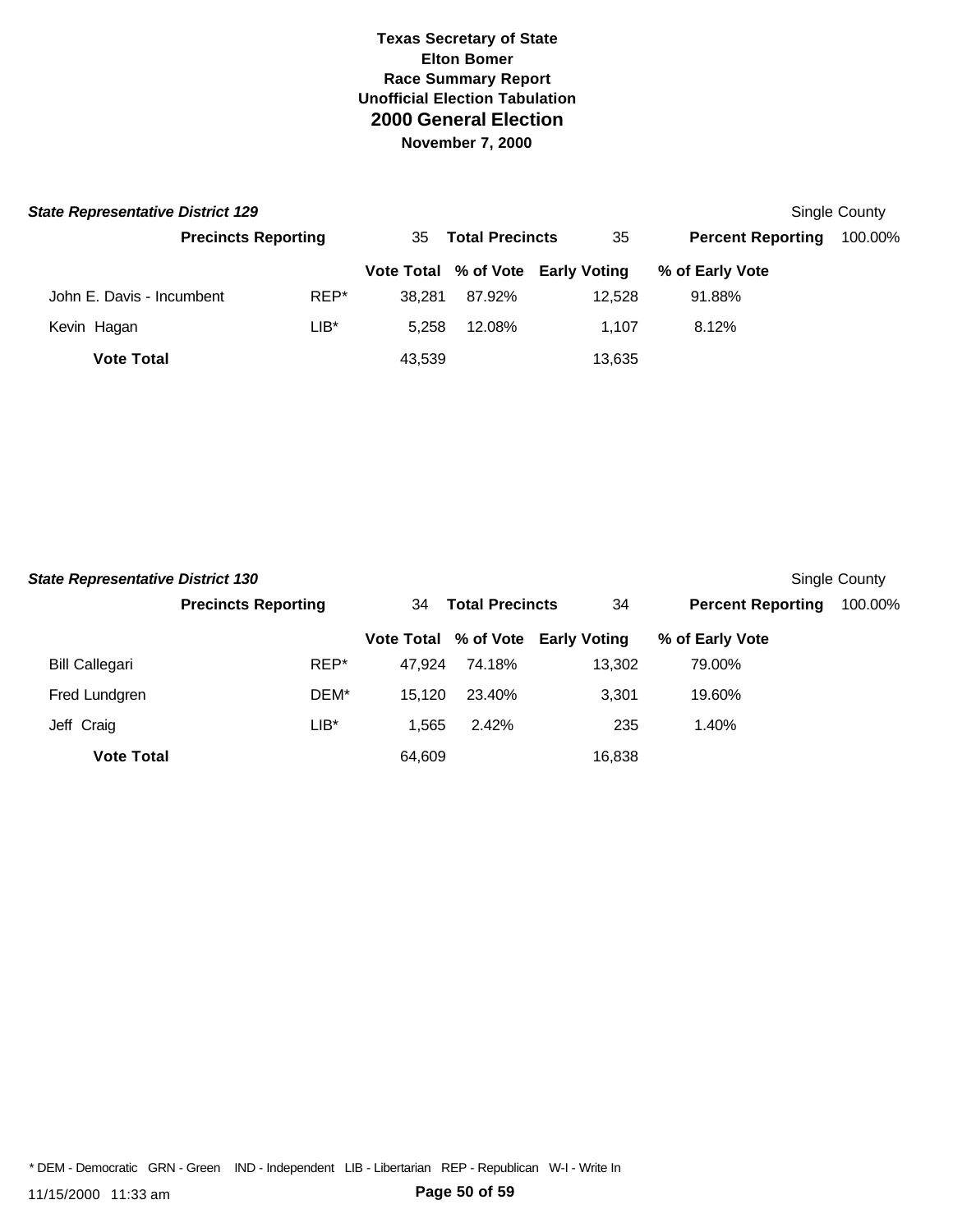**Texas Secretary of State**
**Elton Bomer**
**Race Summary Report**
**Unofficial Election Tabulation**

# 2000 General Election

**November 7, 2000**

### *State Representative District 129*

Single County

| Precincts Reporting | 35 | Total Precincts | 35 | Percent Reporting | 100.00% |
|---|---|---|---|---|---|

| | | Vote Total | % of Vote | Early Voting | % of Early Vote |
|---|---|---|---|---|---|
| John E. Davis - Incumbent | REP* | 38,281 | 87.92% | 12,528 | 91.88% |
| Kevin Hagan | LIB* | 5,258 | 12.08% | 1,107 | 8.12% |
| **Vote Total** | | 43,539 | | 13,635 | |

### *State Representative District 130*

Single County

| Precincts Reporting | 34 | Total Precincts | 34 | Percent Reporting | 100.00% |
|---|---|---|---|---|---|

| | | Vote Total | % of Vote | Early Voting | % of Early Vote |
|---|---|---|---|---|---|
| Bill Callegari | REP* | 47,924 | 74.18% | 13,302 | 79.00% |
| Fred Lundgren | DEM* | 15,120 | 23.40% | 3,301 | 19.60% |
| Jeff Craig | LIB* | 1,565 | 2.42% | 235 | 1.40% |
| **Vote Total** | | 64,609 | | 16,838 | |

* DEM - Democratic GRN - Green IND - Independent LIB - Libertarian REP - Republican W-I - Write In

11/15/2000 11:33 am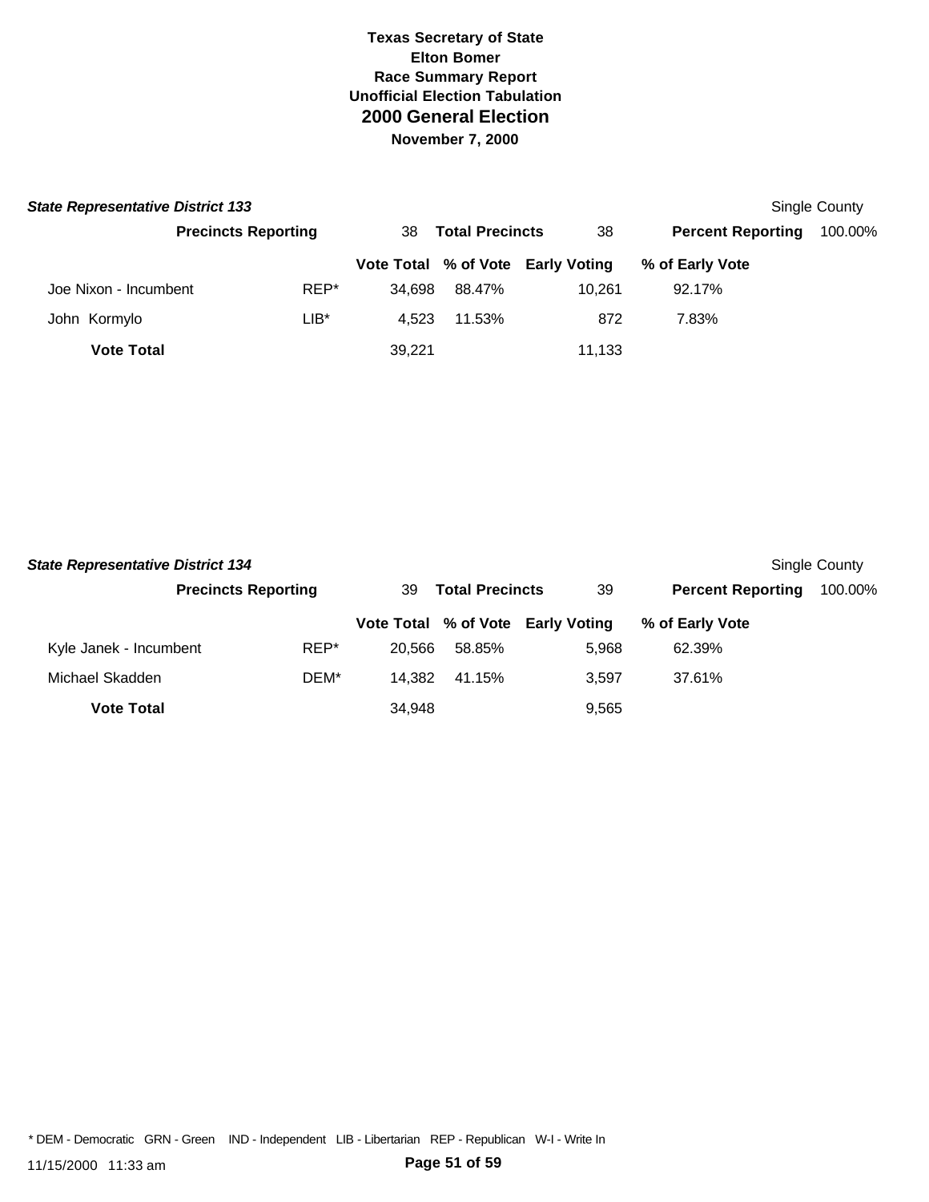**Texas Secretary of State**
**Elton Bomer**
**Race Summary Report**
**Unofficial Election Tabulation**
## 2000 General Election
**November 7, 2000**

### *State Representative District 133*

Single County

| Precincts Reporting | 38 | Total Precincts | 38 | Percent Reporting | 100.00% |
|---|---|---|---|---|---|

| | | Vote Total | % of Vote | Early Voting | % of Early Vote |
|---|---|---|---|---|---|
| Joe Nixon - Incumbent | REP* | 34,698 | 88.47% | 10,261 | 92.17% |
| John Kormylo | LIB* | 4,523 | 11.53% | 872 | 7.83% |
| **Vote Total** | | 39,221 | | 11,133 | |

### *State Representative District 134*

Single County

| Precincts Reporting | 39 | Total Precincts | 39 | Percent Reporting | 100.00% |
|---|---|---|---|---|---|

| | | Vote Total | % of Vote | Early Voting | % of Early Vote |
|---|---|---|---|---|---|
| Kyle Janek - Incumbent | REP* | 20,566 | 58.85% | 5,968 | 62.39% |
| Michael Skadden | DEM* | 14,382 | 41.15% | 3,597 | 37.61% |
| **Vote Total** | | 34,948 | | 9,565 | |

* DEM - Democratic GRN - Green IND - Independent LIB - Libertarian REP - Republican W-I - Write In

11/15/2000 11:33 am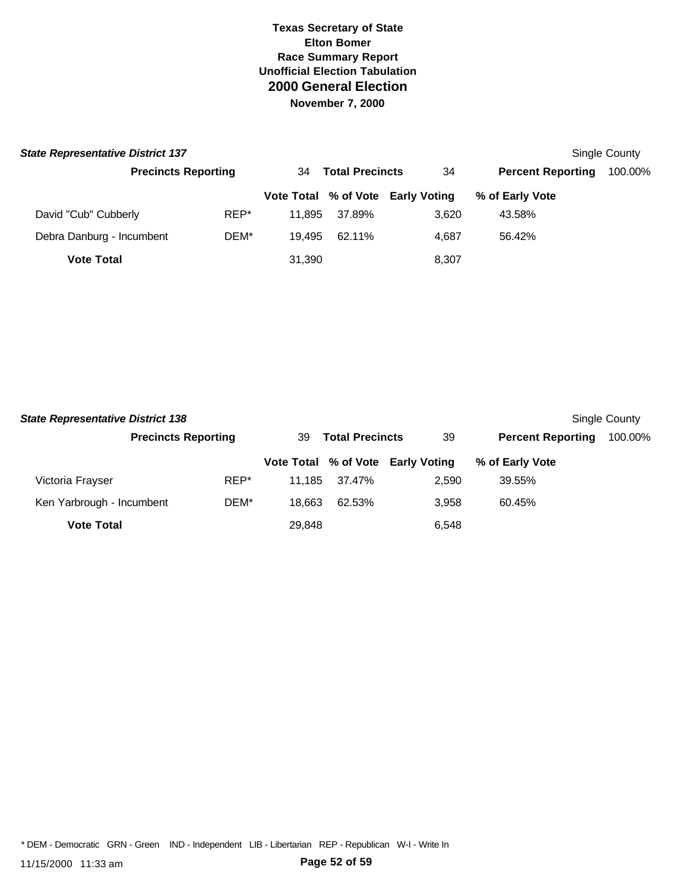**Texas Secretary of State**
**Elton Bomer**
**Race Summary Report**
**Unofficial Election Tabulation**
## 2000 General Election
**November 7, 2000**

***State Representative District 137*** — Single County

| **Precincts Reporting** | 34 | **Total Precincts** | 34 | **Percent Reporting** | 100.00% |
|---|---|---|---|---|---|

| | | Vote Total | % of Vote | Early Voting | % of Early Vote |
|---|---|---|---|---|---|
| David "Cub" Cubberly | REP* | 11,895 | 37.89% | 3,620 | 43.58% |
| Debra Danburg - Incumbent | DEM* | 19,495 | 62.11% | 4,687 | 56.42% |
| **Vote Total** | | 31,390 | | 8,307 | |

***State Representative District 138*** — Single County

| **Precincts Reporting** | 39 | **Total Precincts** | 39 | **Percent Reporting** | 100.00% |
|---|---|---|---|---|---|

| | | Vote Total | % of Vote | Early Voting | % of Early Vote |
|---|---|---|---|---|---|
| Victoria Frayser | REP* | 11,185 | 37.47% | 2,590 | 39.55% |
| Ken Yarbrough - Incumbent | DEM* | 18,663 | 62.53% | 3,958 | 60.45% |
| **Vote Total** | | 29,848 | | 6,548 | |

* DEM - Democratic GRN - Green IND - Independent LIB - Libertarian REP - Republican W-I - Write In

11/15/2000 11:33 am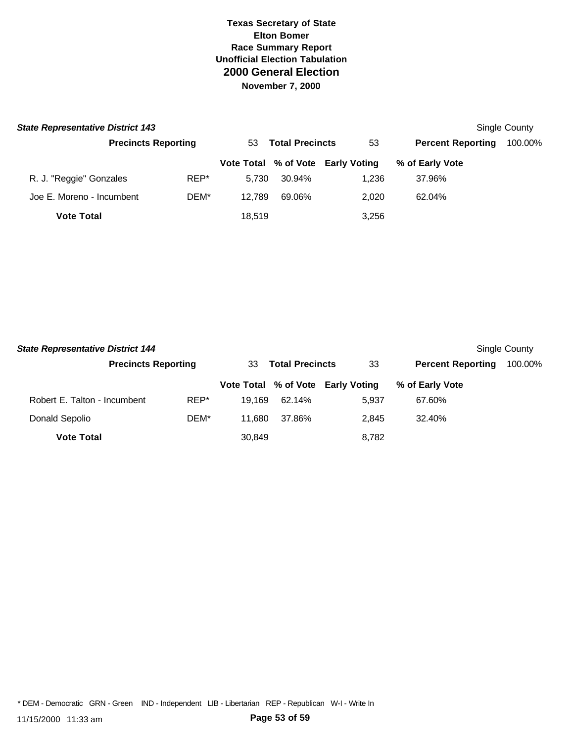# Texas Secretary of State
## Elton Bomer
## Race Summary Report
## Unofficial Election Tabulation
## 2000 General Election
## November 7, 2000

### *State Representative District 143*

Single County

**Precincts Reporting** 53 **Total Precincts** 53 **Percent Reporting** 100.00%

| | | Vote Total | % of Vote | Early Voting | % of Early Vote |
|---|---|---|---|---|---|
| R. J. "Reggie" Gonzales | REP* | 5,730 | 30.94% | 1,236 | 37.96% |
| Joe E. Moreno - Incumbent | DEM* | 12,789 | 69.06% | 2,020 | 62.04% |
| **Vote Total** | | 18,519 | | 3,256 | |

### *State Representative District 144*

Single County

**Precincts Reporting** 33 **Total Precincts** 33 **Percent Reporting** 100.00%

| | | Vote Total | % of Vote | Early Voting | % of Early Vote |
|---|---|---|---|---|---|
| Robert E. Talton - Incumbent | REP* | 19,169 | 62.14% | 5,937 | 67.60% |
| Donald Sepolio | DEM* | 11,680 | 37.86% | 2,845 | 32.40% |
| **Vote Total** | | 30,849 | | 8,782 | |

* DEM - Democratic GRN - Green IND - Independent LIB - Libertarian REP - Republican W-I - Write In

11/15/2000 11:33 am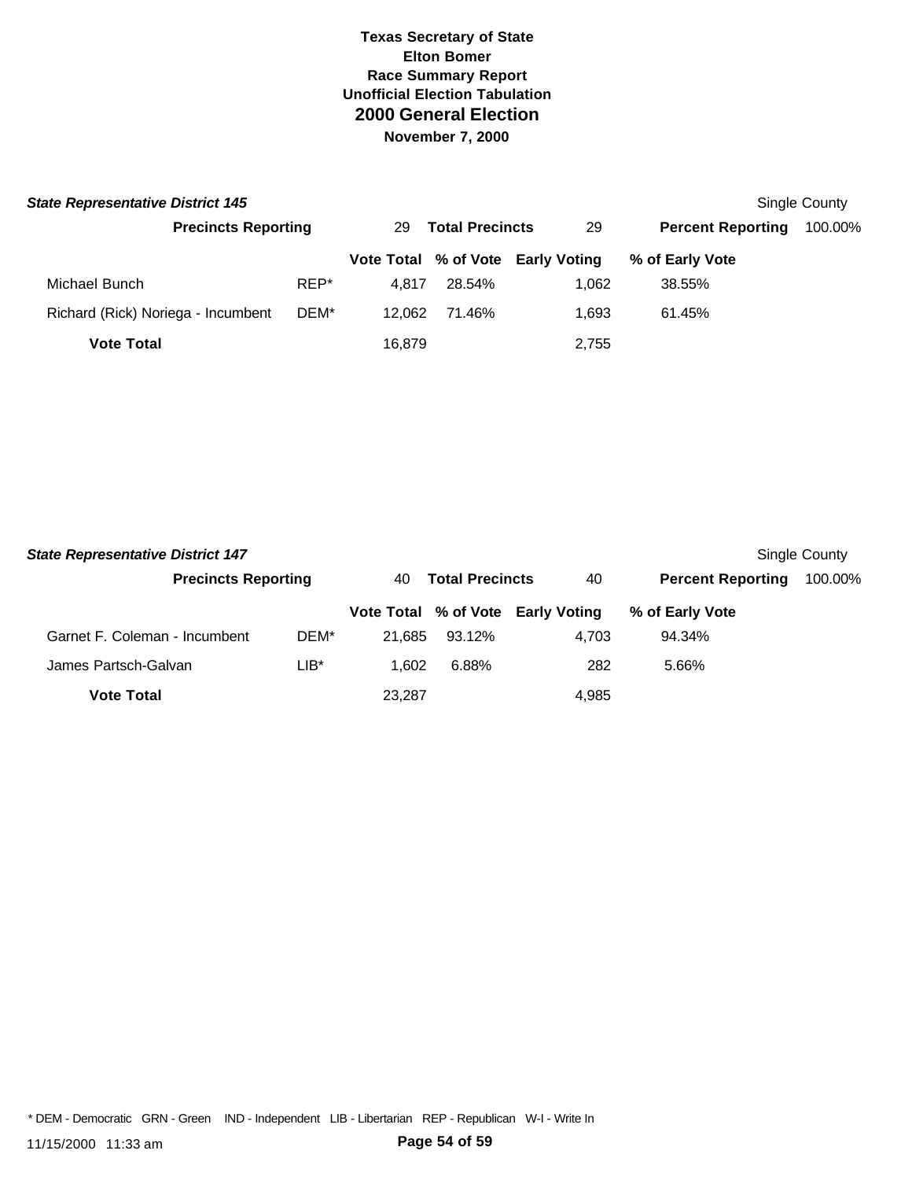# Texas Secretary of State
## Elton Bomer
## Race Summary Report
## Unofficial Election Tabulation
# 2000 General Election
## November 7, 2000

***State Representative District 145*** Single County

**Precincts Reporting** 29 **Total Precincts** 29 **Percent Reporting** 100.00%

| Candidate | Party | Vote Total | % of Vote | Early Voting | % of Early Vote |
|---|---|---|---|---|---|
| Michael Bunch | REP* | 4,817 | 28.54% | 1,062 | 38.55% |
| Richard (Rick) Noriega - Incumbent | DEM* | 12,062 | 71.46% | 1,693 | 61.45% |
| **Vote Total** | | 16,879 | | 2,755 | |

***State Representative District 147*** Single County

**Precincts Reporting** 40 **Total Precincts** 40 **Percent Reporting** 100.00%

| Candidate | Party | Vote Total | % of Vote | Early Voting | % of Early Vote |
|---|---|---|---|---|---|
| Garnet F. Coleman - Incumbent | DEM* | 21,685 | 93.12% | 4,703 | 94.34% |
| James Partsch-Galvan | LIB* | 1,602 | 6.88% | 282 | 5.66% |
| **Vote Total** | | 23,287 | | 4,985 | |

\* DEM - Democratic GRN - Green IND - Independent LIB - Libertarian REP - Republican W-I - Write In

11/15/2000 11:33 am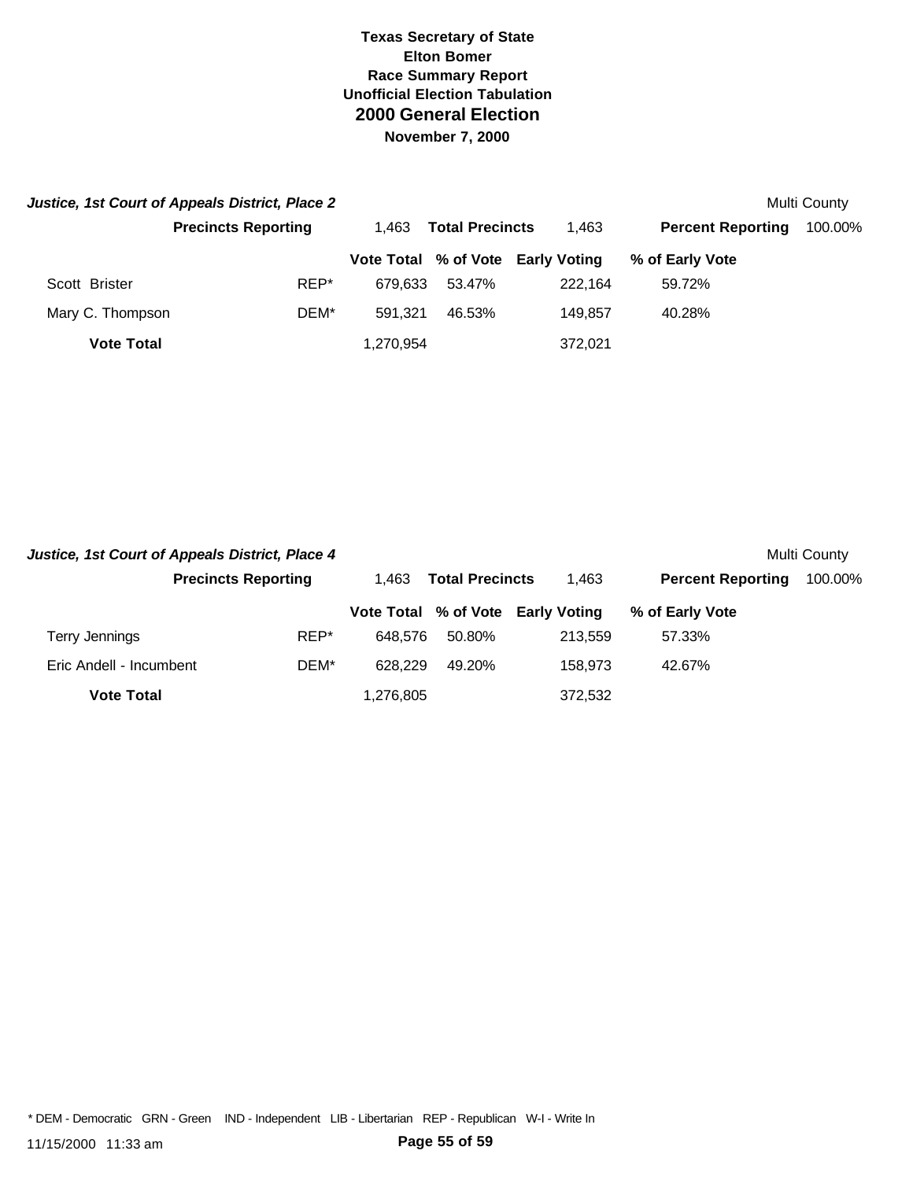# Texas Secretary of State
# Elton Bomer
# Race Summary Report
# Unofficial Election Tabulation
# 2000 General Election
# November 7, 2000

### *Justice, 1st Court of Appeals District, Place 2*

Multi County

**Precincts Reporting** 1,463 **Total Precincts** 1,463 **Percent Reporting** 100.00%

| | | Vote Total | % of Vote | Early Voting | % of Early Vote |
|---|---|---|---|---|---|
| Scott Brister | REP* | 679,633 | 53.47% | 222,164 | 59.72% |
| Mary C. Thompson | DEM* | 591,321 | 46.53% | 149,857 | 40.28% |
| **Vote Total** | | 1,270,954 | | 372,021 | |

### *Justice, 1st Court of Appeals District, Place 4*

Multi County

**Precincts Reporting** 1,463 **Total Precincts** 1,463 **Percent Reporting** 100.00%

| | | Vote Total | % of Vote | Early Voting | % of Early Vote |
|---|---|---|---|---|---|
| Terry Jennings | REP* | 648,576 | 50.80% | 213,559 | 57.33% |
| Eric Andell - Incumbent | DEM* | 628,229 | 49.20% | 158,973 | 42.67% |
| **Vote Total** | | 1,276,805 | | 372,532 | |

* DEM - Democratic GRN - Green IND - Independent LIB - Libertarian REP - Republican W-I - Write In

11/15/2000 11:33 am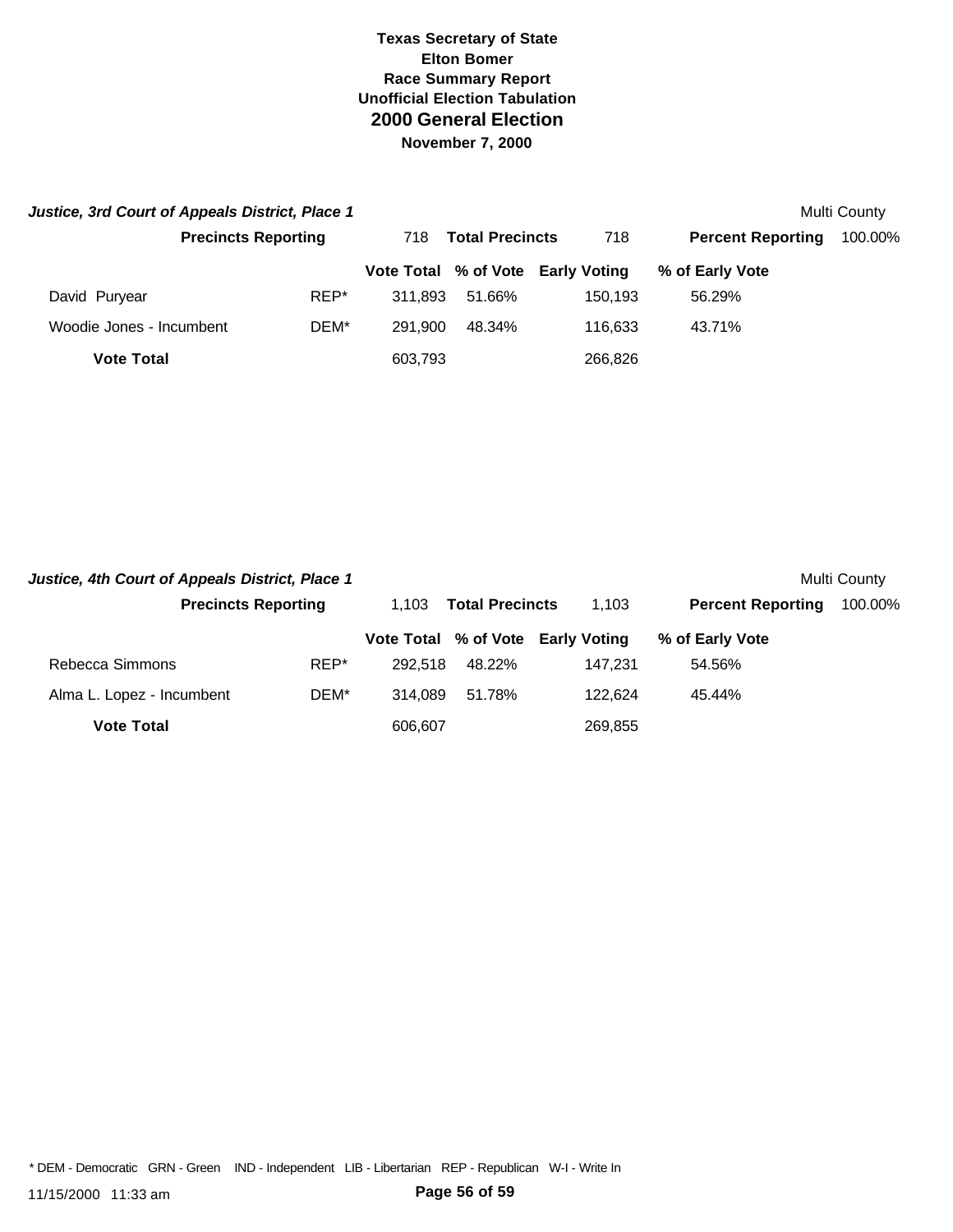# Texas Secretary of State
## Elton Bomer
### Race Summary Report
### Unofficial Election Tabulation
## 2000 General Election
### November 7, 2000

***Justice, 3rd Court of Appeals District, Place 1*** — Multi County

| **Precincts Reporting** | 718 | **Total Precincts** | 718 | **Percent Reporting** | 100.00% |
|---|---|---|---|---|---|

| | | Vote Total | % of Vote | Early Voting | % of Early Vote |
|---|---|---|---|---|---|
| David Puryear | REP* | 311,893 | 51.66% | 150,193 | 56.29% |
| Woodie Jones - Incumbent | DEM* | 291,900 | 48.34% | 116,633 | 43.71% |
| **Vote Total** | | 603,793 | | 266,826 | |

***Justice, 4th Court of Appeals District, Place 1*** — Multi County

| **Precincts Reporting** | 1,103 | **Total Precincts** | 1,103 | **Percent Reporting** | 100.00% |
|---|---|---|---|---|---|

| | | Vote Total | % of Vote | Early Voting | % of Early Vote |
|---|---|---|---|---|---|
| Rebecca Simmons | REP* | 292,518 | 48.22% | 147,231 | 54.56% |
| Alma L. Lopez - Incumbent | DEM* | 314,089 | 51.78% | 122,624 | 45.44% |
| **Vote Total** | | 606,607 | | 269,855 | |

* DEM - Democratic GRN - Green IND - Independent LIB - Libertarian REP - Republican W-I - Write In

11/15/2000 11:33 am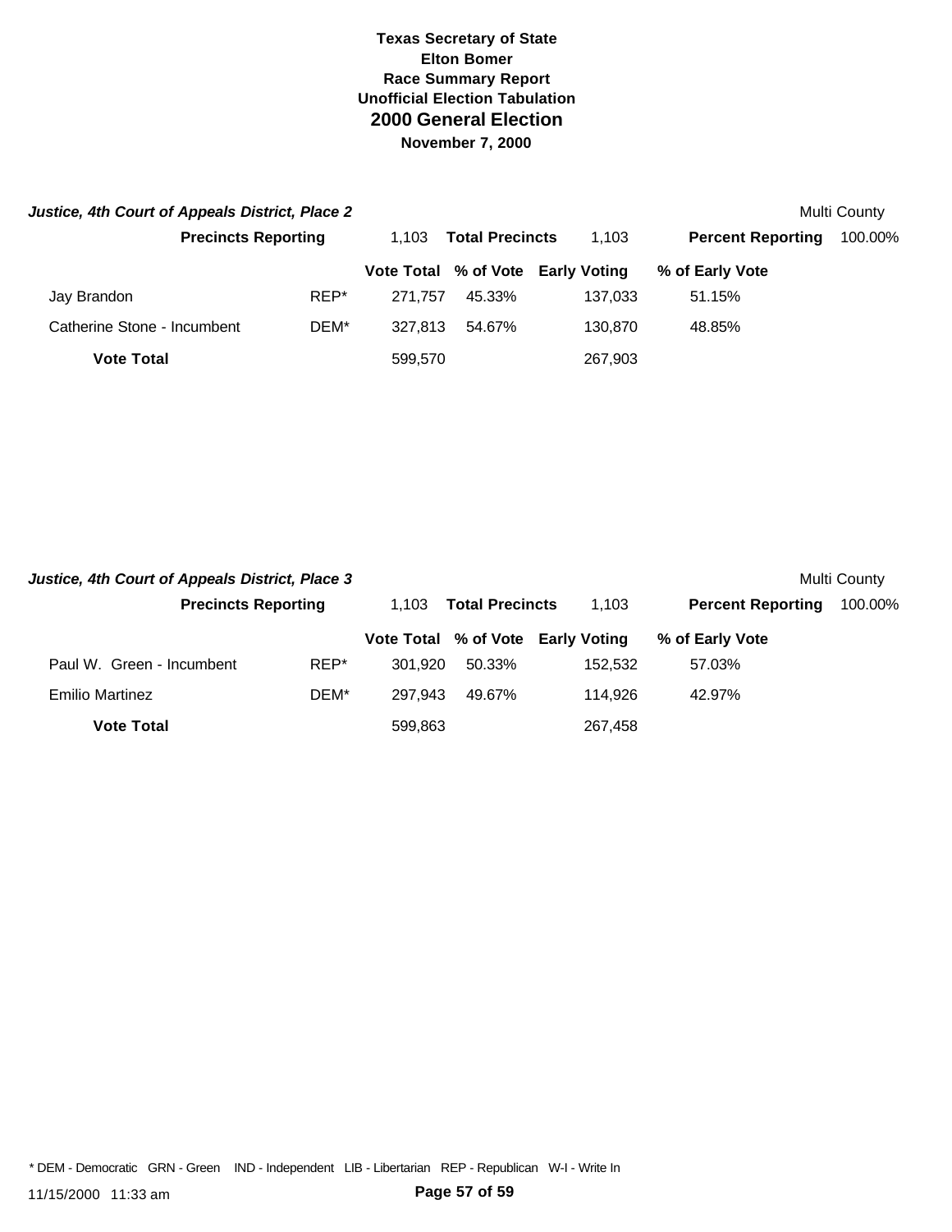**Texas Secretary of State**
**Elton Bomer**
**Race Summary Report**
**Unofficial Election Tabulation**
## 2000 General Election
**November 7, 2000**

### *Justice, 4th Court of Appeals District, Place 2*

Multi County

| **Precincts Reporting** | 1,103 | **Total Precincts** | 1,103 | **Percent Reporting** | 100.00% |
|---|---|---|---|---|---|

| | | Vote Total | % of Vote | Early Voting | % of Early Vote |
|---|---|---|---|---|---|
| Jay Brandon | REP* | 271,757 | 45.33% | 137,033 | 51.15% |
| Catherine Stone - Incumbent | DEM* | 327,813 | 54.67% | 130,870 | 48.85% |
| **Vote Total** | | 599,570 | | 267,903 | |

### *Justice, 4th Court of Appeals District, Place 3*

Multi County

| **Precincts Reporting** | 1,103 | **Total Precincts** | 1,103 | **Percent Reporting** | 100.00% |
|---|---|---|---|---|---|

| | | Vote Total | % of Vote | Early Voting | % of Early Vote |
|---|---|---|---|---|---|
| Paul W. Green - Incumbent | REP* | 301,920 | 50.33% | 152,532 | 57.03% |
| Emilio Martinez | DEM* | 297,943 | 49.67% | 114,926 | 42.97% |
| **Vote Total** | | 599,863 | | 267,458 | |

* DEM - Democratic GRN - Green IND - Independent LIB - Libertarian REP - Republican W-I - Write In

11/15/2000 11:33 am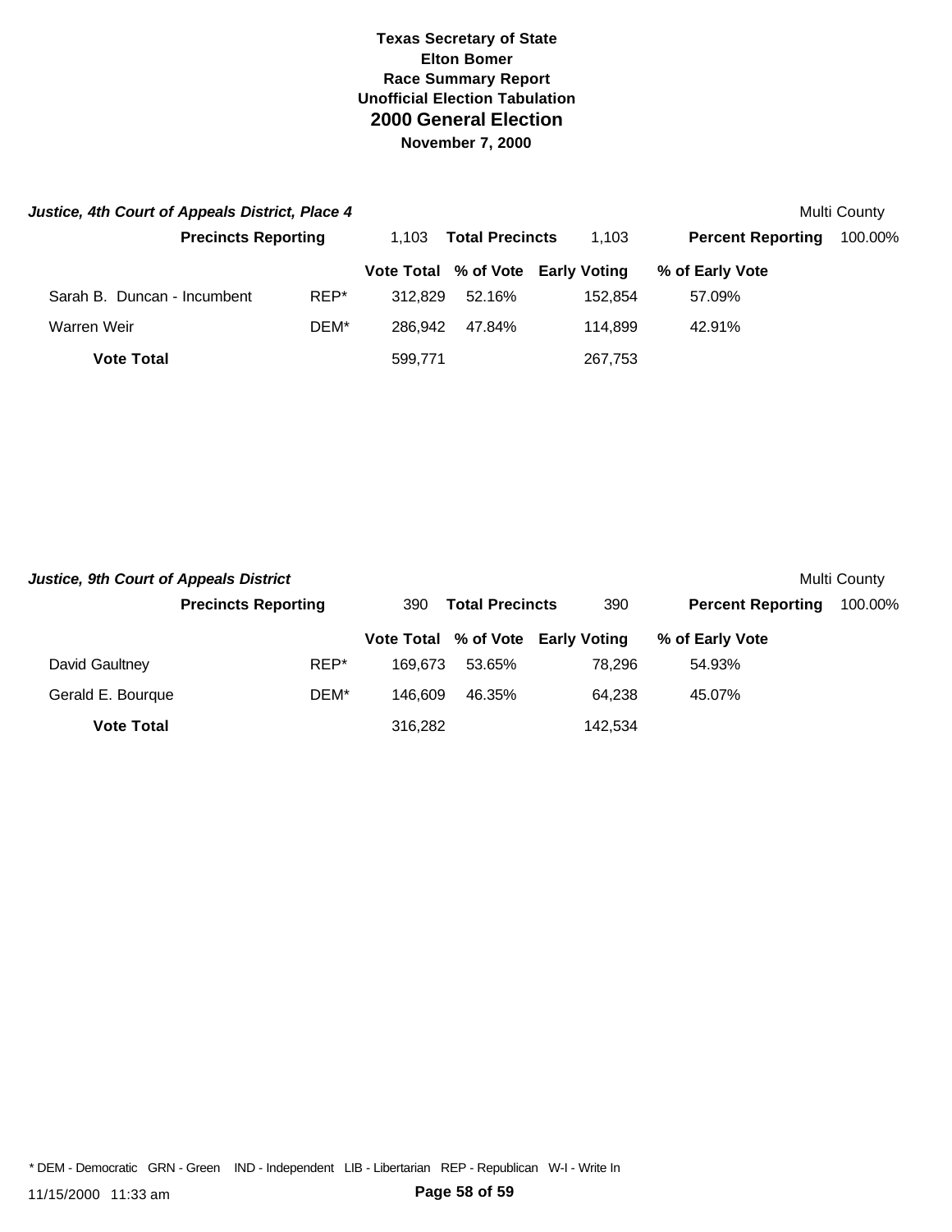**Texas Secretary of State**
**Elton Bomer**
**Race Summary Report**
**Unofficial Election Tabulation**
## 2000 General Election
**November 7, 2000**

### *Justice, 4th Court of Appeals District, Place 4*

Multi County

| **Precincts Reporting** | | 1,103 | **Total Precincts** | 1,103 | **Percent Reporting** | 100.00% |
|---|---|---|---|---|---|---|

| | | Vote Total | % of Vote | Early Voting | % of Early Vote |
|---|---|---|---|---|---|
| Sarah B. Duncan - Incumbent | REP* | 312,829 | 52.16% | 152,854 | 57.09% |
| Warren Weir | DEM* | 286,942 | 47.84% | 114,899 | 42.91% |
| **Vote Total** | | 599,771 | | 267,753 | |

### *Justice, 9th Court of Appeals District*

Multi County

| **Precincts Reporting** | | 390 | **Total Precincts** | 390 | **Percent Reporting** | 100.00% |
|---|---|---|---|---|---|---|

| | | Vote Total | % of Vote | Early Voting | % of Early Vote |
|---|---|---|---|---|---|
| David Gaultney | REP* | 169,673 | 53.65% | 78,296 | 54.93% |
| Gerald E. Bourque | DEM* | 146,609 | 46.35% | 64,238 | 45.07% |
| **Vote Total** | | 316,282 | | 142,534 | |

* DEM - Democratic GRN - Green IND - Independent LIB - Libertarian REP - Republican W-I - Write In

11/15/2000 11:33 am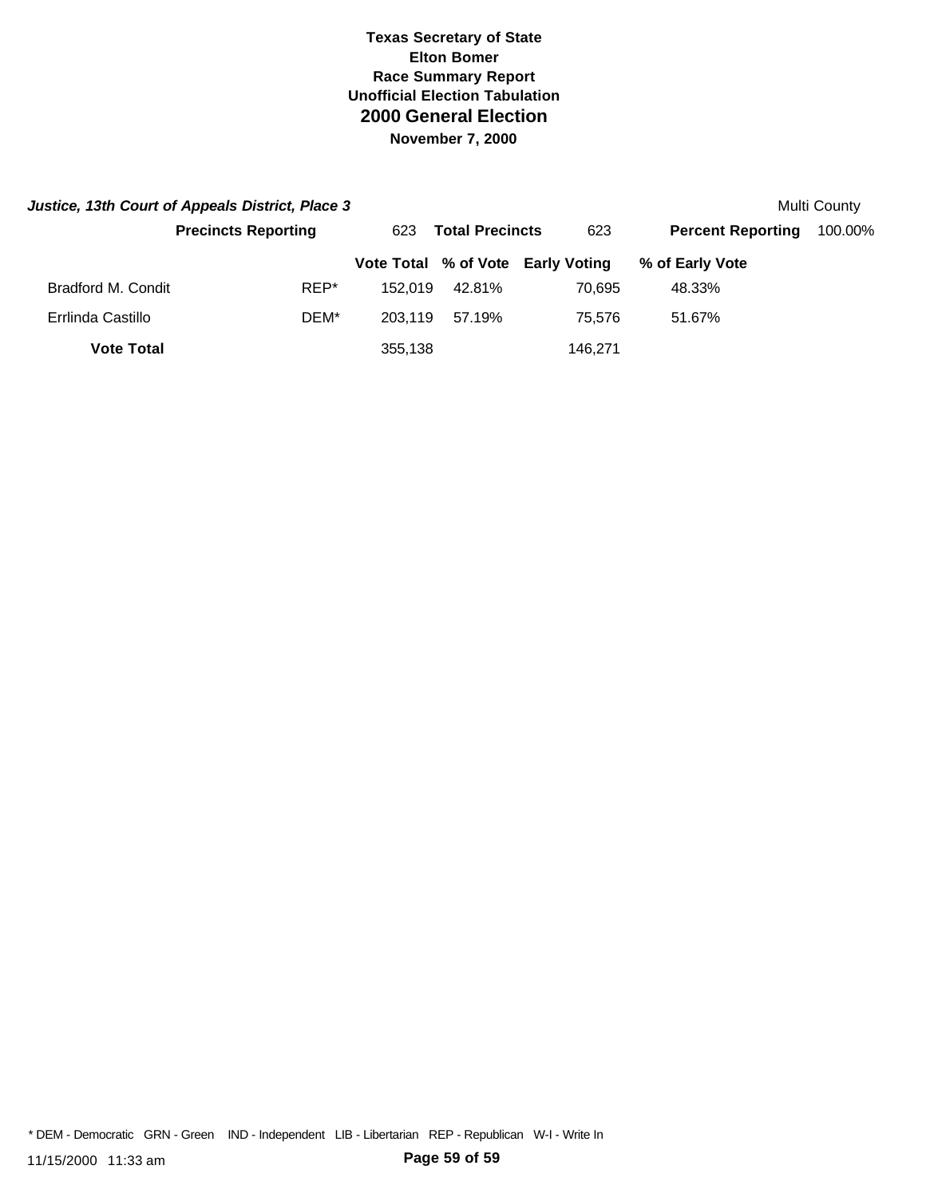**Texas Secretary of State**
**Elton Bomer**
**Race Summary Report**
**Unofficial Election Tabulation**

# 2000 General Election

**November 7, 2000**

***Justice, 13th Court of Appeals District, Place 3*** — Multi County

| **Precincts Reporting** | 623 | **Total Precincts** | 623 | **Percent Reporting** | 100.00% |
|---|---|---|---|---|---|

| | | Vote Total | % of Vote | Early Voting | % of Early Vote |
|---|---|---|---|---|---|
| Bradford M. Condit | REP* | 152,019 | 42.81% | 70,695 | 48.33% |
| Errlinda Castillo | DEM* | 203,119 | 57.19% | 75,576 | 51.67% |
| **Vote Total** | | 355,138 | | 146,271 | |

* DEM - Democratic GRN - Green IND - Independent LIB - Libertarian REP - Republican W-I - Write In

11/15/2000 11:33 am